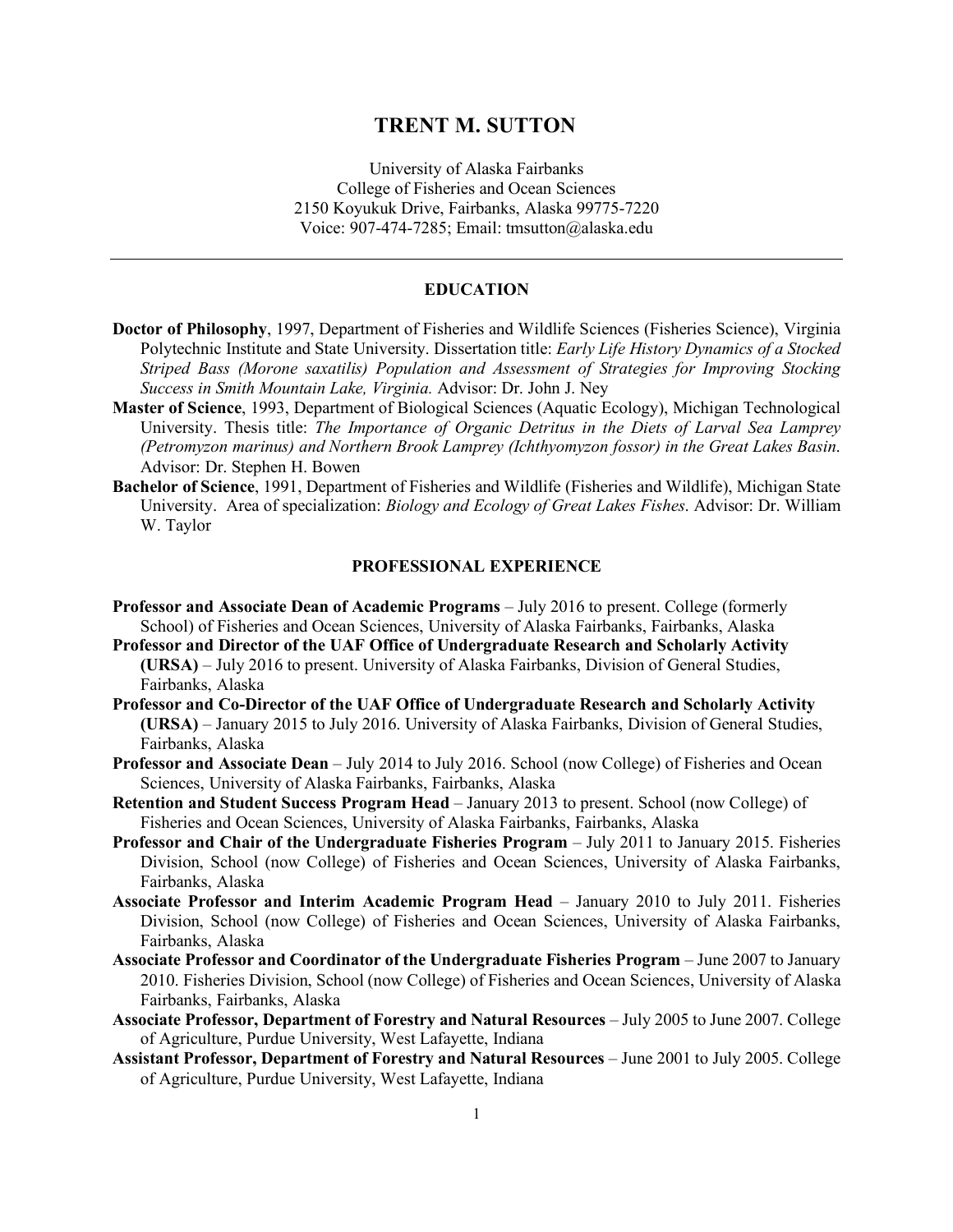# TRENT M. SUTTON

University of Alaska Fairbanks
College of Fisheries and Ocean Sciences
2150 Koyukuk Drive, Fairbanks, Alaska 99775-7220
Voice: 907-474-7285; Email: tmsutton@alaska.edu

---

## EDUCATION

**Doctor of Philosophy**, 1997, Department of Fisheries and Wildlife Sciences (Fisheries Science), Virginia Polytechnic Institute and State University. Dissertation title: *Early Life History Dynamics of a Stocked Striped Bass (Morone saxatilis) Population and Assessment of Strategies for Improving Stocking Success in Smith Mountain Lake, Virginia.* Advisor: Dr. John J. Ney

**Master of Science**, 1993, Department of Biological Sciences (Aquatic Ecology), Michigan Technological University. Thesis title: *The Importance of Organic Detritus in the Diets of Larval Sea Lamprey (Petromyzon marinus) and Northern Brook Lamprey (Ichthyomyzon fossor) in the Great Lakes Basin*. Advisor: Dr. Stephen H. Bowen

**Bachelor of Science**, 1991, Department of Fisheries and Wildlife (Fisheries and Wildlife), Michigan State University. Area of specialization: *Biology and Ecology of Great Lakes Fishes*. Advisor: Dr. William W. Taylor

## PROFESSIONAL EXPERIENCE

**Professor and Associate Dean of Academic Programs** – July 2016 to present. College (formerly School) of Fisheries and Ocean Sciences, University of Alaska Fairbanks, Fairbanks, Alaska

**Professor and Director of the UAF Office of Undergraduate Research and Scholarly Activity (URSA)** – July 2016 to present. University of Alaska Fairbanks, Division of General Studies, Fairbanks, Alaska

**Professor and Co-Director of the UAF Office of Undergraduate Research and Scholarly Activity (URSA)** – January 2015 to July 2016. University of Alaska Fairbanks, Division of General Studies, Fairbanks, Alaska

**Professor and Associate Dean** – July 2014 to July 2016. School (now College) of Fisheries and Ocean Sciences, University of Alaska Fairbanks, Fairbanks, Alaska

**Retention and Student Success Program Head** – January 2013 to present. School (now College) of Fisheries and Ocean Sciences, University of Alaska Fairbanks, Fairbanks, Alaska

**Professor and Chair of the Undergraduate Fisheries Program** – July 2011 to January 2015. Fisheries Division, School (now College) of Fisheries and Ocean Sciences, University of Alaska Fairbanks, Fairbanks, Alaska

**Associate Professor and Interim Academic Program Head** – January 2010 to July 2011. Fisheries Division, School (now College) of Fisheries and Ocean Sciences, University of Alaska Fairbanks, Fairbanks, Alaska

**Associate Professor and Coordinator of the Undergraduate Fisheries Program** – June 2007 to January 2010. Fisheries Division, School (now College) of Fisheries and Ocean Sciences, University of Alaska Fairbanks, Fairbanks, Alaska

**Associate Professor, Department of Forestry and Natural Resources** – July 2005 to June 2007. College of Agriculture, Purdue University, West Lafayette, Indiana

**Assistant Professor, Department of Forestry and Natural Resources** – June 2001 to July 2005. College of Agriculture, Purdue University, West Lafayette, Indiana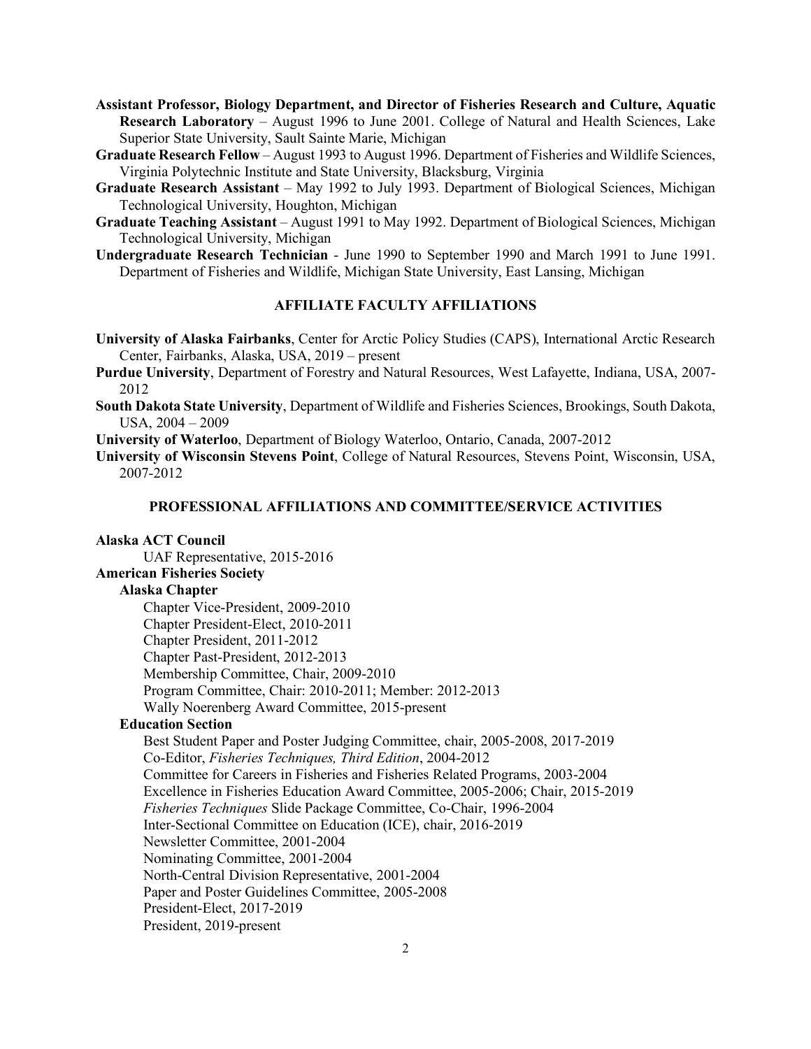**Assistant Professor, Biology Department, and Director of Fisheries Research and Culture, Aquatic Research Laboratory** – August 1996 to June 2001. College of Natural and Health Sciences, Lake Superior State University, Sault Sainte Marie, Michigan

**Graduate Research Fellow** – August 1993 to August 1996. Department of Fisheries and Wildlife Sciences, Virginia Polytechnic Institute and State University, Blacksburg, Virginia

**Graduate Research Assistant** – May 1992 to July 1993. Department of Biological Sciences, Michigan Technological University, Houghton, Michigan

**Graduate Teaching Assistant** – August 1991 to May 1992. Department of Biological Sciences, Michigan Technological University, Michigan

**Undergraduate Research Technician** - June 1990 to September 1990 and March 1991 to June 1991. Department of Fisheries and Wildlife, Michigan State University, East Lansing, Michigan

## AFFILIATE FACULTY AFFILIATIONS

**University of Alaska Fairbanks**, Center for Arctic Policy Studies (CAPS), International Arctic Research Center, Fairbanks, Alaska, USA, 2019 – present

**Purdue University**, Department of Forestry and Natural Resources, West Lafayette, Indiana, USA, 2007-2012

**South Dakota State University**, Department of Wildlife and Fisheries Sciences, Brookings, South Dakota, USA, 2004 – 2009

**University of Waterloo**, Department of Biology Waterloo, Ontario, Canada, 2007-2012

**University of Wisconsin Stevens Point**, College of Natural Resources, Stevens Point, Wisconsin, USA, 2007-2012

## PROFESSIONAL AFFILIATIONS AND COMMITTEE/SERVICE ACTIVITIES

**Alaska ACT Council**

- UAF Representative, 2015-2016

**American Fisheries Society**

- **Alaska Chapter**
  - Chapter Vice-President, 2009-2010
  - Chapter President-Elect, 2010-2011
  - Chapter President, 2011-2012
  - Chapter Past-President, 2012-2013
  - Membership Committee, Chair, 2009-2010
  - Program Committee, Chair: 2010-2011; Member: 2012-2013
  - Wally Noerenberg Award Committee, 2015-present
- **Education Section**
  - Best Student Paper and Poster Judging Committee, chair, 2005-2008, 2017-2019
  - Co-Editor, *Fisheries Techniques, Third Edition*, 2004-2012
  - Committee for Careers in Fisheries and Fisheries Related Programs, 2003-2004
  - Excellence in Fisheries Education Award Committee, 2005-2006; Chair, 2015-2019
  - *Fisheries Techniques* Slide Package Committee, Co-Chair, 1996-2004
  - Inter-Sectional Committee on Education (ICE), chair, 2016-2019
  - Newsletter Committee, 2001-2004
  - Nominating Committee, 2001-2004
  - North-Central Division Representative, 2001-2004
  - Paper and Poster Guidelines Committee, 2005-2008
  - President-Elect, 2017-2019
  - President, 2019-present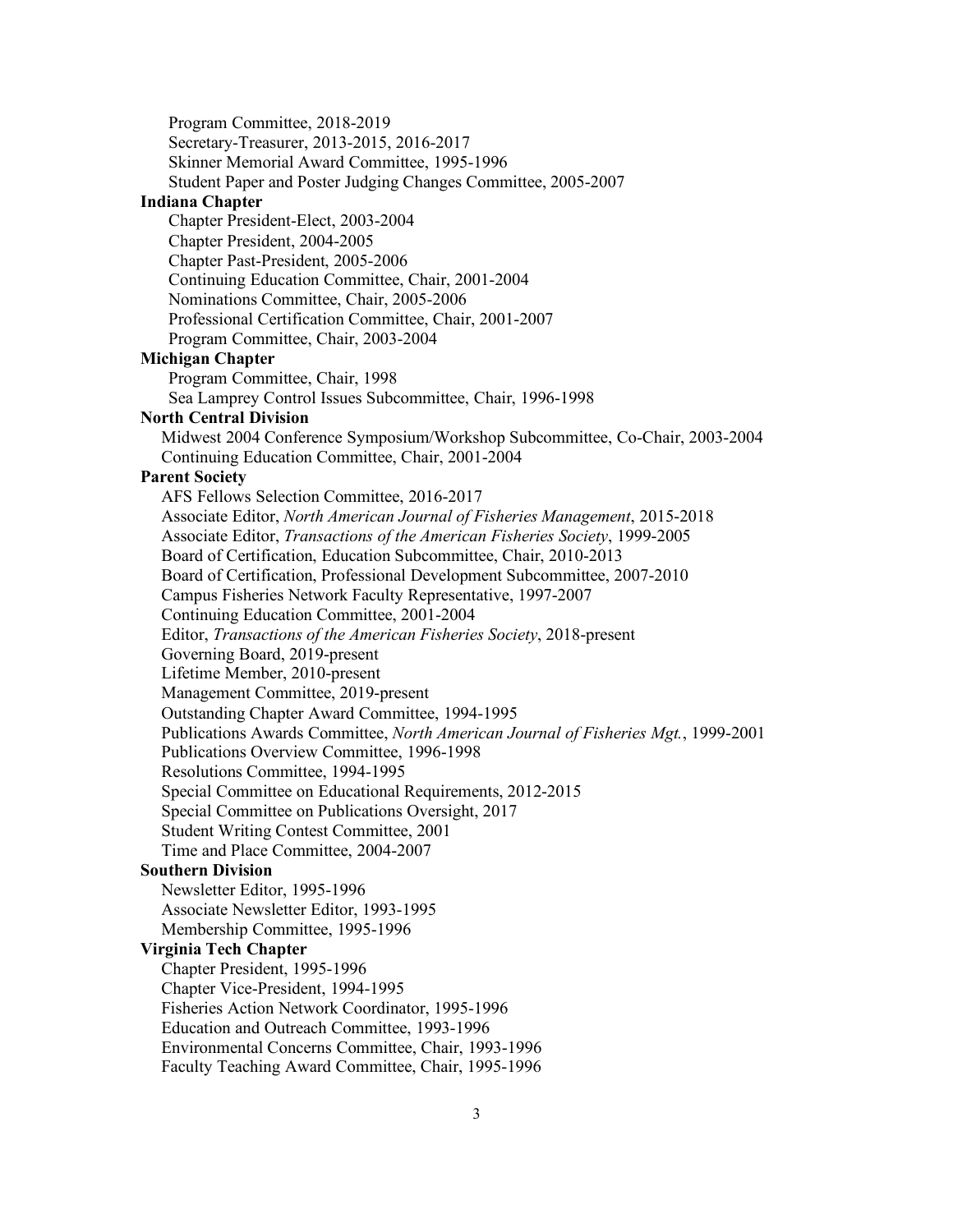Program Committee, 2018-2019
Secretary-Treasurer, 2013-2015, 2016-2017
Skinner Memorial Award Committee, 1995-1996
Student Paper and Poster Judging Changes Committee, 2005-2007

**Indiana Chapter**

Chapter President-Elect, 2003-2004
Chapter President, 2004-2005
Chapter Past-President, 2005-2006
Continuing Education Committee, Chair, 2001-2004
Nominations Committee, Chair, 2005-2006
Professional Certification Committee, Chair, 2001-2007
Program Committee, Chair, 2003-2004

**Michigan Chapter**

Program Committee, Chair, 1998
Sea Lamprey Control Issues Subcommittee, Chair, 1996-1998

**North Central Division**

Midwest 2004 Conference Symposium/Workshop Subcommittee, Co-Chair, 2003-2004
Continuing Education Committee, Chair, 2001-2004

**Parent Society**

AFS Fellows Selection Committee, 2016-2017
Associate Editor, *North American Journal of Fisheries Management*, 2015-2018
Associate Editor, *Transactions of the American Fisheries Society*, 1999-2005
Board of Certification, Education Subcommittee, Chair, 2010-2013
Board of Certification, Professional Development Subcommittee, 2007-2010
Campus Fisheries Network Faculty Representative, 1997-2007
Continuing Education Committee, 2001-2004
Editor, *Transactions of the American Fisheries Society*, 2018-present
Governing Board, 2019-present
Lifetime Member, 2010-present
Management Committee, 2019-present
Outstanding Chapter Award Committee, 1994-1995
Publications Awards Committee, *North American Journal of Fisheries Mgt.*, 1999-2001
Publications Overview Committee, 1996-1998
Resolutions Committee, 1994-1995
Special Committee on Educational Requirements, 2012-2015
Special Committee on Publications Oversight, 2017
Student Writing Contest Committee, 2001
Time and Place Committee, 2004-2007

**Southern Division**

Newsletter Editor, 1995-1996
Associate Newsletter Editor, 1993-1995
Membership Committee, 1995-1996

**Virginia Tech Chapter**

Chapter President, 1995-1996
Chapter Vice-President, 1994-1995
Fisheries Action Network Coordinator, 1995-1996
Education and Outreach Committee, 1993-1996
Environmental Concerns Committee, Chair, 1993-1996
Faculty Teaching Award Committee, Chair, 1995-1996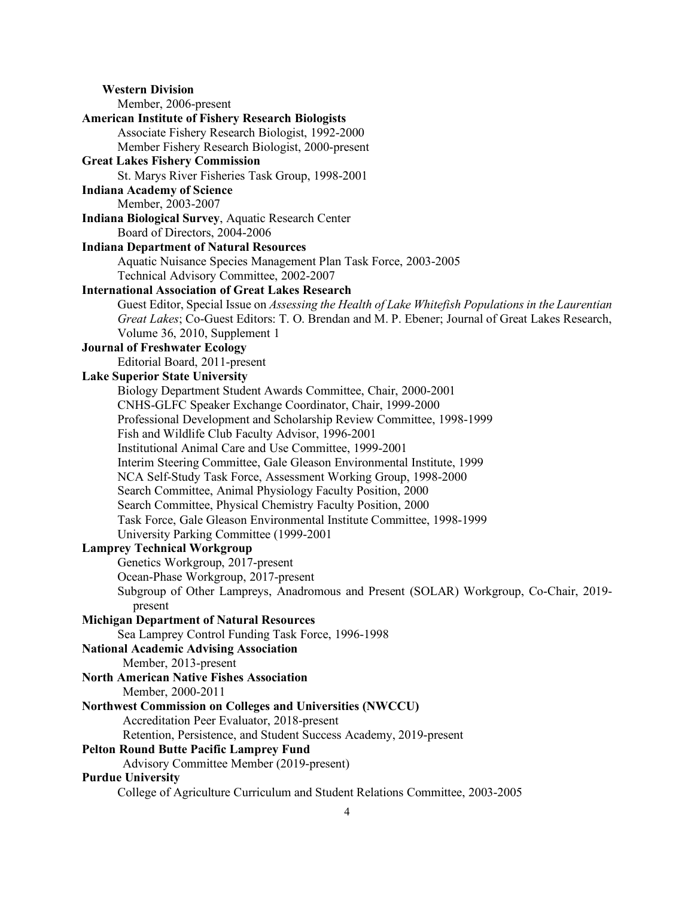**Western Division**

Member, 2006-present

**American Institute of Fishery Research Biologists**

Associate Fishery Research Biologist, 1992-2000

Member Fishery Research Biologist, 2000-present

**Great Lakes Fishery Commission**

St. Marys River Fisheries Task Group, 1998-2001

**Indiana Academy of Science**

Member, 2003-2007

**Indiana Biological Survey**, Aquatic Research Center

Board of Directors, 2004-2006

**Indiana Department of Natural Resources**

Aquatic Nuisance Species Management Plan Task Force, 2003-2005

Technical Advisory Committee, 2002-2007

**International Association of Great Lakes Research**

Guest Editor, Special Issue on *Assessing the Health of Lake Whitefish Populations in the Laurentian Great Lakes*; Co-Guest Editors: T. O. Brendan and M. P. Ebener; Journal of Great Lakes Research, Volume 36, 2010, Supplement 1

**Journal of Freshwater Ecology**

Editorial Board, 2011-present

**Lake Superior State University**

Biology Department Student Awards Committee, Chair, 2000-2001

CNHS-GLFC Speaker Exchange Coordinator, Chair, 1999-2000

Professional Development and Scholarship Review Committee, 1998-1999

Fish and Wildlife Club Faculty Advisor, 1996-2001

Institutional Animal Care and Use Committee, 1999-2001

Interim Steering Committee, Gale Gleason Environmental Institute, 1999

NCA Self-Study Task Force, Assessment Working Group, 1998-2000

Search Committee, Animal Physiology Faculty Position, 2000

Search Committee, Physical Chemistry Faculty Position, 2000

Task Force, Gale Gleason Environmental Institute Committee, 1998-1999

University Parking Committee (1999-2001

**Lamprey Technical Workgroup**

Genetics Workgroup, 2017-present

Ocean-Phase Workgroup, 2017-present

Subgroup of Other Lampreys, Anadromous and Present (SOLAR) Workgroup, Co-Chair, 2019-present

**Michigan Department of Natural Resources**

Sea Lamprey Control Funding Task Force, 1996-1998

**National Academic Advising Association**

Member, 2013-present

**North American Native Fishes Association**

Member, 2000-2011

**Northwest Commission on Colleges and Universities (NWCCU)**

Accreditation Peer Evaluator, 2018-present

Retention, Persistence, and Student Success Academy, 2019-present

**Pelton Round Butte Pacific Lamprey Fund**

Advisory Committee Member (2019-present)

**Purdue University**

College of Agriculture Curriculum and Student Relations Committee, 2003-2005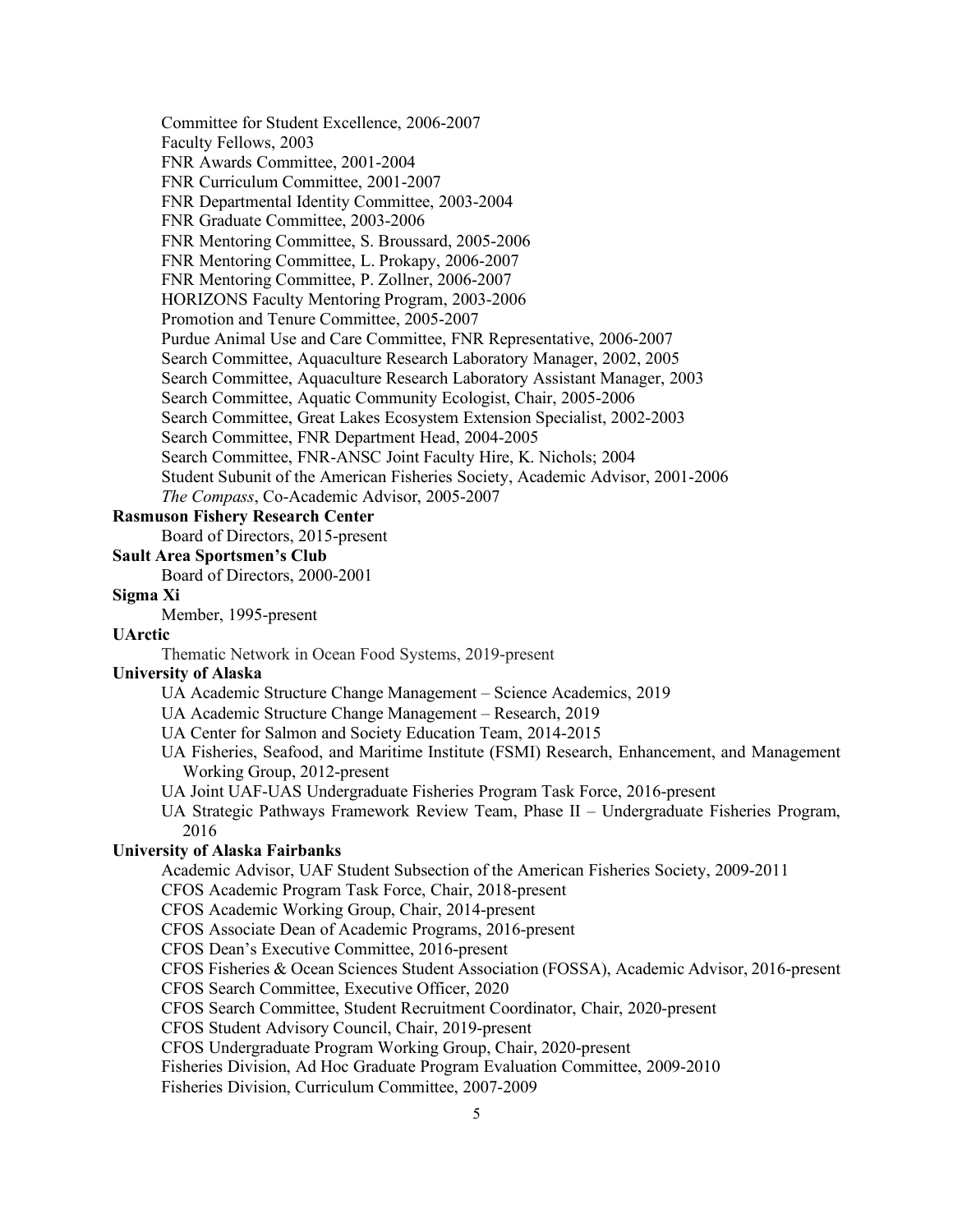Committee for Student Excellence, 2006-2007
Faculty Fellows, 2003
FNR Awards Committee, 2001-2004
FNR Curriculum Committee, 2001-2007
FNR Departmental Identity Committee, 2003-2004
FNR Graduate Committee, 2003-2006
FNR Mentoring Committee, S. Broussard, 2005-2006
FNR Mentoring Committee, L. Prokapy, 2006-2007
FNR Mentoring Committee, P. Zollner, 2006-2007
HORIZONS Faculty Mentoring Program, 2003-2006
Promotion and Tenure Committee, 2005-2007
Purdue Animal Use and Care Committee, FNR Representative, 2006-2007
Search Committee, Aquaculture Research Laboratory Manager, 2002, 2005
Search Committee, Aquaculture Research Laboratory Assistant Manager, 2003
Search Committee, Aquatic Community Ecologist, Chair, 2005-2006
Search Committee, Great Lakes Ecosystem Extension Specialist, 2002-2003
Search Committee, FNR Department Head, 2004-2005
Search Committee, FNR-ANSC Joint Faculty Hire, K. Nichols; 2004
Student Subunit of the American Fisheries Society, Academic Advisor, 2001-2006
*The Compass*, Co-Academic Advisor, 2005-2007

**Rasmuson Fishery Research Center**

Board of Directors, 2015-present

**Sault Area Sportsmen's Club**

Board of Directors, 2000-2001

**Sigma Xi**

Member, 1995-present

**UArctic**

Thematic Network in Ocean Food Systems, 2019-present

**University of Alaska**

UA Academic Structure Change Management – Science Academics, 2019
UA Academic Structure Change Management – Research, 2019
UA Center for Salmon and Society Education Team, 2014-2015
UA Fisheries, Seafood, and Maritime Institute (FSMI) Research, Enhancement, and Management Working Group, 2012-present
UA Joint UAF-UAS Undergraduate Fisheries Program Task Force, 2016-present
UA Strategic Pathways Framework Review Team, Phase II – Undergraduate Fisheries Program, 2016

**University of Alaska Fairbanks**

Academic Advisor, UAF Student Subsection of the American Fisheries Society, 2009-2011
CFOS Academic Program Task Force, Chair, 2018-present
CFOS Academic Working Group, Chair, 2014-present
CFOS Associate Dean of Academic Programs, 2016-present
CFOS Dean's Executive Committee, 2016-present
CFOS Fisheries & Ocean Sciences Student Association (FOSSA), Academic Advisor, 2016-present
CFOS Search Committee, Executive Officer, 2020
CFOS Search Committee, Student Recruitment Coordinator, Chair, 2020-present
CFOS Student Advisory Council, Chair, 2019-present
CFOS Undergraduate Program Working Group, Chair, 2020-present
Fisheries Division, Ad Hoc Graduate Program Evaluation Committee, 2009-2010
Fisheries Division, Curriculum Committee, 2007-2009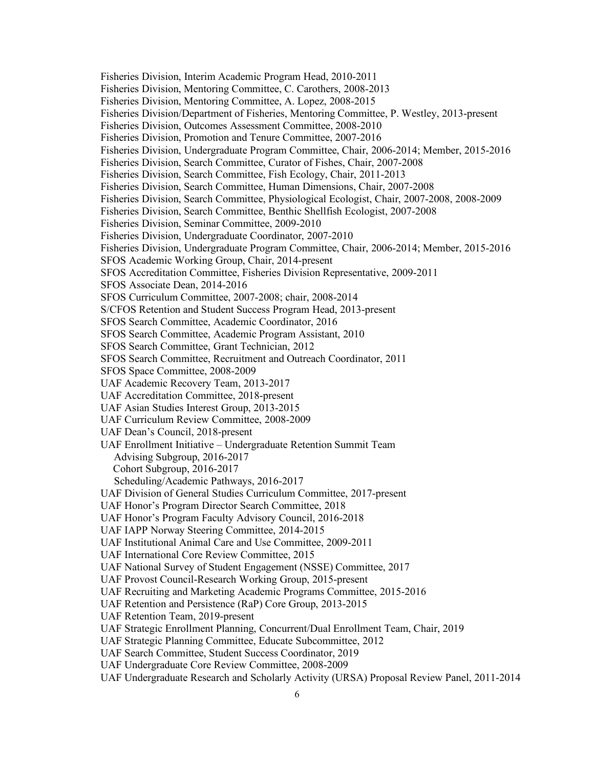Fisheries Division, Interim Academic Program Head, 2010-2011
Fisheries Division, Mentoring Committee, C. Carothers, 2008-2013
Fisheries Division, Mentoring Committee, A. Lopez, 2008-2015
Fisheries Division/Department of Fisheries, Mentoring Committee, P. Westley, 2013-present
Fisheries Division, Outcomes Assessment Committee, 2008-2010
Fisheries Division, Promotion and Tenure Committee, 2007-2016
Fisheries Division, Undergraduate Program Committee, Chair, 2006-2014; Member, 2015-2016
Fisheries Division, Search Committee, Curator of Fishes, Chair, 2007-2008
Fisheries Division, Search Committee, Fish Ecology, Chair, 2011-2013
Fisheries Division, Search Committee, Human Dimensions, Chair, 2007-2008
Fisheries Division, Search Committee, Physiological Ecologist, Chair, 2007-2008, 2008-2009
Fisheries Division, Search Committee, Benthic Shellfish Ecologist, 2007-2008
Fisheries Division, Seminar Committee, 2009-2010
Fisheries Division, Undergraduate Coordinator, 2007-2010
Fisheries Division, Undergraduate Program Committee, Chair, 2006-2014; Member, 2015-2016
SFOS Academic Working Group, Chair, 2014-present
SFOS Accreditation Committee, Fisheries Division Representative, 2009-2011
SFOS Associate Dean, 2014-2016
SFOS Curriculum Committee, 2007-2008; chair, 2008-2014
S/CFOS Retention and Student Success Program Head, 2013-present
SFOS Search Committee, Academic Coordinator, 2016
SFOS Search Committee, Academic Program Assistant, 2010
SFOS Search Committee, Grant Technician, 2012
SFOS Search Committee, Recruitment and Outreach Coordinator, 2011
SFOS Space Committee, 2008-2009
UAF Academic Recovery Team, 2013-2017
UAF Accreditation Committee, 2018-present
UAF Asian Studies Interest Group, 2013-2015
UAF Curriculum Review Committee, 2008-2009
UAF Dean's Council, 2018-present
UAF Enrollment Initiative – Undergraduate Retention Summit Team
- Advising Subgroup, 2016-2017
- Cohort Subgroup, 2016-2017
- Scheduling/Academic Pathways, 2016-2017

UAF Division of General Studies Curriculum Committee, 2017-present
UAF Honor's Program Director Search Committee, 2018
UAF Honor's Program Faculty Advisory Council, 2016-2018
UAF IAPP Norway Steering Committee, 2014-2015
UAF Institutional Animal Care and Use Committee, 2009-2011
UAF International Core Review Committee, 2015
UAF National Survey of Student Engagement (NSSE) Committee, 2017
UAF Provost Council-Research Working Group, 2015-present
UAF Recruiting and Marketing Academic Programs Committee, 2015-2016
UAF Retention and Persistence (RaP) Core Group, 2013-2015
UAF Retention Team, 2019-present
UAF Strategic Enrollment Planning, Concurrent/Dual Enrollment Team, Chair, 2019
UAF Strategic Planning Committee, Educate Subcommittee, 2012
UAF Search Committee, Student Success Coordinator, 2019
UAF Undergraduate Core Review Committee, 2008-2009
UAF Undergraduate Research and Scholarly Activity (URSA) Proposal Review Panel, 2011-2014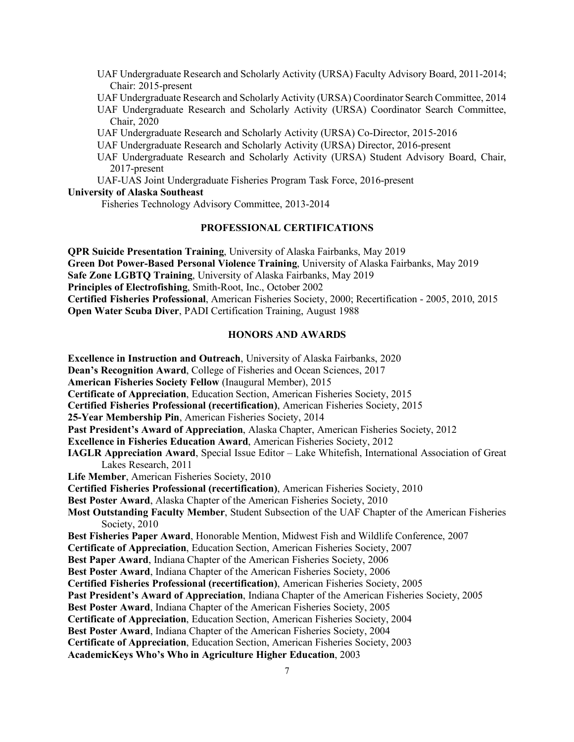UAF Undergraduate Research and Scholarly Activity (URSA) Faculty Advisory Board, 2011-2014; Chair: 2015-present

UAF Undergraduate Research and Scholarly Activity (URSA) Coordinator Search Committee, 2014

UAF Undergraduate Research and Scholarly Activity (URSA) Coordinator Search Committee, Chair, 2020

UAF Undergraduate Research and Scholarly Activity (URSA) Co-Director, 2015-2016

UAF Undergraduate Research and Scholarly Activity (URSA) Director, 2016-present

UAF Undergraduate Research and Scholarly Activity (URSA) Student Advisory Board, Chair, 2017-present

UAF-UAS Joint Undergraduate Fisheries Program Task Force, 2016-present

**University of Alaska Southeast**

Fisheries Technology Advisory Committee, 2013-2014

## PROFESSIONAL CERTIFICATIONS

**QPR Suicide Presentation Training**, University of Alaska Fairbanks, May 2019
**Green Dot Power-Based Personal Violence Training**, University of Alaska Fairbanks, May 2019
**Safe Zone LGBTQ Training**, University of Alaska Fairbanks, May 2019
**Principles of Electrofishing**, Smith-Root, Inc., October 2002
**Certified Fisheries Professional**, American Fisheries Society, 2000; Recertification - 2005, 2010, 2015
**Open Water Scuba Diver**, PADI Certification Training, August 1988

## HONORS AND AWARDS

**Excellence in Instruction and Outreach**, University of Alaska Fairbanks, 2020
**Dean's Recognition Award**, College of Fisheries and Ocean Sciences, 2017
**American Fisheries Society Fellow** (Inaugural Member), 2015
**Certificate of Appreciation**, Education Section, American Fisheries Society, 2015
**Certified Fisheries Professional (recertification)**, American Fisheries Society, 2015
**25-Year Membership Pin**, American Fisheries Society, 2014
**Past President's Award of Appreciation**, Alaska Chapter, American Fisheries Society, 2012
**Excellence in Fisheries Education Award**, American Fisheries Society, 2012
**IAGLR Appreciation Award**, Special Issue Editor – Lake Whitefish, International Association of Great Lakes Research, 2011
**Life Member**, American Fisheries Society, 2010
**Certified Fisheries Professional (recertification)**, American Fisheries Society, 2010
**Best Poster Award**, Alaska Chapter of the American Fisheries Society, 2010
**Most Outstanding Faculty Member**, Student Subsection of the UAF Chapter of the American Fisheries Society, 2010
**Best Fisheries Paper Award**, Honorable Mention, Midwest Fish and Wildlife Conference, 2007
**Certificate of Appreciation**, Education Section, American Fisheries Society, 2007
**Best Paper Award**, Indiana Chapter of the American Fisheries Society, 2006
**Best Poster Award**, Indiana Chapter of the American Fisheries Society, 2006
**Certified Fisheries Professional (recertification)**, American Fisheries Society, 2005
**Past President's Award of Appreciation**, Indiana Chapter of the American Fisheries Society, 2005
**Best Poster Award**, Indiana Chapter of the American Fisheries Society, 2005
**Certificate of Appreciation**, Education Section, American Fisheries Society, 2004
**Best Poster Award**, Indiana Chapter of the American Fisheries Society, 2004
**Certificate of Appreciation**, Education Section, American Fisheries Society, 2003
**AcademicKeys Who's Who in Agriculture Higher Education**, 2003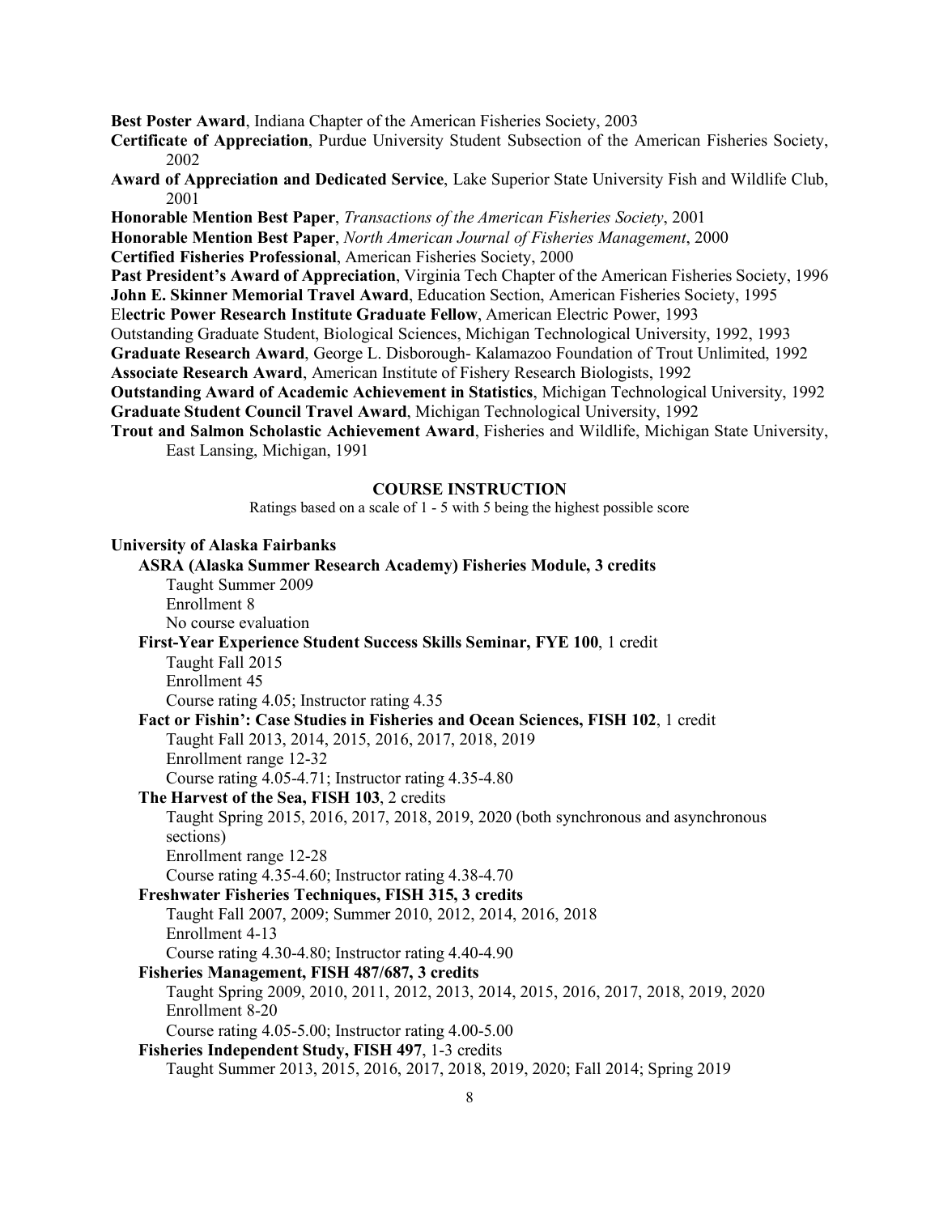**Best Poster Award**, Indiana Chapter of the American Fisheries Society, 2003

**Certificate of Appreciation**, Purdue University Student Subsection of the American Fisheries Society, 2002

**Award of Appreciation and Dedicated Service**, Lake Superior State University Fish and Wildlife Club, 2001

**Honorable Mention Best Paper**, *Transactions of the American Fisheries Society*, 2001

**Honorable Mention Best Paper**, *North American Journal of Fisheries Management*, 2000

**Certified Fisheries Professional**, American Fisheries Society, 2000

**Past President's Award of Appreciation**, Virginia Tech Chapter of the American Fisheries Society, 1996

**John E. Skinner Memorial Travel Award**, Education Section, American Fisheries Society, 1995

El**ectric Power Research Institute Graduate Fellow**, American Electric Power, 1993

Outstanding Graduate Student, Biological Sciences, Michigan Technological University, 1992, 1993

**Graduate Research Award**, George L. Disborough- Kalamazoo Foundation of Trout Unlimited, 1992

**Associate Research Award**, American Institute of Fishery Research Biologists, 1992

**Outstanding Award of Academic Achievement in Statistics**, Michigan Technological University, 1992

**Graduate Student Council Travel Award**, Michigan Technological University, 1992

**Trout and Salmon Scholastic Achievement Award**, Fisheries and Wildlife, Michigan State University, East Lansing, Michigan, 1991

## COURSE INSTRUCTION

Ratings based on a scale of 1 - 5 with 5 being the highest possible score

**University of Alaska Fairbanks**

**ASRA (Alaska Summer Research Academy) Fisheries Module, 3 credits**
Taught Summer 2009
Enrollment 8
No course evaluation

**First-Year Experience Student Success Skills Seminar, FYE 100**, 1 credit
Taught Fall 2015
Enrollment 45
Course rating 4.05; Instructor rating 4.35

**Fact or Fishin': Case Studies in Fisheries and Ocean Sciences, FISH 102**, 1 credit
Taught Fall 2013, 2014, 2015, 2016, 2017, 2018, 2019
Enrollment range 12-32
Course rating 4.05-4.71; Instructor rating 4.35-4.80

**The Harvest of the Sea, FISH 103**, 2 credits
Taught Spring 2015, 2016, 2017, 2018, 2019, 2020 (both synchronous and asynchronous sections)
Enrollment range 12-28
Course rating 4.35-4.60; Instructor rating 4.38-4.70

**Freshwater Fisheries Techniques, FISH 315, 3 credits**
Taught Fall 2007, 2009; Summer 2010, 2012, 2014, 2016, 2018
Enrollment 4-13
Course rating 4.30-4.80; Instructor rating 4.40-4.90

**Fisheries Management, FISH 487/687, 3 credits**
Taught Spring 2009, 2010, 2011, 2012, 2013, 2014, 2015, 2016, 2017, 2018, 2019, 2020
Enrollment 8-20
Course rating 4.05-5.00; Instructor rating 4.00-5.00

**Fisheries Independent Study, FISH 497**, 1-3 credits
Taught Summer 2013, 2015, 2016, 2017, 2018, 2019, 2020; Fall 2014; Spring 2019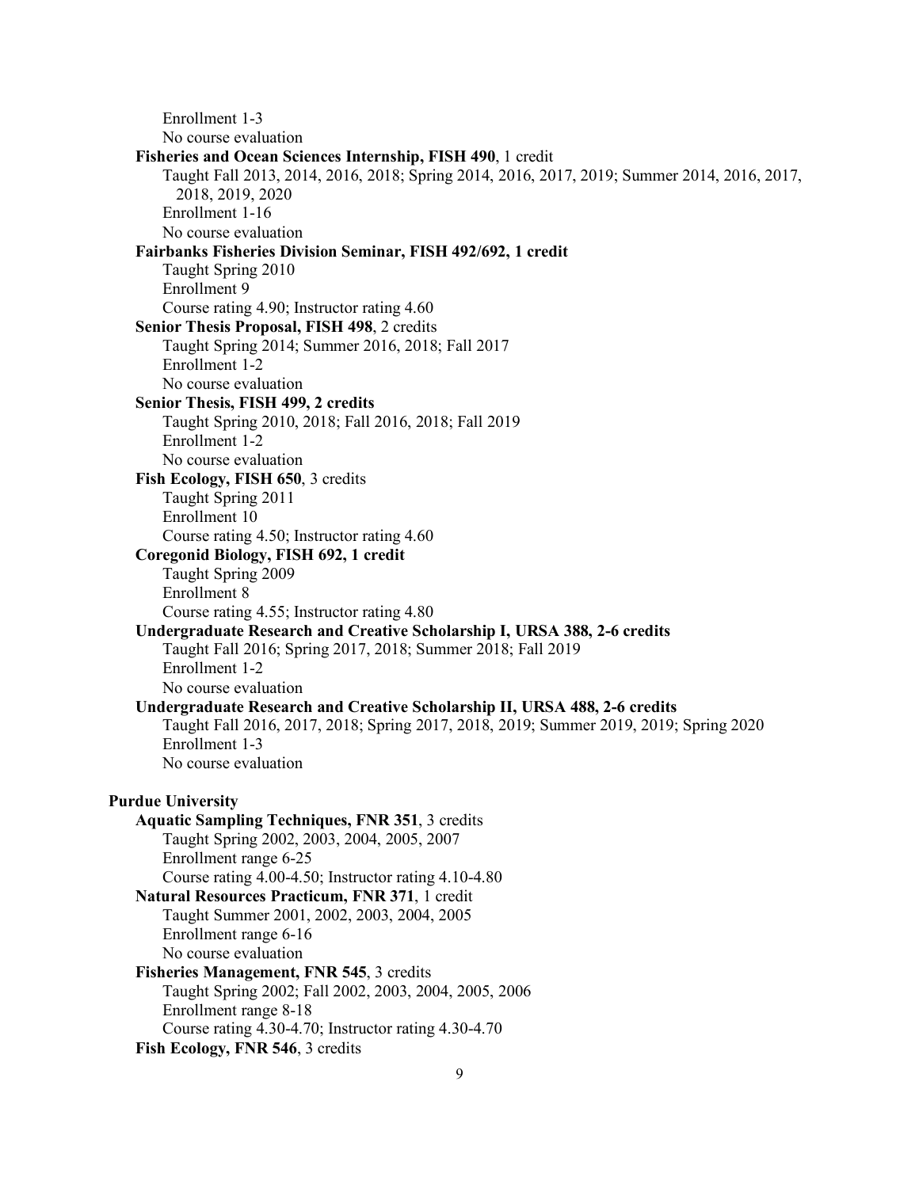Enrollment 1-3
No course evaluation

**Fisheries and Ocean Sciences Internship, FISH 490**, 1 credit
Taught Fall 2013, 2014, 2016, 2018; Spring 2014, 2016, 2017, 2019; Summer 2014, 2016, 2017, 2018, 2019, 2020
Enrollment 1-16
No course evaluation

**Fairbanks Fisheries Division Seminar, FISH 492/692, 1 credit**
Taught Spring 2010
Enrollment 9
Course rating 4.90; Instructor rating 4.60

**Senior Thesis Proposal, FISH 498**, 2 credits
Taught Spring 2014; Summer 2016, 2018; Fall 2017
Enrollment 1-2
No course evaluation

**Senior Thesis, FISH 499, 2 credits**
Taught Spring 2010, 2018; Fall 2016, 2018; Fall 2019
Enrollment 1-2
No course evaluation

**Fish Ecology, FISH 650**, 3 credits
Taught Spring 2011
Enrollment 10
Course rating 4.50; Instructor rating 4.60

**Coregonid Biology, FISH 692, 1 credit**
Taught Spring 2009
Enrollment 8
Course rating 4.55; Instructor rating 4.80

**Undergraduate Research and Creative Scholarship I, URSA 388, 2-6 credits**
Taught Fall 2016; Spring 2017, 2018; Summer 2018; Fall 2019
Enrollment 1-2
No course evaluation

**Undergraduate Research and Creative Scholarship II, URSA 488, 2-6 credits**
Taught Fall 2016, 2017, 2018; Spring 2017, 2018, 2019; Summer 2019, 2019; Spring 2020
Enrollment 1-3
No course evaluation

**Purdue University**

**Aquatic Sampling Techniques, FNR 351**, 3 credits
Taught Spring 2002, 2003, 2004, 2005, 2007
Enrollment range 6-25
Course rating 4.00-4.50; Instructor rating 4.10-4.80

**Natural Resources Practicum, FNR 371**, 1 credit
Taught Summer 2001, 2002, 2003, 2004, 2005
Enrollment range 6-16
No course evaluation

**Fisheries Management, FNR 545**, 3 credits
Taught Spring 2002; Fall 2002, 2003, 2004, 2005, 2006
Enrollment range 8-18
Course rating 4.30-4.70; Instructor rating 4.30-4.70

**Fish Ecology, FNR 546**, 3 credits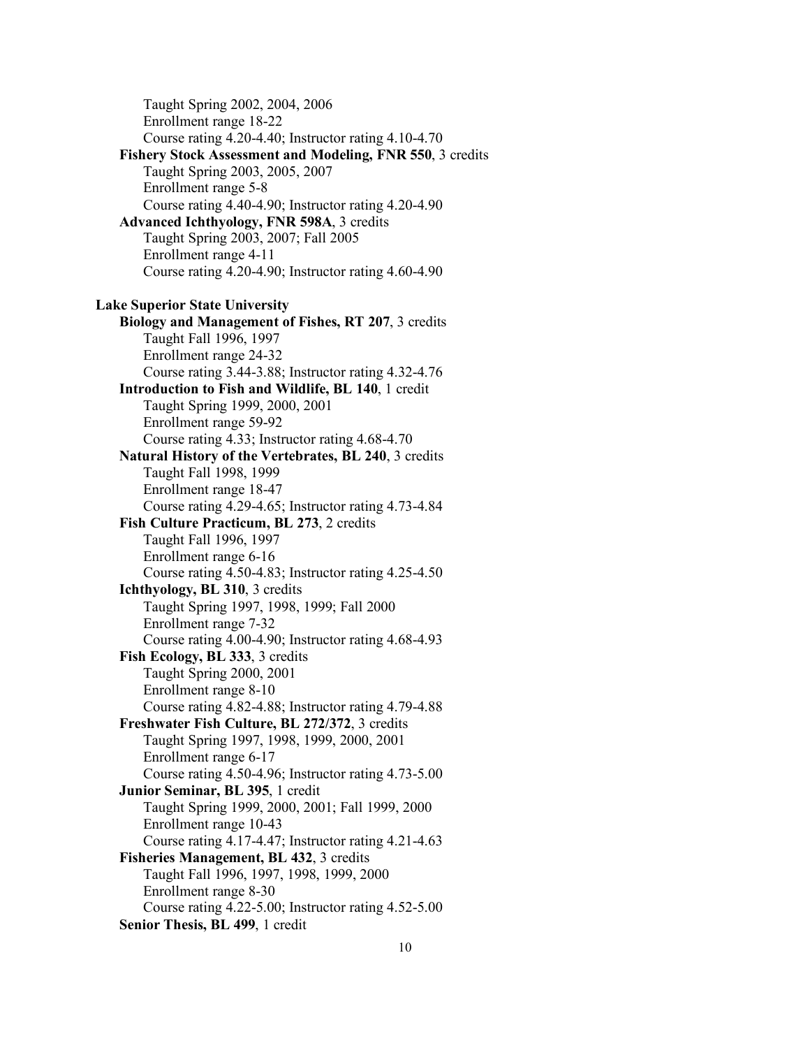Taught Spring 2002, 2004, 2006
Enrollment range 18-22
Course rating 4.20-4.40; Instructor rating 4.10-4.70

**Fishery Stock Assessment and Modeling, FNR 550**, 3 credits
Taught Spring 2003, 2005, 2007
Enrollment range 5-8
Course rating 4.40-4.90; Instructor rating 4.20-4.90

**Advanced Ichthyology, FNR 598A**, 3 credits
Taught Spring 2003, 2007; Fall 2005
Enrollment range 4-11
Course rating 4.20-4.90; Instructor rating 4.60-4.90

**Lake Superior State University**

**Biology and Management of Fishes, RT 207**, 3 credits
Taught Fall 1996, 1997
Enrollment range 24-32
Course rating 3.44-3.88; Instructor rating 4.32-4.76

**Introduction to Fish and Wildlife, BL 140**, 1 credit
Taught Spring 1999, 2000, 2001
Enrollment range 59-92
Course rating 4.33; Instructor rating 4.68-4.70

**Natural History of the Vertebrates, BL 240**, 3 credits
Taught Fall 1998, 1999
Enrollment range 18-47
Course rating 4.29-4.65; Instructor rating 4.73-4.84

**Fish Culture Practicum, BL 273**, 2 credits
Taught Fall 1996, 1997
Enrollment range 6-16
Course rating 4.50-4.83; Instructor rating 4.25-4.50

**Ichthyology, BL 310**, 3 credits
Taught Spring 1997, 1998, 1999; Fall 2000
Enrollment range 7-32
Course rating 4.00-4.90; Instructor rating 4.68-4.93

**Fish Ecology, BL 333**, 3 credits
Taught Spring 2000, 2001
Enrollment range 8-10
Course rating 4.82-4.88; Instructor rating 4.79-4.88

**Freshwater Fish Culture, BL 272/372**, 3 credits
Taught Spring 1997, 1998, 1999, 2000, 2001
Enrollment range 6-17
Course rating 4.50-4.96; Instructor rating 4.73-5.00

**Junior Seminar, BL 395**, 1 credit
Taught Spring 1999, 2000, 2001; Fall 1999, 2000
Enrollment range 10-43
Course rating 4.17-4.47; Instructor rating 4.21-4.63

**Fisheries Management, BL 432**, 3 credits
Taught Fall 1996, 1997, 1998, 1999, 2000
Enrollment range 8-30
Course rating 4.22-5.00; Instructor rating 4.52-5.00

**Senior Thesis, BL 499**, 1 credit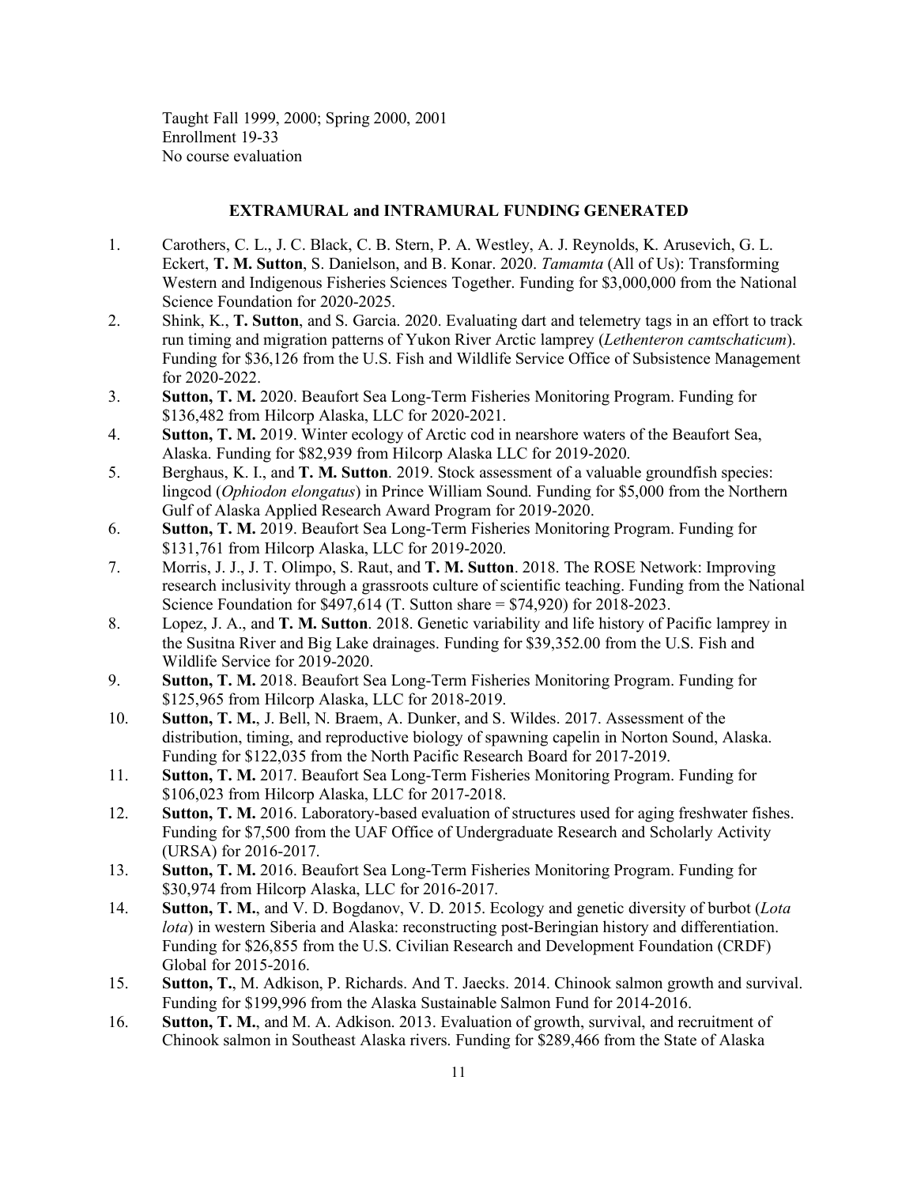Taught Fall 1999, 2000; Spring 2000, 2001
Enrollment 19-33
No course evaluation

## EXTRAMURAL and INTRAMURAL FUNDING GENERATED

1. Carothers, C. L., J. C. Black, C. B. Stern, P. A. Westley, A. J. Reynolds, K. Arusevich, G. L. Eckert, **T. M. Sutton**, S. Danielson, and B. Konar. 2020. *Tamamta* (All of Us): Transforming Western and Indigenous Fisheries Sciences Together. Funding for $3,000,000 from the National Science Foundation for 2020-2025.
2. Shink, K., **T. Sutton**, and S. Garcia. 2020. Evaluating dart and telemetry tags in an effort to track run timing and migration patterns of Yukon River Arctic lamprey (*Lethenteron camtschaticum*). Funding for $36,126 from the U.S. Fish and Wildlife Service Office of Subsistence Management for 2020-2022.
3. **Sutton, T. M.** 2020. Beaufort Sea Long-Term Fisheries Monitoring Program. Funding for $136,482 from Hilcorp Alaska, LLC for 2020-2021.
4. **Sutton, T. M.** 2019. Winter ecology of Arctic cod in nearshore waters of the Beaufort Sea, Alaska. Funding for $82,939 from Hilcorp Alaska LLC for 2019-2020.
5. Berghaus, K. I., and **T. M. Sutton**. 2019. Stock assessment of a valuable groundfish species: lingcod (*Ophiodon elongatus*) in Prince William Sound. Funding for $5,000 from the Northern Gulf of Alaska Applied Research Award Program for 2019-2020.
6. **Sutton, T. M.** 2019. Beaufort Sea Long-Term Fisheries Monitoring Program. Funding for $131,761 from Hilcorp Alaska, LLC for 2019-2020.
7. Morris, J. J., J. T. Olimpo, S. Raut, and **T. M. Sutton**. 2018. The ROSE Network: Improving research inclusivity through a grassroots culture of scientific teaching. Funding from the National Science Foundation for $497,614 (T. Sutton share = $74,920) for 2018-2023.
8. Lopez, J. A., and **T. M. Sutton**. 2018. Genetic variability and life history of Pacific lamprey in the Susitna River and Big Lake drainages. Funding for $39,352.00 from the U.S. Fish and Wildlife Service for 2019-2020.
9. **Sutton, T. M.** 2018. Beaufort Sea Long-Term Fisheries Monitoring Program. Funding for $125,965 from Hilcorp Alaska, LLC for 2018-2019.
10. **Sutton, T. M.**, J. Bell, N. Braem, A. Dunker, and S. Wildes. 2017. Assessment of the distribution, timing, and reproductive biology of spawning capelin in Norton Sound, Alaska. Funding for $122,035 from the North Pacific Research Board for 2017-2019.
11. **Sutton, T. M.** 2017. Beaufort Sea Long-Term Fisheries Monitoring Program. Funding for $106,023 from Hilcorp Alaska, LLC for 2017-2018.
12. **Sutton, T. M.** 2016. Laboratory-based evaluation of structures used for aging freshwater fishes. Funding for $7,500 from the UAF Office of Undergraduate Research and Scholarly Activity (URSA) for 2016-2017.
13. **Sutton, T. M.** 2016. Beaufort Sea Long-Term Fisheries Monitoring Program. Funding for $30,974 from Hilcorp Alaska, LLC for 2016-2017.
14. **Sutton, T. M.**, and V. D. Bogdanov, V. D. 2015. Ecology and genetic diversity of burbot (*Lota lota*) in western Siberia and Alaska: reconstructing post-Beringian history and differentiation. Funding for $26,855 from the U.S. Civilian Research and Development Foundation (CRDF) Global for 2015-2016.
15. **Sutton, T.**, M. Adkison, P. Richards. And T. Jaecks. 2014. Chinook salmon growth and survival. Funding for $199,996 from the Alaska Sustainable Salmon Fund for 2014-2016.
16. **Sutton, T. M.**, and M. A. Adkison. 2013. Evaluation of growth, survival, and recruitment of Chinook salmon in Southeast Alaska rivers. Funding for $289,466 from the State of Alaska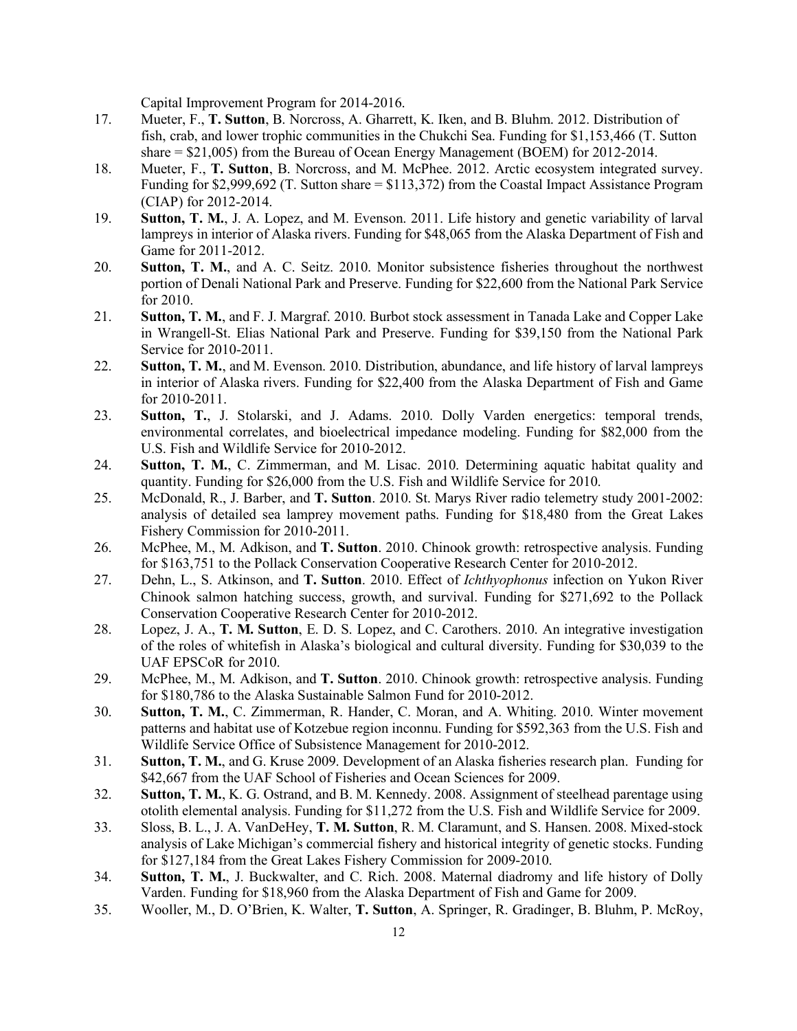Capital Improvement Program for 2014-2016.

17. Mueter, F., **T. Sutton**, B. Norcross, A. Gharrett, K. Iken, and B. Bluhm. 2012. Distribution of fish, crab, and lower trophic communities in the Chukchi Sea. Funding for $1,153,466 (T. Sutton share = $21,005) from the Bureau of Ocean Energy Management (BOEM) for 2012-2014.
18. Mueter, F., **T. Sutton**, B. Norcross, and M. McPhee. 2012. Arctic ecosystem integrated survey. Funding for $2,999,692 (T. Sutton share = $113,372) from the Coastal Impact Assistance Program (CIAP) for 2012-2014.
19. **Sutton, T. M.**, J. A. Lopez, and M. Evenson. 2011. Life history and genetic variability of larval lampreys in interior of Alaska rivers. Funding for $48,065 from the Alaska Department of Fish and Game for 2011-2012.
20. **Sutton, T. M.**, and A. C. Seitz. 2010. Monitor subsistence fisheries throughout the northwest portion of Denali National Park and Preserve. Funding for $22,600 from the National Park Service for 2010.
21. **Sutton, T. M.**, and F. J. Margraf. 2010. Burbot stock assessment in Tanada Lake and Copper Lake in Wrangell-St. Elias National Park and Preserve. Funding for $39,150 from the National Park Service for 2010-2011.
22. **Sutton, T. M.**, and M. Evenson. 2010. Distribution, abundance, and life history of larval lampreys in interior of Alaska rivers. Funding for $22,400 from the Alaska Department of Fish and Game for 2010-2011.
23. **Sutton, T.**, J. Stolarski, and J. Adams. 2010. Dolly Varden energetics: temporal trends, environmental correlates, and bioelectrical impedance modeling. Funding for $82,000 from the U.S. Fish and Wildlife Service for 2010-2012.
24. **Sutton, T. M.**, C. Zimmerman, and M. Lisac. 2010. Determining aquatic habitat quality and quantity. Funding for $26,000 from the U.S. Fish and Wildlife Service for 2010.
25. McDonald, R., J. Barber, and **T. Sutton**. 2010. St. Marys River radio telemetry study 2001-2002: analysis of detailed sea lamprey movement paths. Funding for $18,480 from the Great Lakes Fishery Commission for 2010-2011.
26. McPhee, M., M. Adkison, and **T. Sutton**. 2010. Chinook growth: retrospective analysis. Funding for $163,751 to the Pollack Conservation Cooperative Research Center for 2010-2012.
27. Dehn, L., S. Atkinson, and **T. Sutton**. 2010. Effect of *Ichthyophonus* infection on Yukon River Chinook salmon hatching success, growth, and survival. Funding for $271,692 to the Pollack Conservation Cooperative Research Center for 2010-2012.
28. Lopez, J. A., **T. M. Sutton**, E. D. S. Lopez, and C. Carothers. 2010. An integrative investigation of the roles of whitefish in Alaska's biological and cultural diversity. Funding for $30,039 to the UAF EPSCoR for 2010.
29. McPhee, M., M. Adkison, and **T. Sutton**. 2010. Chinook growth: retrospective analysis. Funding for $180,786 to the Alaska Sustainable Salmon Fund for 2010-2012.
30. **Sutton, T. M.**, C. Zimmerman, R. Hander, C. Moran, and A. Whiting. 2010. Winter movement patterns and habitat use of Kotzebue region inconnu. Funding for $592,363 from the U.S. Fish and Wildlife Service Office of Subsistence Management for 2010-2012.
31. **Sutton, T. M.**, and G. Kruse 2009. Development of an Alaska fisheries research plan. Funding for $42,667 from the UAF School of Fisheries and Ocean Sciences for 2009.
32. **Sutton, T. M.**, K. G. Ostrand, and B. M. Kennedy. 2008. Assignment of steelhead parentage using otolith elemental analysis. Funding for $11,272 from the U.S. Fish and Wildlife Service for 2009.
33. Sloss, B. L., J. A. VanDeHey, **T. M. Sutton**, R. M. Claramunt, and S. Hansen. 2008. Mixed-stock analysis of Lake Michigan's commercial fishery and historical integrity of genetic stocks. Funding for $127,184 from the Great Lakes Fishery Commission for 2009-2010.
34. **Sutton, T. M.**, J. Buckwalter, and C. Rich. 2008. Maternal diadromy and life history of Dolly Varden. Funding for $18,960 from the Alaska Department of Fish and Game for 2009.
35. Wooller, M., D. O'Brien, K. Walter, **T. Sutton**, A. Springer, R. Gradinger, B. Bluhm, P. McRoy,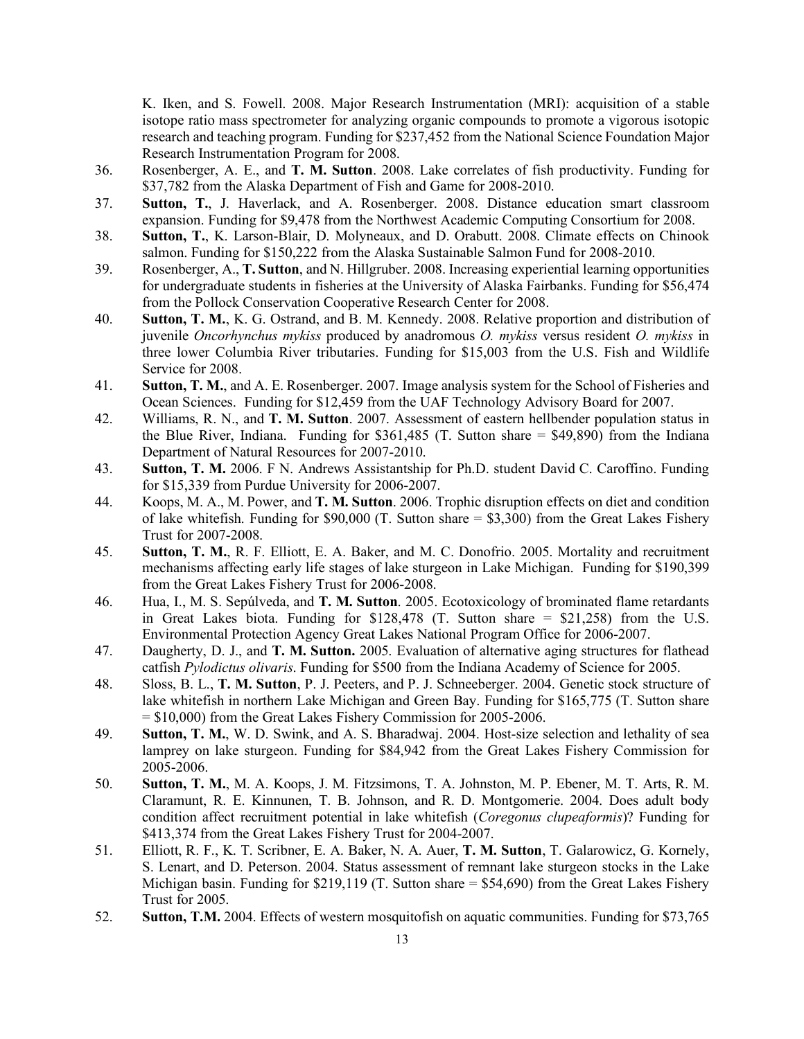K. Iken, and S. Fowell. 2008. Major Research Instrumentation (MRI): acquisition of a stable isotope ratio mass spectrometer for analyzing organic compounds to promote a vigorous isotopic research and teaching program. Funding for $237,452 from the National Science Foundation Major Research Instrumentation Program for 2008.

36. Rosenberger, A. E., and **T. M. Sutton**. 2008. Lake correlates of fish productivity. Funding for $37,782 from the Alaska Department of Fish and Game for 2008-2010.
37. **Sutton, T.**, J. Haverlack, and A. Rosenberger. 2008. Distance education smart classroom expansion. Funding for $9,478 from the Northwest Academic Computing Consortium for 2008.
38. **Sutton, T.**, K. Larson-Blair, D. Molyneaux, and D. Orabutt. 2008. Climate effects on Chinook salmon. Funding for $150,222 from the Alaska Sustainable Salmon Fund for 2008-2010.
39. Rosenberger, A., **T. Sutton**, and N. Hillgruber. 2008. Increasing experiential learning opportunities for undergraduate students in fisheries at the University of Alaska Fairbanks. Funding for $56,474 from the Pollock Conservation Cooperative Research Center for 2008.
40. **Sutton, T. M.**, K. G. Ostrand, and B. M. Kennedy. 2008. Relative proportion and distribution of juvenile *Oncorhynchus mykiss* produced by anadromous *O. mykiss* versus resident *O. mykiss* in three lower Columbia River tributaries. Funding for $15,003 from the U.S. Fish and Wildlife Service for 2008.
41. **Sutton, T. M.**, and A. E. Rosenberger. 2007. Image analysis system for the School of Fisheries and Ocean Sciences. Funding for $12,459 from the UAF Technology Advisory Board for 2007.
42. Williams, R. N., and **T. M. Sutton**. 2007. Assessment of eastern hellbender population status in the Blue River, Indiana. Funding for $361,485 (T. Sutton share = $49,890) from the Indiana Department of Natural Resources for 2007-2010.
43. **Sutton, T. M.** 2006. F N. Andrews Assistantship for Ph.D. student David C. Caroffino. Funding for $15,339 from Purdue University for 2006-2007.
44. Koops, M. A., M. Power, and **T. M. Sutton**. 2006. Trophic disruption effects on diet and condition of lake whitefish. Funding for $90,000 (T. Sutton share = $3,300) from the Great Lakes Fishery Trust for 2007-2008.
45. **Sutton, T. M.**, R. F. Elliott, E. A. Baker, and M. C. Donofrio. 2005. Mortality and recruitment mechanisms affecting early life stages of lake sturgeon in Lake Michigan. Funding for $190,399 from the Great Lakes Fishery Trust for 2006-2008.
46. Hua, I., M. S. Sepúlveda, and **T. M. Sutton**. 2005. Ecotoxicology of brominated flame retardants in Great Lakes biota. Funding for $128,478 (T. Sutton share = $21,258) from the U.S. Environmental Protection Agency Great Lakes National Program Office for 2006-2007.
47. Daugherty, D. J., and **T. M. Sutton.** 2005. Evaluation of alternative aging structures for flathead catfish *Pylodictus olivaris*. Funding for $500 from the Indiana Academy of Science for 2005.
48. Sloss, B. L., **T. M. Sutton**, P. J. Peeters, and P. J. Schneeberger. 2004. Genetic stock structure of lake whitefish in northern Lake Michigan and Green Bay. Funding for $165,775 (T. Sutton share = $10,000) from the Great Lakes Fishery Commission for 2005-2006.
49. **Sutton, T. M.**, W. D. Swink, and A. S. Bharadwaj. 2004. Host-size selection and lethality of sea lamprey on lake sturgeon. Funding for $84,942 from the Great Lakes Fishery Commission for 2005-2006.
50. **Sutton, T. M.**, M. A. Koops, J. M. Fitzsimons, T. A. Johnston, M. P. Ebener, M. T. Arts, R. M. Claramunt, R. E. Kinnunen, T. B. Johnson, and R. D. Montgomerie. 2004. Does adult body condition affect recruitment potential in lake whitefish (*Coregonus clupeaformis*)? Funding for $413,374 from the Great Lakes Fishery Trust for 2004-2007.
51. Elliott, R. F., K. T. Scribner, E. A. Baker, N. A. Auer, **T. M. Sutton**, T. Galarowicz, G. Kornely, S. Lenart, and D. Peterson. 2004. Status assessment of remnant lake sturgeon stocks in the Lake Michigan basin. Funding for $219,119 (T. Sutton share = $54,690) from the Great Lakes Fishery Trust for 2005.
52. **Sutton, T.M.** 2004. Effects of western mosquitofish on aquatic communities. Funding for $73,765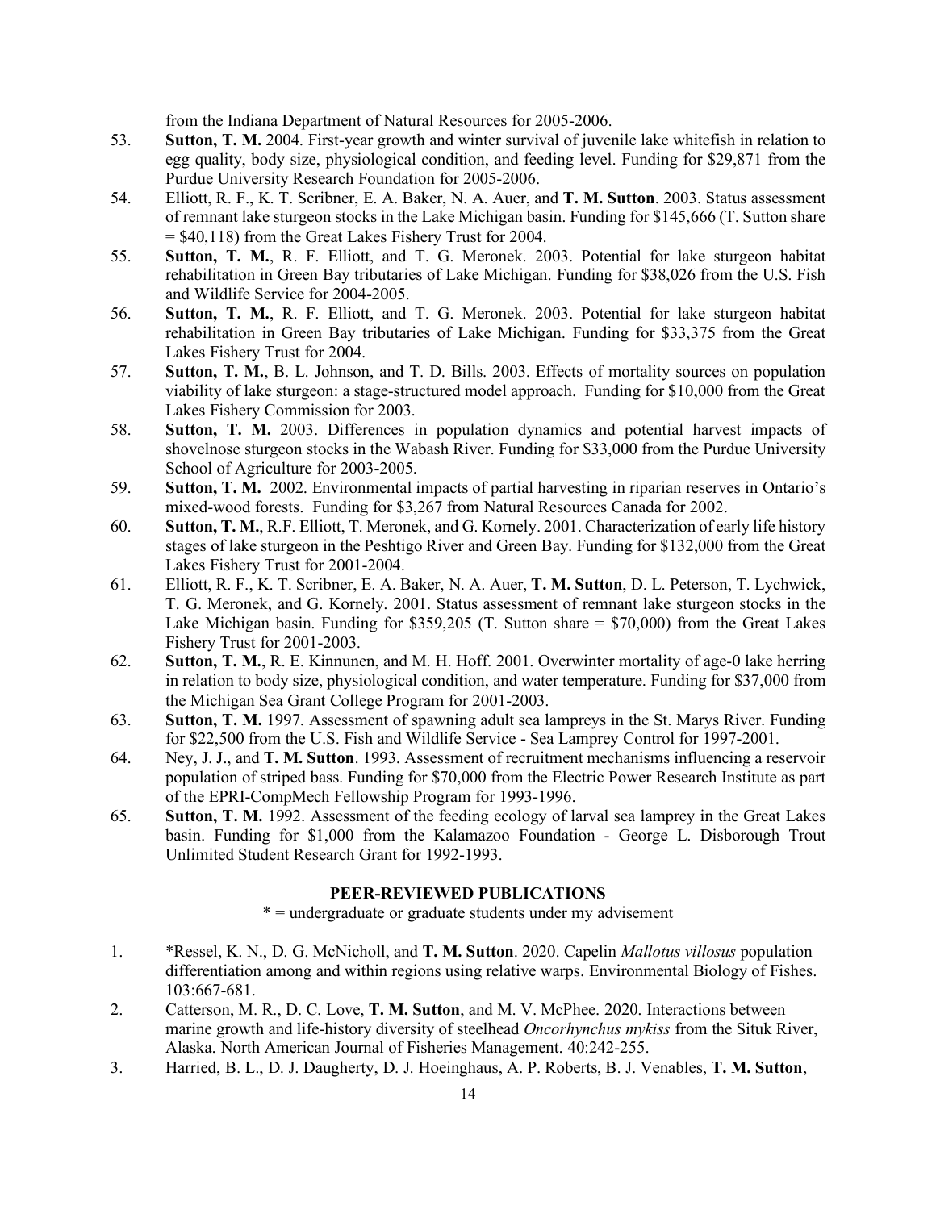from the Indiana Department of Natural Resources for 2005-2006.

53. **Sutton, T. M.** 2004. First-year growth and winter survival of juvenile lake whitefish in relation to egg quality, body size, physiological condition, and feeding level. Funding for $29,871 from the Purdue University Research Foundation for 2005-2006.
54. Elliott, R. F., K. T. Scribner, E. A. Baker, N. A. Auer, and **T. M. Sutton**. 2003. Status assessment of remnant lake sturgeon stocks in the Lake Michigan basin. Funding for $145,666 (T. Sutton share = $40,118) from the Great Lakes Fishery Trust for 2004.
55. **Sutton, T. M.**, R. F. Elliott, and T. G. Meronek. 2003. Potential for lake sturgeon habitat rehabilitation in Green Bay tributaries of Lake Michigan. Funding for $38,026 from the U.S. Fish and Wildlife Service for 2004-2005.
56. **Sutton, T. M.**, R. F. Elliott, and T. G. Meronek. 2003. Potential for lake sturgeon habitat rehabilitation in Green Bay tributaries of Lake Michigan. Funding for $33,375 from the Great Lakes Fishery Trust for 2004.
57. **Sutton, T. M.**, B. L. Johnson, and T. D. Bills. 2003. Effects of mortality sources on population viability of lake sturgeon: a stage-structured model approach. Funding for $10,000 from the Great Lakes Fishery Commission for 2003.
58. **Sutton, T. M.** 2003. Differences in population dynamics and potential harvest impacts of shovelnose sturgeon stocks in the Wabash River. Funding for $33,000 from the Purdue University School of Agriculture for 2003-2005.
59. **Sutton, T. M.** 2002. Environmental impacts of partial harvesting in riparian reserves in Ontario's mixed-wood forests. Funding for $3,267 from Natural Resources Canada for 2002.
60. **Sutton, T. M.**, R.F. Elliott, T. Meronek, and G. Kornely. 2001. Characterization of early life history stages of lake sturgeon in the Peshtigo River and Green Bay. Funding for $132,000 from the Great Lakes Fishery Trust for 2001-2004.
61. Elliott, R. F., K. T. Scribner, E. A. Baker, N. A. Auer, **T. M. Sutton**, D. L. Peterson, T. Lychwick, T. G. Meronek, and G. Kornely. 2001. Status assessment of remnant lake sturgeon stocks in the Lake Michigan basin. Funding for $359,205 (T. Sutton share = $70,000) from the Great Lakes Fishery Trust for 2001-2003.
62. **Sutton, T. M.**, R. E. Kinnunen, and M. H. Hoff. 2001. Overwinter mortality of age-0 lake herring in relation to body size, physiological condition, and water temperature. Funding for $37,000 from the Michigan Sea Grant College Program for 2001-2003.
63. **Sutton, T. M.** 1997. Assessment of spawning adult sea lampreys in the St. Marys River. Funding for $22,500 from the U.S. Fish and Wildlife Service - Sea Lamprey Control for 1997-2001.
64. Ney, J. J., and **T. M. Sutton**. 1993. Assessment of recruitment mechanisms influencing a reservoir population of striped bass. Funding for $70,000 from the Electric Power Research Institute as part of the EPRI-CompMech Fellowship Program for 1993-1996.
65. **Sutton, T. M.** 1992. Assessment of the feeding ecology of larval sea lamprey in the Great Lakes basin. Funding for $1,000 from the Kalamazoo Foundation - George L. Disborough Trout Unlimited Student Research Grant for 1992-1993.

## PEER-REVIEWED PUBLICATIONS

\* = undergraduate or graduate students under my advisement

1. *Ressel, K. N., D. G. McNicholl, and **T. M. Sutton**. 2020. Capelin *Mallotus villosus* population differentiation among and within regions using relative warps. Environmental Biology of Fishes. 103:667-681.
2. Catterson, M. R., D. C. Love, **T. M. Sutton**, and M. V. McPhee. 2020. Interactions between marine growth and life-history diversity of steelhead *Oncorhynchus mykiss* from the Situk River, Alaska. North American Journal of Fisheries Management. 40:242-255.
3. Harried, B. L., D. J. Daugherty, D. J. Hoeinghaus, A. P. Roberts, B. J. Venables, **T. M. Sutton**,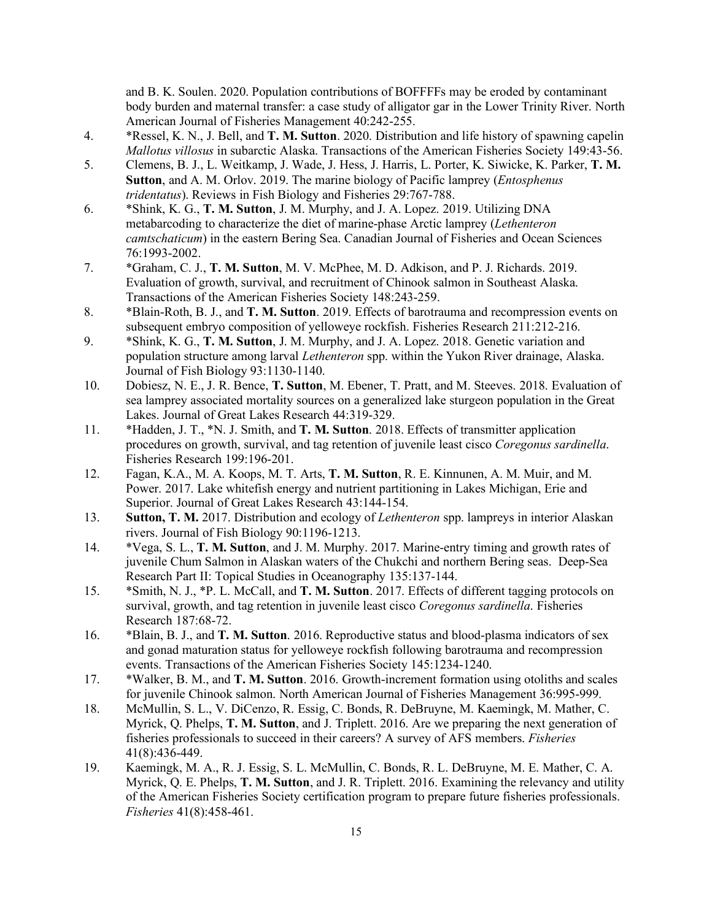and B. K. Soulen. 2020. Population contributions of BOFFFFs may be eroded by contaminant body burden and maternal transfer: a case study of alligator gar in the Lower Trinity River. North American Journal of Fisheries Management 40:242-255.

4. *Ressel, K. N., J. Bell, and **T. M. Sutton**. 2020. Distribution and life history of spawning capelin *Mallotus villosus* in subarctic Alaska. Transactions of the American Fisheries Society 149:43-56.
5. Clemens, B. J., L. Weitkamp, J. Wade, J. Hess, J. Harris, L. Porter, K. Siwicke, K. Parker, **T. M. Sutton**, and A. M. Orlov. 2019. The marine biology of Pacific lamprey (*Entosphenus tridentatus*). Reviews in Fish Biology and Fisheries 29:767-788.
6. *Shink, K. G., **T. M. Sutton**, J. M. Murphy, and J. A. Lopez. 2019. Utilizing DNA metabarcoding to characterize the diet of marine-phase Arctic lamprey (*Lethenteron camtschaticum*) in the eastern Bering Sea. Canadian Journal of Fisheries and Ocean Sciences 76:1993-2002.
7. *Graham, C. J., **T. M. Sutton**, M. V. McPhee, M. D. Adkison, and P. J. Richards. 2019. Evaluation of growth, survival, and recruitment of Chinook salmon in Southeast Alaska. Transactions of the American Fisheries Society 148:243-259.
8. *Blain-Roth, B. J., and **T. M. Sutton**. 2019. Effects of barotrauma and recompression events on subsequent embryo composition of yelloweye rockfish. Fisheries Research 211:212-216.
9. *Shink, K. G., **T. M. Sutton**, J. M. Murphy, and J. A. Lopez. 2018. Genetic variation and population structure among larval *Lethenteron* spp. within the Yukon River drainage, Alaska. Journal of Fish Biology 93:1130-1140.
10. Dobiesz, N. E., J. R. Bence, **T. Sutton**, M. Ebener, T. Pratt, and M. Steeves. 2018. Evaluation of sea lamprey associated mortality sources on a generalized lake sturgeon population in the Great Lakes. Journal of Great Lakes Research 44:319-329.
11. *Hadden, J. T., *N. J. Smith, and **T. M. Sutton**. 2018. Effects of transmitter application procedures on growth, survival, and tag retention of juvenile least cisco *Coregonus sardinella*. Fisheries Research 199:196-201.
12. Fagan, K.A., M. A. Koops, M. T. Arts, **T. M. Sutton**, R. E. Kinnunen, A. M. Muir, and M. Power. 2017. Lake whitefish energy and nutrient partitioning in Lakes Michigan, Erie and Superior. Journal of Great Lakes Research 43:144-154.
13. **Sutton, T. M.** 2017. Distribution and ecology of *Lethenteron* spp. lampreys in interior Alaskan rivers. Journal of Fish Biology 90:1196-1213.
14. *Vega, S. L., **T. M. Sutton**, and J. M. Murphy. 2017. Marine-entry timing and growth rates of juvenile Chum Salmon in Alaskan waters of the Chukchi and northern Bering seas. Deep-Sea Research Part II: Topical Studies in Oceanography 135:137-144.
15. *Smith, N. J., *P. L. McCall, and **T. M. Sutton**. 2017. Effects of different tagging protocols on survival, growth, and tag retention in juvenile least cisco *Coregonus sardinella*. Fisheries Research 187:68-72.
16. *Blain, B. J., and **T. M. Sutton**. 2016. Reproductive status and blood-plasma indicators of sex and gonad maturation status for yelloweye rockfish following barotrauma and recompression events. Transactions of the American Fisheries Society 145:1234-1240.
17. *Walker, B. M., and **T. M. Sutton**. 2016. Growth-increment formation using otoliths and scales for juvenile Chinook salmon. North American Journal of Fisheries Management 36:995-999.
18. McMullin, S. L., V. DiCenzo, R. Essig, C. Bonds, R. DeBruyne, M. Kaemingk, M. Mather, C. Myrick, Q. Phelps, **T. M. Sutton**, and J. Triplett. 2016. Are we preparing the next generation of fisheries professionals to succeed in their careers? A survey of AFS members. *Fisheries* 41(8):436-449.
19. Kaemingk, M. A., R. J. Essig, S. L. McMullin, C. Bonds, R. L. DeBruyne, M. E. Mather, C. A. Myrick, Q. E. Phelps, **T. M. Sutton**, and J. R. Triplett. 2016. Examining the relevancy and utility of the American Fisheries Society certification program to prepare future fisheries professionals. *Fisheries* 41(8):458-461.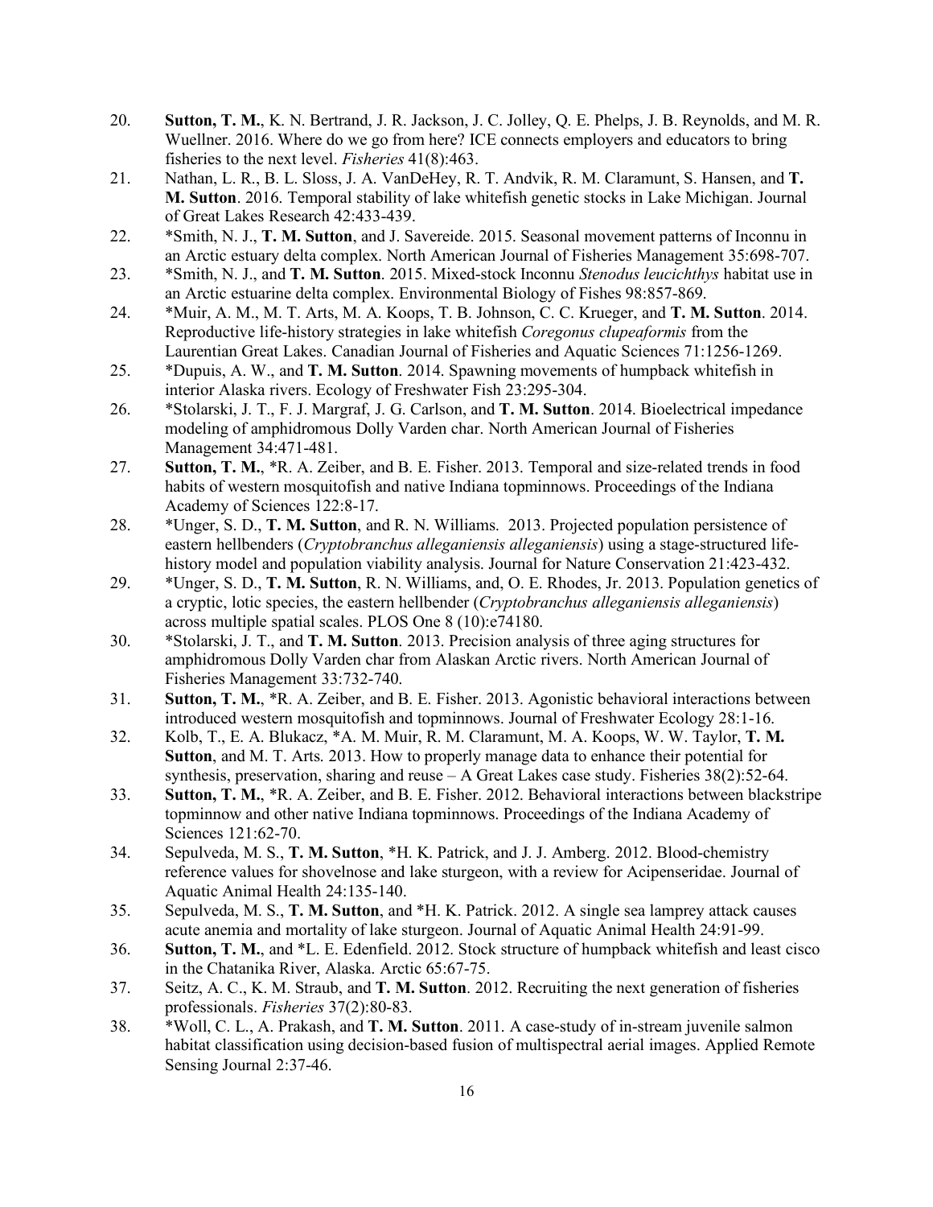20. **Sutton, T. M.**, K. N. Bertrand, J. R. Jackson, J. C. Jolley, Q. E. Phelps, J. B. Reynolds, and M. R. Wuellner. 2016. Where do we go from here? ICE connects employers and educators to bring fisheries to the next level. *Fisheries* 41(8):463.
21. Nathan, L. R., B. L. Sloss, J. A. VanDeHey, R. T. Andvik, R. M. Claramunt, S. Hansen, and **T. M. Sutton**. 2016. Temporal stability of lake whitefish genetic stocks in Lake Michigan. Journal of Great Lakes Research 42:433-439.
22. *Smith, N. J., **T. M. Sutton**, and J. Savereide. 2015. Seasonal movement patterns of Inconnu in an Arctic estuary delta complex. North American Journal of Fisheries Management 35:698-707.
23. *Smith, N. J., and **T. M. Sutton**. 2015. Mixed-stock Inconnu *Stenodus leucichthys* habitat use in an Arctic estuarine delta complex. Environmental Biology of Fishes 98:857-869.
24. *Muir, A. M., M. T. Arts, M. A. Koops, T. B. Johnson, C. C. Krueger, and **T. M. Sutton**. 2014. Reproductive life-history strategies in lake whitefish *Coregonus clupeaformis* from the Laurentian Great Lakes. Canadian Journal of Fisheries and Aquatic Sciences 71:1256-1269.
25. *Dupuis, A. W., and **T. M. Sutton**. 2014. Spawning movements of humpback whitefish in interior Alaska rivers. Ecology of Freshwater Fish 23:295-304.
26. *Stolarski, J. T., F. J. Margraf, J. G. Carlson, and **T. M. Sutton**. 2014. Bioelectrical impedance modeling of amphidromous Dolly Varden char. North American Journal of Fisheries Management 34:471-481.
27. **Sutton, T. M.**, *R. A. Zeiber, and B. E. Fisher. 2013. Temporal and size-related trends in food habits of western mosquitofish and native Indiana topminnows. Proceedings of the Indiana Academy of Sciences 122:8-17.
28. *Unger, S. D., **T. M. Sutton**, and R. N. Williams. 2013. Projected population persistence of eastern hellbenders (*Cryptobranchus alleganiensis alleganiensis*) using a stage-structured life-history model and population viability analysis. Journal for Nature Conservation 21:423-432.
29. *Unger, S. D., **T. M. Sutton**, R. N. Williams, and, O. E. Rhodes, Jr. 2013. Population genetics of a cryptic, lotic species, the eastern hellbender (*Cryptobranchus alleganiensis alleganiensis*) across multiple spatial scales. PLOS One 8 (10):e74180.
30. *Stolarski, J. T., and **T. M. Sutton**. 2013. Precision analysis of three aging structures for amphidromous Dolly Varden char from Alaskan Arctic rivers. North American Journal of Fisheries Management 33:732-740.
31. **Sutton, T. M.**, *R. A. Zeiber, and B. E. Fisher. 2013. Agonistic behavioral interactions between introduced western mosquitofish and topminnows. Journal of Freshwater Ecology 28:1-16.
32. Kolb, T., E. A. Blukacz, *A. M. Muir, R. M. Claramunt, M. A. Koops, W. W. Taylor, **T. M. Sutton**, and M. T. Arts. 2013. How to properly manage data to enhance their potential for synthesis, preservation, sharing and reuse – A Great Lakes case study. Fisheries 38(2):52-64.
33. **Sutton, T. M.**, *R. A. Zeiber, and B. E. Fisher. 2012. Behavioral interactions between blackstripe topminnow and other native Indiana topminnows. Proceedings of the Indiana Academy of Sciences 121:62-70.
34. Sepulveda, M. S., **T. M. Sutton**, *H. K. Patrick, and J. J. Amberg. 2012. Blood-chemistry reference values for shovelnose and lake sturgeon, with a review for Acipenseridae. Journal of Aquatic Animal Health 24:135-140.
35. Sepulveda, M. S., **T. M. Sutton**, and *H. K. Patrick. 2012. A single sea lamprey attack causes acute anemia and mortality of lake sturgeon. Journal of Aquatic Animal Health 24:91-99.
36. **Sutton, T. M.**, and *L. E. Edenfield. 2012. Stock structure of humpback whitefish and least cisco in the Chatanika River, Alaska. Arctic 65:67-75.
37. Seitz, A. C., K. M. Straub, and **T. M. Sutton**. 2012. Recruiting the next generation of fisheries professionals. *Fisheries* 37(2):80-83.
38. *Woll, C. L., A. Prakash, and **T. M. Sutton**. 2011. A case-study of in-stream juvenile salmon habitat classification using decision-based fusion of multispectral aerial images. Applied Remote Sensing Journal 2:37-46.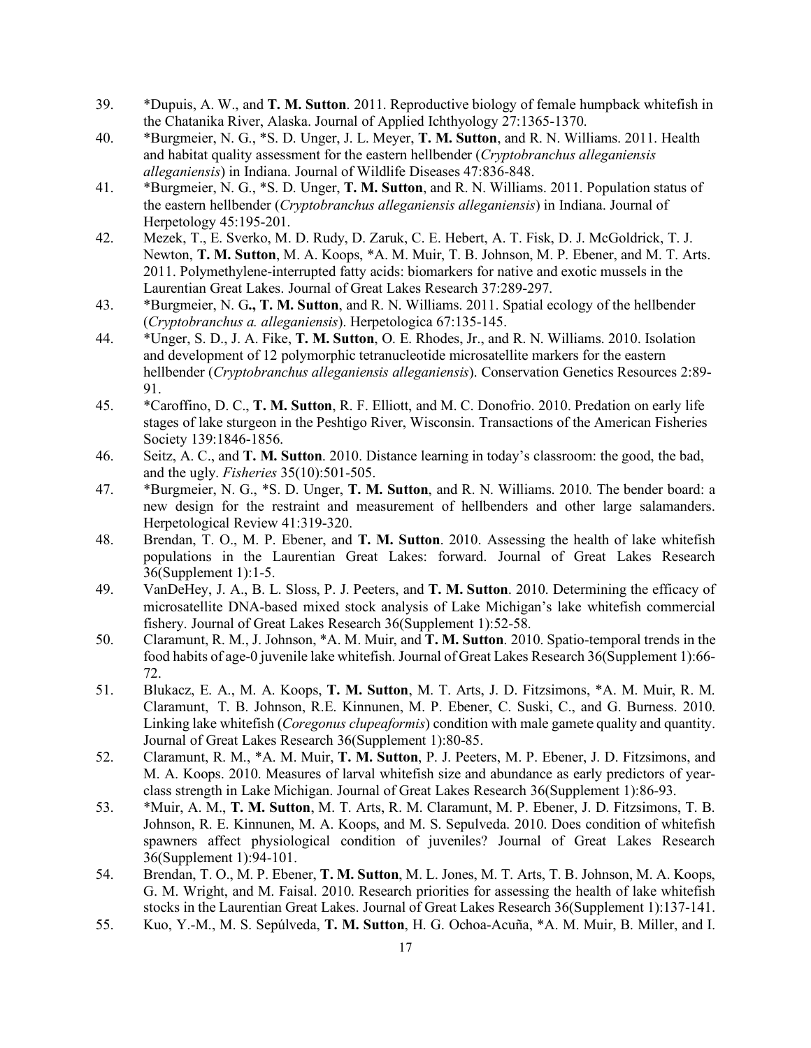39. *Dupuis, A. W., and **T. M. Sutton**. 2011. Reproductive biology of female humpback whitefish in the Chatanika River, Alaska. Journal of Applied Ichthyology 27:1365-1370.
40. *Burgmeier, N. G., *S. D. Unger, J. L. Meyer, **T. M. Sutton**, and R. N. Williams. 2011. Health and habitat quality assessment for the eastern hellbender (*Cryptobranchus alleganiensis alleganiensis*) in Indiana. Journal of Wildlife Diseases 47:836-848.
41. *Burgmeier, N. G., *S. D. Unger, **T. M. Sutton**, and R. N. Williams. 2011. Population status of the eastern hellbender (*Cryptobranchus alleganiensis alleganiensis*) in Indiana. Journal of Herpetology 45:195-201.
42. Mezek, T., E. Sverko, M. D. Rudy, D. Zaruk, C. E. Hebert, A. T. Fisk, D. J. McGoldrick, T. J. Newton, **T. M. Sutton**, M. A. Koops, *A. M. Muir, T. B. Johnson, M. P. Ebener, and M. T. Arts. 2011. Polymethylene-interrupted fatty acids: biomarkers for native and exotic mussels in the Laurentian Great Lakes. Journal of Great Lakes Research 37:289-297.
43. *Burgmeier, N. G**.**, **T. M. Sutton**, and R. N. Williams. 2011. Spatial ecology of the hellbender (*Cryptobranchus a. alleganiensis*). Herpetologica 67:135-145.
44. *Unger, S. D., J. A. Fike, **T. M. Sutton**, O. E. Rhodes, Jr., and R. N. Williams. 2010. Isolation and development of 12 polymorphic tetranucleotide microsatellite markers for the eastern hellbender (*Cryptobranchus alleganiensis alleganiensis*). Conservation Genetics Resources 2:89-91.
45. *Caroffino, D. C., **T. M. Sutton**, R. F. Elliott, and M. C. Donofrio. 2010. Predation on early life stages of lake sturgeon in the Peshtigo River, Wisconsin. Transactions of the American Fisheries Society 139:1846-1856.
46. Seitz, A. C., and **T. M. Sutton**. 2010. Distance learning in today's classroom: the good, the bad, and the ugly. *Fisheries* 35(10):501-505.
47. *Burgmeier, N. G., *S. D. Unger, **T. M. Sutton**, and R. N. Williams. 2010. The bender board: a new design for the restraint and measurement of hellbenders and other large salamanders. Herpetological Review 41:319-320.
48. Brendan, T. O., M. P. Ebener, and **T. M. Sutton**. 2010. Assessing the health of lake whitefish populations in the Laurentian Great Lakes: forward. Journal of Great Lakes Research 36(Supplement 1):1-5.
49. VanDeHey, J. A., B. L. Sloss, P. J. Peeters, and **T. M. Sutton**. 2010. Determining the efficacy of microsatellite DNA-based mixed stock analysis of Lake Michigan's lake whitefish commercial fishery. Journal of Great Lakes Research 36(Supplement 1):52-58.
50. Claramunt, R. M., J. Johnson, *A. M. Muir, and **T. M. Sutton**. 2010. Spatio-temporal trends in the food habits of age-0 juvenile lake whitefish. Journal of Great Lakes Research 36(Supplement 1):66-72.
51. Blukacz, E. A., M. A. Koops, **T. M. Sutton**, M. T. Arts, J. D. Fitzsimons, *A. M. Muir, R. M. Claramunt, T. B. Johnson, R.E. Kinnunen, M. P. Ebener, C. Suski, C., and G. Burness. 2010. Linking lake whitefish (*Coregonus clupeaformis*) condition with male gamete quality and quantity. Journal of Great Lakes Research 36(Supplement 1):80-85.
52. Claramunt, R. M., *A. M. Muir, **T. M. Sutton**, P. J. Peeters, M. P. Ebener, J. D. Fitzsimons, and M. A. Koops. 2010. Measures of larval whitefish size and abundance as early predictors of year-class strength in Lake Michigan. Journal of Great Lakes Research 36(Supplement 1):86-93.
53. *Muir, A. M., **T. M. Sutton**, M. T. Arts, R. M. Claramunt, M. P. Ebener, J. D. Fitzsimons, T. B. Johnson, R. E. Kinnunen, M. A. Koops, and M. S. Sepulveda. 2010. Does condition of whitefish spawners affect physiological condition of juveniles? Journal of Great Lakes Research 36(Supplement 1):94-101.
54. Brendan, T. O., M. P. Ebener, **T. M. Sutton**, M. L. Jones, M. T. Arts, T. B. Johnson, M. A. Koops, G. M. Wright, and M. Faisal. 2010. Research priorities for assessing the health of lake whitefish stocks in the Laurentian Great Lakes. Journal of Great Lakes Research 36(Supplement 1):137-141.
55. Kuo, Y.-M., M. S. Sepúlveda, **T. M. Sutton**, H. G. Ochoa-Acuña, *A. M. Muir, B. Miller, and I.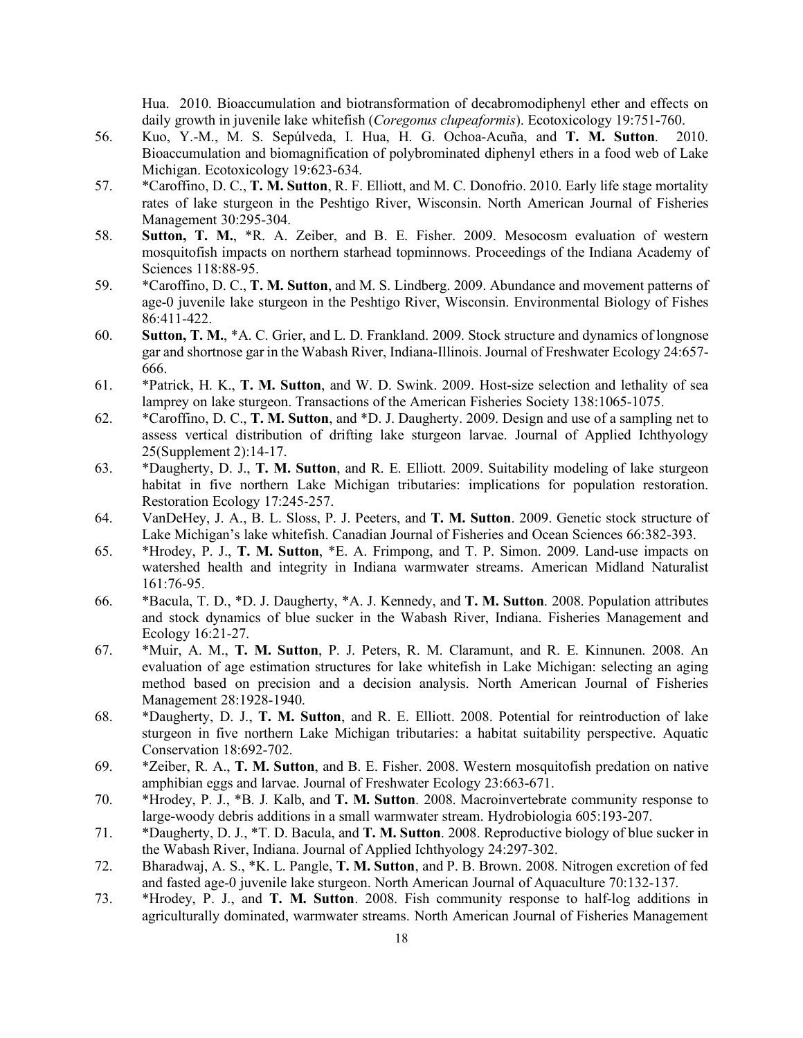Hua. 2010. Bioaccumulation and biotransformation of decabromodiphenyl ether and effects on daily growth in juvenile lake whitefish (*Coregonus clupeaformis*). Ecotoxicology 19:751-760.

56. Kuo, Y.-M., M. S. Sepúlveda, I. Hua, H. G. Ochoa-Acuña, and **T. M. Sutton**. 2010. Bioaccumulation and biomagnification of polybrominated diphenyl ethers in a food web of Lake Michigan. Ecotoxicology 19:623-634.
57. *Caroffino, D. C., **T. M. Sutton**, R. F. Elliott, and M. C. Donofrio. 2010. Early life stage mortality rates of lake sturgeon in the Peshtigo River, Wisconsin. North American Journal of Fisheries Management 30:295-304.
58. **Sutton, T. M.**, *R. A. Zeiber, and B. E. Fisher. 2009. Mesocosm evaluation of western mosquitofish impacts on northern starhead topminnows. Proceedings of the Indiana Academy of Sciences 118:88-95.
59. *Caroffino, D. C., **T. M. Sutton**, and M. S. Lindberg. 2009. Abundance and movement patterns of age-0 juvenile lake sturgeon in the Peshtigo River, Wisconsin. Environmental Biology of Fishes 86:411-422.
60. **Sutton, T. M.**, *A. C. Grier, and L. D. Frankland. 2009. Stock structure and dynamics of longnose gar and shortnose gar in the Wabash River, Indiana-Illinois. Journal of Freshwater Ecology 24:657-666.
61. *Patrick, H. K., **T. M. Sutton**, and W. D. Swink. 2009. Host-size selection and lethality of sea lamprey on lake sturgeon. Transactions of the American Fisheries Society 138:1065-1075.
62. *Caroffino, D. C., **T. M. Sutton**, and *D. J. Daugherty. 2009. Design and use of a sampling net to assess vertical distribution of drifting lake sturgeon larvae. Journal of Applied Ichthyology 25(Supplement 2):14-17.
63. *Daugherty, D. J., **T. M. Sutton**, and R. E. Elliott. 2009. Suitability modeling of lake sturgeon habitat in five northern Lake Michigan tributaries: implications for population restoration. Restoration Ecology 17:245-257.
64. VanDeHey, J. A., B. L. Sloss, P. J. Peeters, and **T. M. Sutton**. 2009. Genetic stock structure of Lake Michigan's lake whitefish. Canadian Journal of Fisheries and Ocean Sciences 66:382-393.
65. *Hrodey, P. J., **T. M. Sutton**, *E. A. Frimpong, and T. P. Simon. 2009. Land-use impacts on watershed health and integrity in Indiana warmwater streams. American Midland Naturalist 161:76-95.
66. *Bacula, T. D., *D. J. Daugherty, *A. J. Kennedy, and **T. M. Sutton**. 2008. Population attributes and stock dynamics of blue sucker in the Wabash River, Indiana. Fisheries Management and Ecology 16:21-27.
67. *Muir, A. M., **T. M. Sutton**, P. J. Peters, R. M. Claramunt, and R. E. Kinnunen. 2008. An evaluation of age estimation structures for lake whitefish in Lake Michigan: selecting an aging method based on precision and a decision analysis. North American Journal of Fisheries Management 28:1928-1940.
68. *Daugherty, D. J., **T. M. Sutton**, and R. E. Elliott. 2008. Potential for reintroduction of lake sturgeon in five northern Lake Michigan tributaries: a habitat suitability perspective. Aquatic Conservation 18:692-702.
69. *Zeiber, R. A., **T. M. Sutton**, and B. E. Fisher. 2008. Western mosquitofish predation on native amphibian eggs and larvae. Journal of Freshwater Ecology 23:663-671.
70. *Hrodey, P. J., *B. J. Kalb, and **T. M. Sutton**. 2008. Macroinvertebrate community response to large-woody debris additions in a small warmwater stream. Hydrobiologia 605:193-207.
71. *Daugherty, D. J., *T. D. Bacula, and **T. M. Sutton**. 2008. Reproductive biology of blue sucker in the Wabash River, Indiana. Journal of Applied Ichthyology 24:297-302.
72. Bharadwaj, A. S., *K. L. Pangle, **T. M. Sutton**, and P. B. Brown. 2008. Nitrogen excretion of fed and fasted age-0 juvenile lake sturgeon. North American Journal of Aquaculture 70:132-137.
73. *Hrodey, P. J., and **T. M. Sutton**. 2008. Fish community response to half-log additions in agriculturally dominated, warmwater streams. North American Journal of Fisheries Management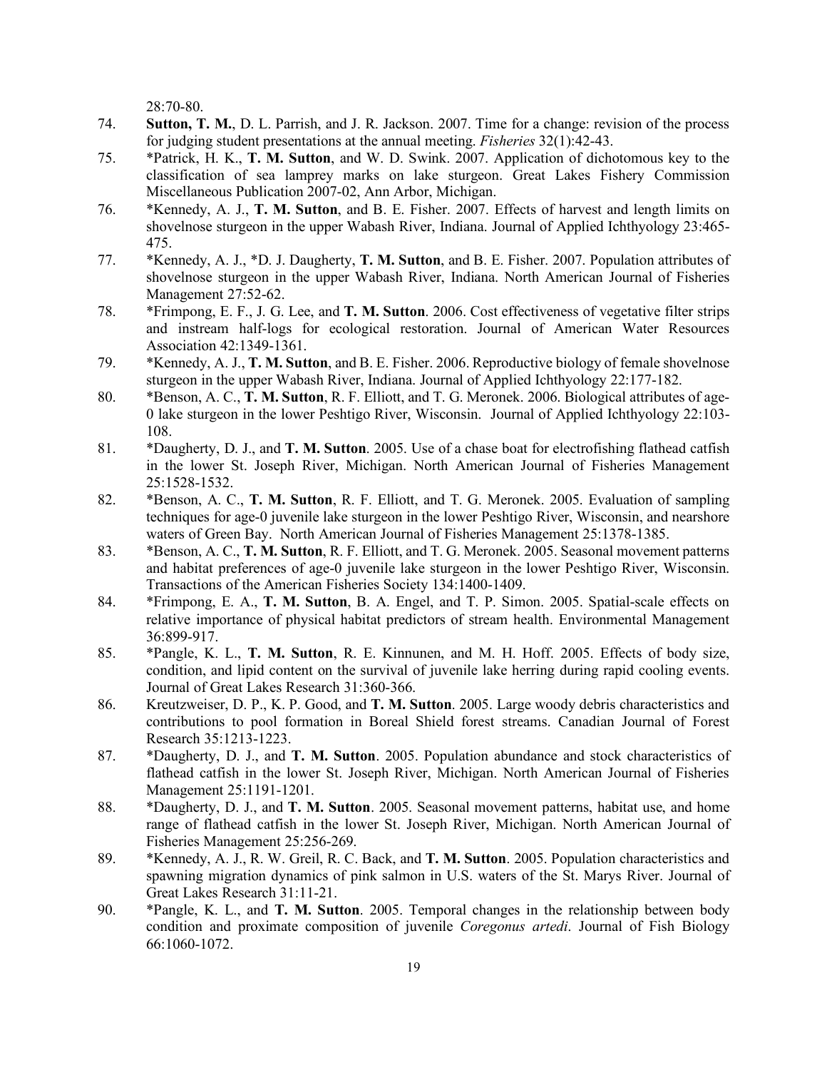28:70-80.

74. **Sutton, T. M.**, D. L. Parrish, and J. R. Jackson. 2007. Time for a change: revision of the process for judging student presentations at the annual meeting. *Fisheries* 32(1):42-43.
75. *Patrick, H. K., **T. M. Sutton**, and W. D. Swink. 2007. Application of dichotomous key to the classification of sea lamprey marks on lake sturgeon. Great Lakes Fishery Commission Miscellaneous Publication 2007-02, Ann Arbor, Michigan.
76. *Kennedy, A. J., **T. M. Sutton**, and B. E. Fisher. 2007. Effects of harvest and length limits on shovelnose sturgeon in the upper Wabash River, Indiana. Journal of Applied Ichthyology 23:465-475.
77. *Kennedy, A. J., *D. J. Daugherty, **T. M. Sutton**, and B. E. Fisher. 2007. Population attributes of shovelnose sturgeon in the upper Wabash River, Indiana. North American Journal of Fisheries Management 27:52-62.
78. *Frimpong, E. F., J. G. Lee, and **T. M. Sutton**. 2006. Cost effectiveness of vegetative filter strips and instream half-logs for ecological restoration. Journal of American Water Resources Association 42:1349-1361.
79. *Kennedy, A. J., **T. M. Sutton**, and B. E. Fisher. 2006. Reproductive biology of female shovelnose sturgeon in the upper Wabash River, Indiana. Journal of Applied Ichthyology 22:177-182.
80. *Benson, A. C., **T. M. Sutton**, R. F. Elliott, and T. G. Meronek. 2006. Biological attributes of age-0 lake sturgeon in the lower Peshtigo River, Wisconsin. Journal of Applied Ichthyology 22:103-108.
81. *Daugherty, D. J., and **T. M. Sutton**. 2005. Use of a chase boat for electrofishing flathead catfish in the lower St. Joseph River, Michigan. North American Journal of Fisheries Management 25:1528-1532.
82. *Benson, A. C., **T. M. Sutton**, R. F. Elliott, and T. G. Meronek. 2005. Evaluation of sampling techniques for age-0 juvenile lake sturgeon in the lower Peshtigo River, Wisconsin, and nearshore waters of Green Bay. North American Journal of Fisheries Management 25:1378-1385.
83. *Benson, A. C., **T. M. Sutton**, R. F. Elliott, and T. G. Meronek. 2005. Seasonal movement patterns and habitat preferences of age-0 juvenile lake sturgeon in the lower Peshtigo River, Wisconsin. Transactions of the American Fisheries Society 134:1400-1409.
84. *Frimpong, E. A., **T. M. Sutton**, B. A. Engel, and T. P. Simon. 2005. Spatial-scale effects on relative importance of physical habitat predictors of stream health. Environmental Management 36:899-917.
85. *Pangle, K. L., **T. M. Sutton**, R. E. Kinnunen, and M. H. Hoff. 2005. Effects of body size, condition, and lipid content on the survival of juvenile lake herring during rapid cooling events. Journal of Great Lakes Research 31:360-366.
86. Kreutzweiser, D. P., K. P. Good, and **T. M. Sutton**. 2005. Large woody debris characteristics and contributions to pool formation in Boreal Shield forest streams. Canadian Journal of Forest Research 35:1213-1223.
87. *Daugherty, D. J., and **T. M. Sutton**. 2005. Population abundance and stock characteristics of flathead catfish in the lower St. Joseph River, Michigan. North American Journal of Fisheries Management 25:1191-1201.
88. *Daugherty, D. J., and **T. M. Sutton**. 2005. Seasonal movement patterns, habitat use, and home range of flathead catfish in the lower St. Joseph River, Michigan. North American Journal of Fisheries Management 25:256-269.
89. *Kennedy, A. J., R. W. Greil, R. C. Back, and **T. M. Sutton**. 2005. Population characteristics and spawning migration dynamics of pink salmon in U.S. waters of the St. Marys River. Journal of Great Lakes Research 31:11-21.
90. *Pangle, K. L., and **T. M. Sutton**. 2005. Temporal changes in the relationship between body condition and proximate composition of juvenile *Coregonus artedi*. Journal of Fish Biology 66:1060-1072.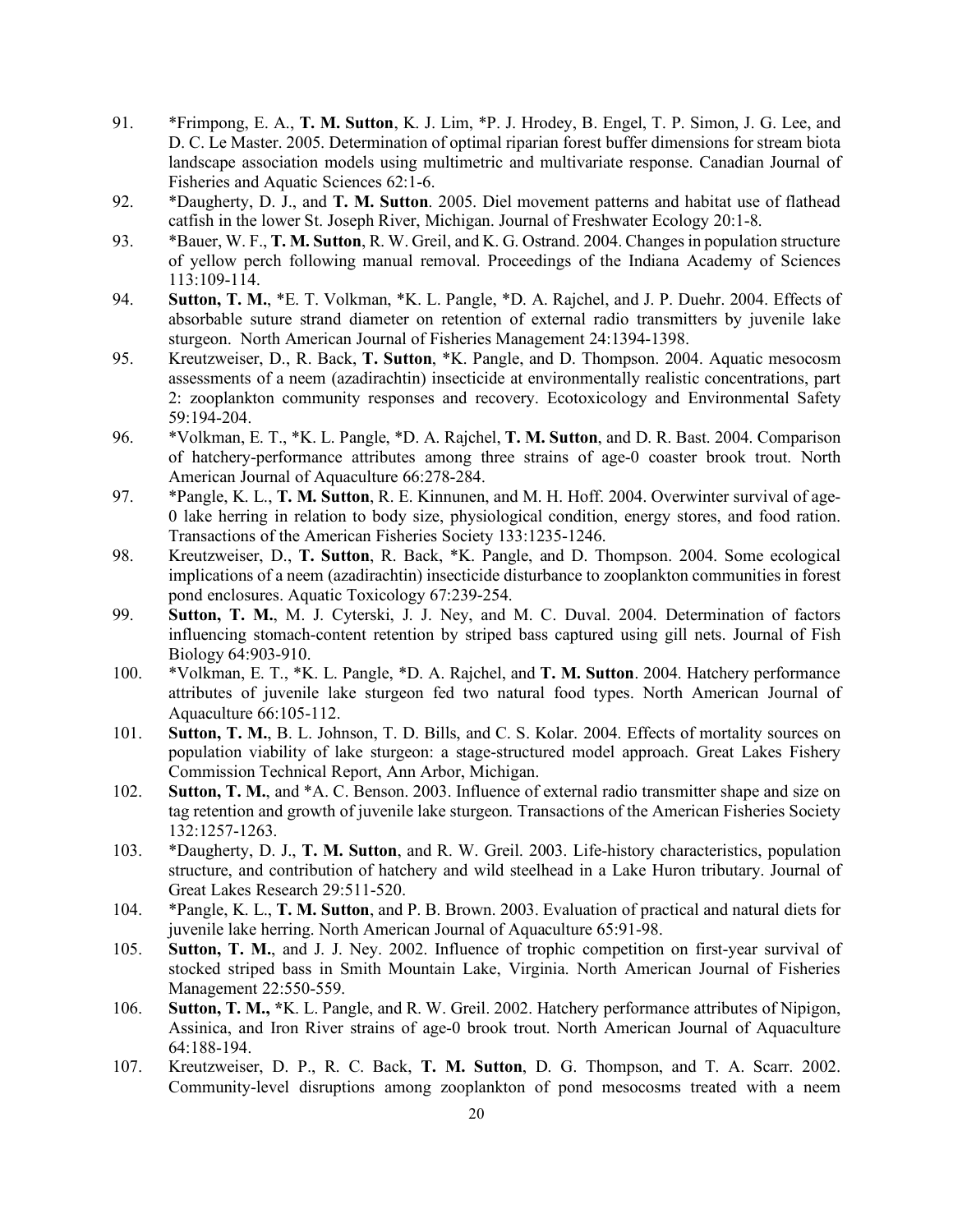91. *Frimpong, E. A., **T. M. Sutton**, K. J. Lim, *P. J. Hrodey, B. Engel, T. P. Simon, J. G. Lee, and D. C. Le Master. 2005. Determination of optimal riparian forest buffer dimensions for stream biota landscape association models using multimetric and multivariate response. Canadian Journal of Fisheries and Aquatic Sciences 62:1-6.
92. *Daugherty, D. J., and **T. M. Sutton**. 2005. Diel movement patterns and habitat use of flathead catfish in the lower St. Joseph River, Michigan. Journal of Freshwater Ecology 20:1-8.
93. *Bauer, W. F., **T. M. Sutton**, R. W. Greil, and K. G. Ostrand. 2004. Changes in population structure of yellow perch following manual removal. Proceedings of the Indiana Academy of Sciences 113:109-114.
94. **Sutton, T. M.**, *E. T. Volkman, *K. L. Pangle, *D. A. Rajchel, and J. P. Duehr. 2004. Effects of absorbable suture strand diameter on retention of external radio transmitters by juvenile lake sturgeon. North American Journal of Fisheries Management 24:1394-1398.
95. Kreutzweiser, D., R. Back, **T. Sutton**, *K. Pangle, and D. Thompson. 2004. Aquatic mesocosm assessments of a neem (azadirachtin) insecticide at environmentally realistic concentrations, part 2: zooplankton community responses and recovery. Ecotoxicology and Environmental Safety 59:194-204.
96. *Volkman, E. T., *K. L. Pangle, *D. A. Rajchel, **T. M. Sutton**, and D. R. Bast. 2004. Comparison of hatchery-performance attributes among three strains of age-0 coaster brook trout. North American Journal of Aquaculture 66:278-284.
97. *Pangle, K. L., **T. M. Sutton**, R. E. Kinnunen, and M. H. Hoff. 2004. Overwinter survival of age-0 lake herring in relation to body size, physiological condition, energy stores, and food ration. Transactions of the American Fisheries Society 133:1235-1246.
98. Kreutzweiser, D., **T. Sutton**, R. Back, *K. Pangle, and D. Thompson. 2004. Some ecological implications of a neem (azadirachtin) insecticide disturbance to zooplankton communities in forest pond enclosures. Aquatic Toxicology 67:239-254.
99. **Sutton, T. M.**, M. J. Cyterski, J. J. Ney, and M. C. Duval. 2004. Determination of factors influencing stomach-content retention by striped bass captured using gill nets. Journal of Fish Biology 64:903-910.
100. *Volkman, E. T., *K. L. Pangle, *D. A. Rajchel, and **T. M. Sutton**. 2004. Hatchery performance attributes of juvenile lake sturgeon fed two natural food types. North American Journal of Aquaculture 66:105-112.
101. **Sutton, T. M.**, B. L. Johnson, T. D. Bills, and C. S. Kolar. 2004. Effects of mortality sources on population viability of lake sturgeon: a stage-structured model approach. Great Lakes Fishery Commission Technical Report, Ann Arbor, Michigan.
102. **Sutton, T. M.**, and *A. C. Benson. 2003. Influence of external radio transmitter shape and size on tag retention and growth of juvenile lake sturgeon. Transactions of the American Fisheries Society 132:1257-1263.
103. *Daugherty, D. J., **T. M. Sutton**, and R. W. Greil. 2003. Life-history characteristics, population structure, and contribution of hatchery and wild steelhead in a Lake Huron tributary. Journal of Great Lakes Research 29:511-520.
104. *Pangle, K. L., **T. M. Sutton**, and P. B. Brown. 2003. Evaluation of practical and natural diets for juvenile lake herring. North American Journal of Aquaculture 65:91-98.
105. **Sutton, T. M.**, and J. J. Ney. 2002. Influence of trophic competition on first-year survival of stocked striped bass in Smith Mountain Lake, Virginia. North American Journal of Fisheries Management 22:550-559.
106. **Sutton, T. M., ***K. L. Pangle, and R. W. Greil. 2002. Hatchery performance attributes of Nipigon, Assinica, and Iron River strains of age-0 brook trout. North American Journal of Aquaculture 64:188-194.
107. Kreutzweiser, D. P., R. C. Back, **T. M. Sutton**, D. G. Thompson, and T. A. Scarr. 2002. Community-level disruptions among zooplankton of pond mesocosms treated with a neem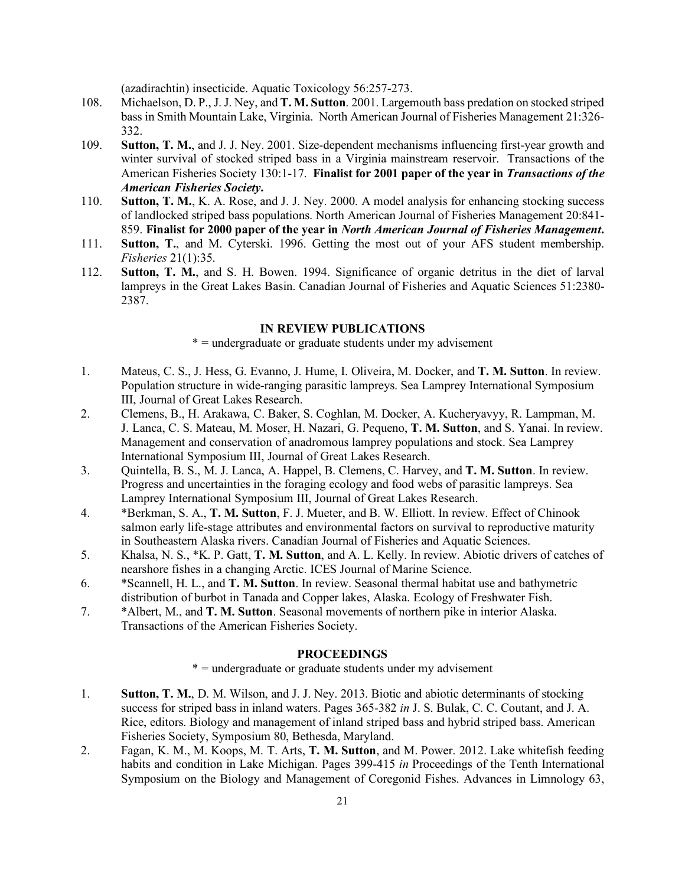(azadirachtin) insecticide. Aquatic Toxicology 56:257-273.

108. Michaelson, D. P., J. J. Ney, and **T. M. Sutton**. 2001. Largemouth bass predation on stocked striped bass in Smith Mountain Lake, Virginia. North American Journal of Fisheries Management 21:326-332.
109. **Sutton, T. M.**, and J. J. Ney. 2001. Size-dependent mechanisms influencing first-year growth and winter survival of stocked striped bass in a Virginia mainstream reservoir. Transactions of the American Fisheries Society 130:1-17. **Finalist for 2001 paper of the year in *Transactions of the American Fisheries Society*.**
110. **Sutton, T. M.**, K. A. Rose, and J. J. Ney. 2000. A model analysis for enhancing stocking success of landlocked striped bass populations. North American Journal of Fisheries Management 20:841-859. **Finalist for 2000 paper of the year in *North American Journal of Fisheries Management*.**
111. **Sutton, T.**, and M. Cyterski. 1996. Getting the most out of your AFS student membership. *Fisheries* 21(1):35.
112. **Sutton, T. M.**, and S. H. Bowen. 1994. Significance of organic detritus in the diet of larval lampreys in the Great Lakes Basin. Canadian Journal of Fisheries and Aquatic Sciences 51:2380-2387.

## IN REVIEW PUBLICATIONS

\* = undergraduate or graduate students under my advisement

1. Mateus, C. S., J. Hess, G. Evanno, J. Hume, I. Oliveira, M. Docker, and **T. M. Sutton**. In review. Population structure in wide-ranging parasitic lampreys. Sea Lamprey International Symposium III, Journal of Great Lakes Research.
2. Clemens, B., H. Arakawa, C. Baker, S. Coghlan, M. Docker, A. Kucheryavyy, R. Lampman, M. J. Lanca, C. S. Mateau, M. Moser, H. Nazari, G. Pequeno, **T. M. Sutton**, and S. Yanai. In review. Management and conservation of anadromous lamprey populations and stock. Sea Lamprey International Symposium III, Journal of Great Lakes Research.
3. Quintella, B. S., M. J. Lanca, A. Happel, B. Clemens, C. Harvey, and **T. M. Sutton**. In review. Progress and uncertainties in the foraging ecology and food webs of parasitic lampreys. Sea Lamprey International Symposium III, Journal of Great Lakes Research.
4. \*Berkman, S. A., **T. M. Sutton**, F. J. Mueter, and B. W. Elliott. In review. Effect of Chinook salmon early life-stage attributes and environmental factors on survival to reproductive maturity in Southeastern Alaska rivers. Canadian Journal of Fisheries and Aquatic Sciences.
5. Khalsa, N. S., \*K. P. Gatt, **T. M. Sutton**, and A. L. Kelly. In review. Abiotic drivers of catches of nearshore fishes in a changing Arctic. ICES Journal of Marine Science.
6. \*Scannell, H. L., and **T. M. Sutton**. In review. Seasonal thermal habitat use and bathymetric distribution of burbot in Tanada and Copper lakes, Alaska. Ecology of Freshwater Fish.
7. \*Albert, M., and **T. M. Sutton**. Seasonal movements of northern pike in interior Alaska. Transactions of the American Fisheries Society.

## PROCEEDINGS

\* = undergraduate or graduate students under my advisement

1. **Sutton, T. M.**, D. M. Wilson, and J. J. Ney. 2013. Biotic and abiotic determinants of stocking success for striped bass in inland waters. Pages 365-382 *in* J. S. Bulak, C. C. Coutant, and J. A. Rice, editors. Biology and management of inland striped bass and hybrid striped bass. American Fisheries Society, Symposium 80, Bethesda, Maryland.
2. Fagan, K. M., M. Koops, M. T. Arts, **T. M. Sutton**, and M. Power. 2012. Lake whitefish feeding habits and condition in Lake Michigan. Pages 399-415 *in* Proceedings of the Tenth International Symposium on the Biology and Management of Coregonid Fishes. Advances in Limnology 63,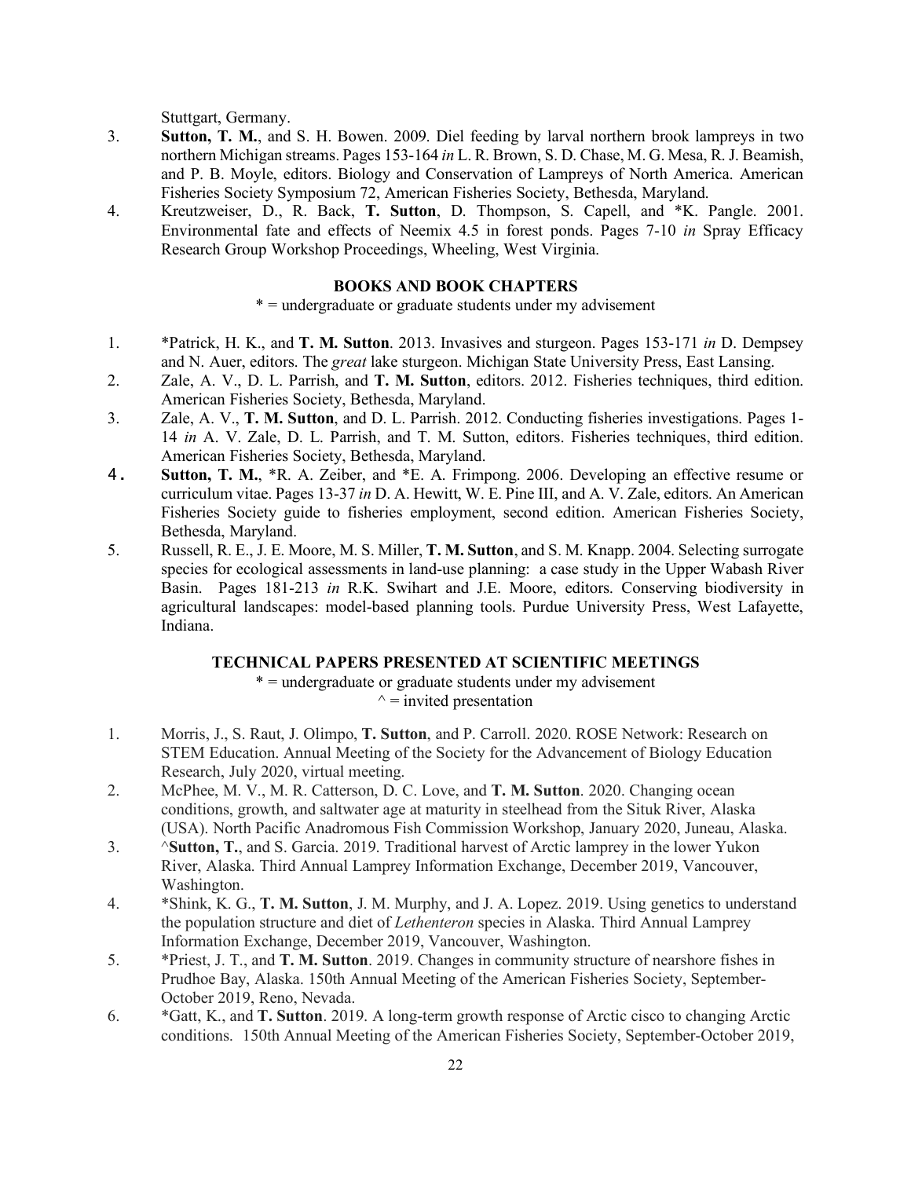Stuttgart, Germany.

3. **Sutton, T. M.**, and S. H. Bowen. 2009. Diel feeding by larval northern brook lampreys in two northern Michigan streams. Pages 153-164 *in* L. R. Brown, S. D. Chase, M. G. Mesa, R. J. Beamish, and P. B. Moyle, editors. Biology and Conservation of Lampreys of North America. American Fisheries Society Symposium 72, American Fisheries Society, Bethesda, Maryland.
4. Kreutzweiser, D., R. Back, **T. Sutton**, D. Thompson, S. Capell, and *K. Pangle. 2001. Environmental fate and effects of Neemix 4.5 in forest ponds. Pages 7-10 *in* Spray Efficacy Research Group Workshop Proceedings, Wheeling, West Virginia.

## BOOKS AND BOOK CHAPTERS

\* = undergraduate or graduate students under my advisement

1. *Patrick, H. K., and **T. M. Sutton**. 2013. Invasives and sturgeon. Pages 153-171 *in* D. Dempsey and N. Auer, editors. The *great* lake sturgeon. Michigan State University Press, East Lansing.
2. Zale, A. V., D. L. Parrish, and **T. M. Sutton**, editors. 2012. Fisheries techniques, third edition. American Fisheries Society, Bethesda, Maryland.
3. Zale, A. V., **T. M. Sutton**, and D. L. Parrish. 2012. Conducting fisheries investigations. Pages 1-14 *in* A. V. Zale, D. L. Parrish, and T. M. Sutton, editors. Fisheries techniques, third edition. American Fisheries Society, Bethesda, Maryland.
4. **Sutton, T. M.**, *R. A. Zeiber, and *E. A. Frimpong. 2006. Developing an effective resume or curriculum vitae. Pages 13-37 *in* D. A. Hewitt, W. E. Pine III, and A. V. Zale, editors. An American Fisheries Society guide to fisheries employment, second edition. American Fisheries Society, Bethesda, Maryland.
5. Russell, R. E., J. E. Moore, M. S. Miller, **T. M. Sutton**, and S. M. Knapp. 2004. Selecting surrogate species for ecological assessments in land-use planning: a case study in the Upper Wabash River Basin. Pages 181-213 *in* R.K. Swihart and J.E. Moore, editors. Conserving biodiversity in agricultural landscapes: model-based planning tools. Purdue University Press, West Lafayette, Indiana.

## TECHNICAL PAPERS PRESENTED AT SCIENTIFIC MEETINGS

\* = undergraduate or graduate students under my advisement
^ = invited presentation

1. Morris, J., S. Raut, J. Olimpo, **T. Sutton**, and P. Carroll. 2020. ROSE Network: Research on STEM Education. Annual Meeting of the Society for the Advancement of Biology Education Research, July 2020, virtual meeting.
2. McPhee, M. V., M. R. Catterson, D. C. Love, and **T. M. Sutton**. 2020. Changing ocean conditions, growth, and saltwater age at maturity in steelhead from the Situk River, Alaska (USA). North Pacific Anadromous Fish Commission Workshop, January 2020, Juneau, Alaska.
3. ^**Sutton, T.**, and S. Garcia. 2019. Traditional harvest of Arctic lamprey in the lower Yukon River, Alaska. Third Annual Lamprey Information Exchange, December 2019, Vancouver, Washington.
4. *Shink, K. G., **T. M. Sutton**, J. M. Murphy, and J. A. Lopez. 2019. Using genetics to understand the population structure and diet of *Lethenteron* species in Alaska. Third Annual Lamprey Information Exchange, December 2019, Vancouver, Washington.
5. *Priest, J. T., and **T. M. Sutton**. 2019. Changes in community structure of nearshore fishes in Prudhoe Bay, Alaska. 150th Annual Meeting of the American Fisheries Society, September-October 2019, Reno, Nevada.
6. *Gatt, K., and **T. Sutton**. 2019. A long-term growth response of Arctic cisco to changing Arctic conditions. 150th Annual Meeting of the American Fisheries Society, September-October 2019,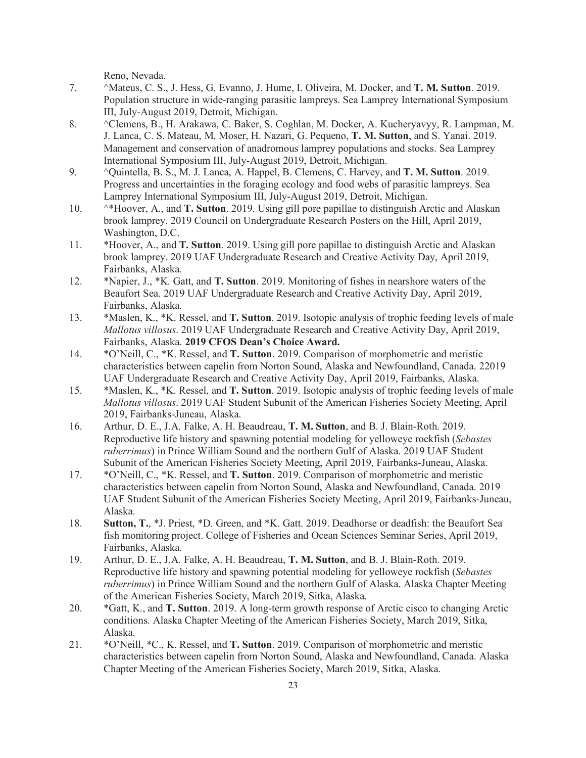Reno, Nevada.

7. ^Mateus, C. S., J. Hess, G. Evanno, J. Hume, I. Oliveira, M. Docker, and **T. M. Sutton**. 2019. Population structure in wide-ranging parasitic lampreys. Sea Lamprey International Symposium III, July-August 2019, Detroit, Michigan.
8. ^Clemens, B., H. Arakawa, C. Baker, S. Coghlan, M. Docker, A. Kucheryavyy, R. Lampman, M. J. Lanca, C. S. Mateau, M. Moser, H. Nazari, G. Pequeno, **T. M. Sutton**, and S. Yanai. 2019. Management and conservation of anadromous lamprey populations and stocks. Sea Lamprey International Symposium III, July-August 2019, Detroit, Michigan.
9. ^Quintella, B. S., M. J. Lanca, A. Happel, B. Clemens, C. Harvey, and **T. M. Sutton**. 2019. Progress and uncertainties in the foraging ecology and food webs of parasitic lampreys. Sea Lamprey International Symposium III, July-August 2019, Detroit, Michigan.
10. ^*Hoover, A., and **T. Sutton**. 2019. Using gill pore papillae to distinguish Arctic and Alaskan brook lamprey. 2019 Council on Undergraduate Research Posters on the Hill, April 2019, Washington, D.C.
11. *Hoover, A., and **T. Sutton**. 2019. Using gill pore papillae to distinguish Arctic and Alaskan brook lamprey. 2019 UAF Undergraduate Research and Creative Activity Day, April 2019, Fairbanks, Alaska.
12. *Napier, J., *K. Gatt, and **T. Sutton**. 2019. Monitoring of fishes in nearshore waters of the Beaufort Sea. 2019 UAF Undergraduate Research and Creative Activity Day, April 2019, Fairbanks, Alaska.
13. *Maslen, K., *K. Ressel, and **T. Sutton**. 2019. Isotopic analysis of trophic feeding levels of male *Mallotus villosus*. 2019 UAF Undergraduate Research and Creative Activity Day, April 2019, Fairbanks, Alaska. **2019 CFOS Dean's Choice Award.**
14. *O'Neill, C., *K. Ressel, and **T. Sutton**. 2019. Comparison of morphometric and meristic characteristics between capelin from Norton Sound, Alaska and Newfoundland, Canada. 22019 UAF Undergraduate Research and Creative Activity Day, April 2019, Fairbanks, Alaska.
15. *Maslen, K., *K. Ressel, and **T. Sutton**. 2019. Isotopic analysis of trophic feeding levels of male *Mallotus villosus*. 2019 UAF Student Subunit of the American Fisheries Society Meeting, April 2019, Fairbanks-Juneau, Alaska.
16. Arthur, D. E., J.A. Falke, A. H. Beaudreau, **T. M. Sutton**, and B. J. Blain-Roth. 2019. Reproductive life history and spawning potential modeling for yelloweye rockfish (*Sebastes ruberrimus*) in Prince William Sound and the northern Gulf of Alaska. 2019 UAF Student Subunit of the American Fisheries Society Meeting, April 2019, Fairbanks-Juneau, Alaska.
17. *O'Neill, C., *K. Ressel, and **T. Sutton**. 2019. Comparison of morphometric and meristic characteristics between capelin from Norton Sound, Alaska and Newfoundland, Canada. 2019 UAF Student Subunit of the American Fisheries Society Meeting, April 2019, Fairbanks-Juneau, Alaska.
18. **Sutton, T.**, *J. Priest, *D. Green, and *K. Gatt. 2019. Deadhorse or deadfish: the Beaufort Sea fish monitoring project. College of Fisheries and Ocean Sciences Seminar Series, April 2019, Fairbanks, Alaska.
19. Arthur, D. E., J.A. Falke, A. H. Beaudreau, **T. M. Sutton**, and B. J. Blain-Roth. 2019. Reproductive life history and spawning potential modeling for yelloweye rockfish (*Sebastes ruberrimus*) in Prince William Sound and the northern Gulf of Alaska. Alaska Chapter Meeting of the American Fisheries Society, March 2019, Sitka, Alaska.
20. *Gatt, K., and **T. Sutton**. 2019. A long-term growth response of Arctic cisco to changing Arctic conditions. Alaska Chapter Meeting of the American Fisheries Society, March 2019, Sitka, Alaska.
21. *O'Neill, *C., K. Ressel, and **T. Sutton**. 2019. Comparison of morphometric and meristic characteristics between capelin from Norton Sound, Alaska and Newfoundland, Canada. Alaska Chapter Meeting of the American Fisheries Society, March 2019, Sitka, Alaska.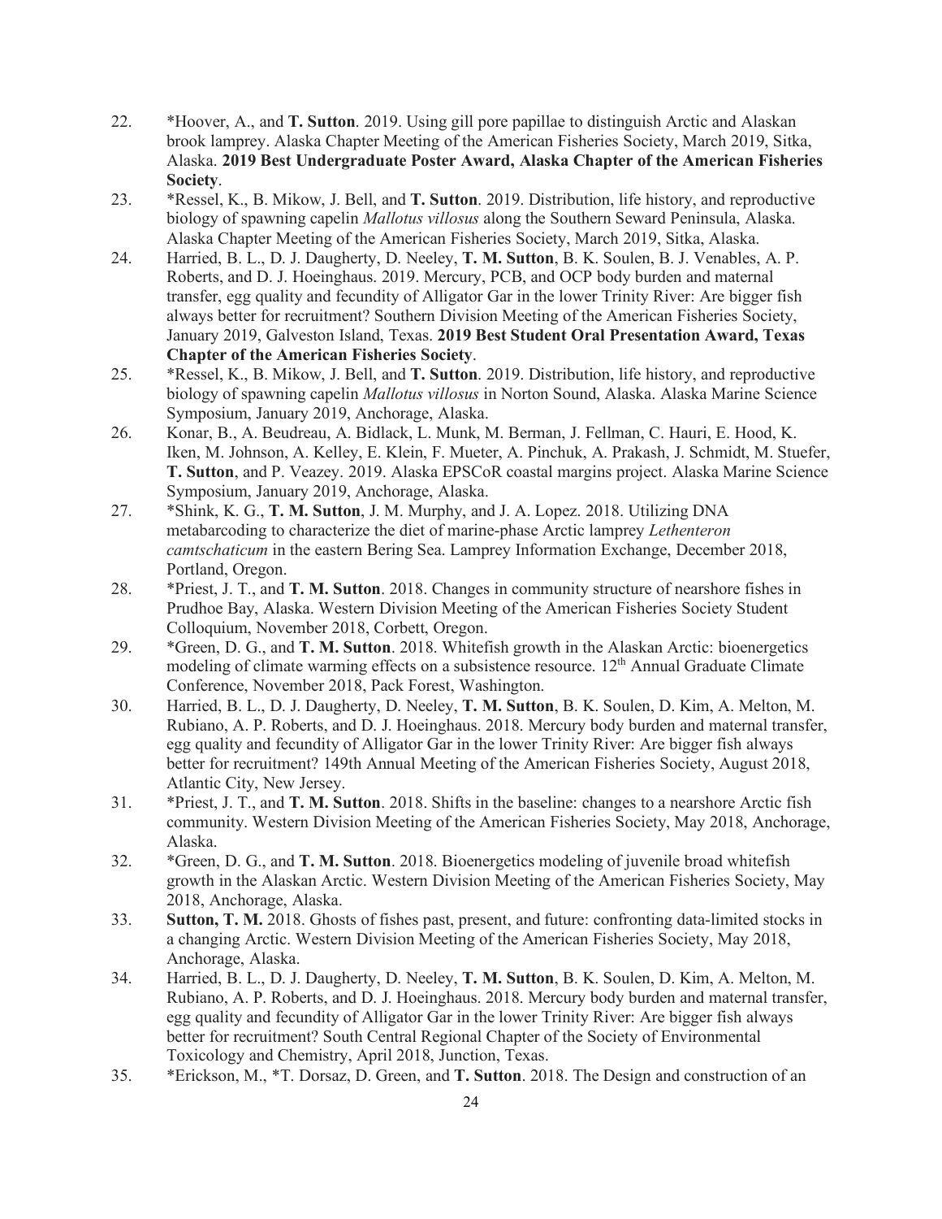22. *Hoover, A., and **T. Sutton**. 2019. Using gill pore papillae to distinguish Arctic and Alaskan brook lamprey. Alaska Chapter Meeting of the American Fisheries Society, March 2019, Sitka, Alaska. **2019 Best Undergraduate Poster Award, Alaska Chapter of the American Fisheries Society**.
23. *Ressel, K., B. Mikow, J. Bell, and **T. Sutton**. 2019. Distribution, life history, and reproductive biology of spawning capelin *Mallotus villosus* along the Southern Seward Peninsula, Alaska. Alaska Chapter Meeting of the American Fisheries Society, March 2019, Sitka, Alaska.
24. Harried, B. L., D. J. Daugherty, D. Neeley, **T. M. Sutton**, B. K. Soulen, B. J. Venables, A. P. Roberts, and D. J. Hoeinghaus. 2019. Mercury, PCB, and OCP body burden and maternal transfer, egg quality and fecundity of Alligator Gar in the lower Trinity River: Are bigger fish always better for recruitment? Southern Division Meeting of the American Fisheries Society, January 2019, Galveston Island, Texas. **2019 Best Student Oral Presentation Award, Texas Chapter of the American Fisheries Society**.
25. *Ressel, K., B. Mikow, J. Bell, and **T. Sutton**. 2019. Distribution, life history, and reproductive biology of spawning capelin *Mallotus villosus* in Norton Sound, Alaska. Alaska Marine Science Symposium, January 2019, Anchorage, Alaska.
26. Konar, B., A. Beudreau, A. Bidlack, L. Munk, M. Berman, J. Fellman, C. Hauri, E. Hood, K. Iken, M. Johnson, A. Kelley, E. Klein, F. Mueter, A. Pinchuk, A. Prakash, J. Schmidt, M. Stuefer, **T. Sutton**, and P. Veazey. 2019. Alaska EPSCoR coastal margins project. Alaska Marine Science Symposium, January 2019, Anchorage, Alaska.
27. *Shink, K. G., **T. M. Sutton**, J. M. Murphy, and J. A. Lopez. 2018. Utilizing DNA metabarcoding to characterize the diet of marine-phase Arctic lamprey *Lethenteron camtschaticum* in the eastern Bering Sea. Lamprey Information Exchange, December 2018, Portland, Oregon.
28. *Priest, J. T., and **T. M. Sutton**. 2018. Changes in community structure of nearshore fishes in Prudhoe Bay, Alaska. Western Division Meeting of the American Fisheries Society Student Colloquium, November 2018, Corbett, Oregon.
29. *Green, D. G., and **T. M. Sutton**. 2018. Whitefish growth in the Alaskan Arctic: bioenergetics modeling of climate warming effects on a subsistence resource. 12th Annual Graduate Climate Conference, November 2018, Pack Forest, Washington.
30. Harried, B. L., D. J. Daugherty, D. Neeley, **T. M. Sutton**, B. K. Soulen, D. Kim, A. Melton, M. Rubiano, A. P. Roberts, and D. J. Hoeinghaus. 2018. Mercury body burden and maternal transfer, egg quality and fecundity of Alligator Gar in the lower Trinity River: Are bigger fish always better for recruitment? 149th Annual Meeting of the American Fisheries Society, August 2018, Atlantic City, New Jersey.
31. *Priest, J. T., and **T. M. Sutton**. 2018. Shifts in the baseline: changes to a nearshore Arctic fish community. Western Division Meeting of the American Fisheries Society, May 2018, Anchorage, Alaska.
32. *Green, D. G., and **T. M. Sutton**. 2018. Bioenergetics modeling of juvenile broad whitefish growth in the Alaskan Arctic. Western Division Meeting of the American Fisheries Society, May 2018, Anchorage, Alaska.
33. **Sutton, T. M.** 2018. Ghosts of fishes past, present, and future: confronting data-limited stocks in a changing Arctic. Western Division Meeting of the American Fisheries Society, May 2018, Anchorage, Alaska.
34. Harried, B. L., D. J. Daugherty, D. Neeley, **T. M. Sutton**, B. K. Soulen, D. Kim, A. Melton, M. Rubiano, A. P. Roberts, and D. J. Hoeinghaus. 2018. Mercury body burden and maternal transfer, egg quality and fecundity of Alligator Gar in the lower Trinity River: Are bigger fish always better for recruitment? South Central Regional Chapter of the Society of Environmental Toxicology and Chemistry, April 2018, Junction, Texas.
35. *Erickson, M., *T. Dorsaz, D. Green, and **T. Sutton**. 2018. The Design and construction of an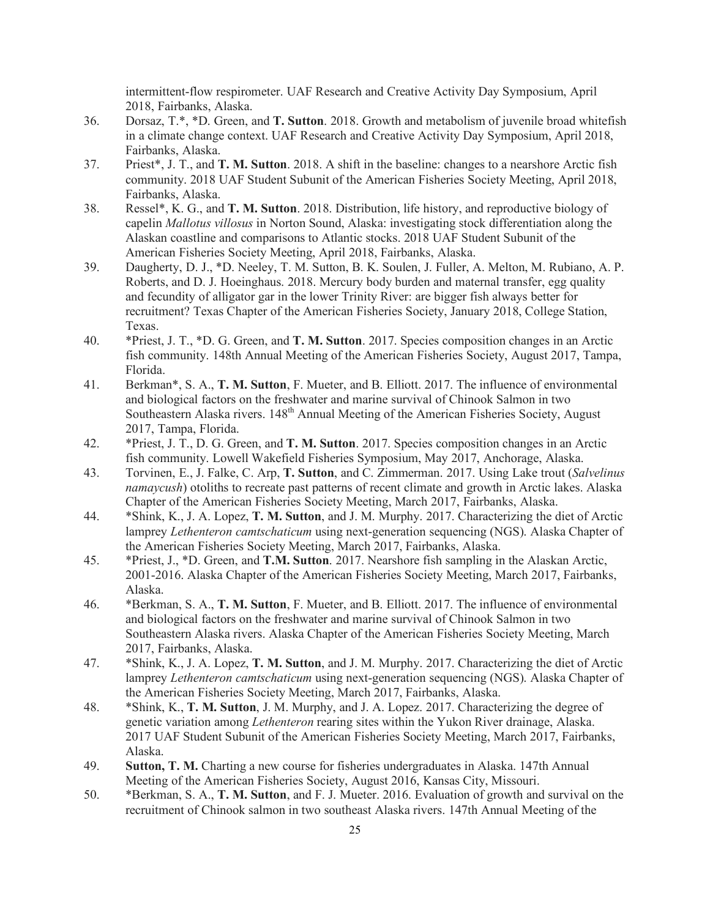intermittent-flow respirometer. UAF Research and Creative Activity Day Symposium, April 2018, Fairbanks, Alaska.

36. Dorsaz, T.*, *D. Green, and **T. Sutton**. 2018. Growth and metabolism of juvenile broad whitefish in a climate change context. UAF Research and Creative Activity Day Symposium, April 2018, Fairbanks, Alaska.
37. Priest*, J. T., and **T. M. Sutton**. 2018. A shift in the baseline: changes to a nearshore Arctic fish community. 2018 UAF Student Subunit of the American Fisheries Society Meeting, April 2018, Fairbanks, Alaska.
38. Ressel*, K. G., and **T. M. Sutton**. 2018. Distribution, life history, and reproductive biology of capelin *Mallotus villosus* in Norton Sound, Alaska: investigating stock differentiation along the Alaskan coastline and comparisons to Atlantic stocks. 2018 UAF Student Subunit of the American Fisheries Society Meeting, April 2018, Fairbanks, Alaska.
39. Daugherty, D. J., *D. Neeley, T. M. Sutton, B. K. Soulen, J. Fuller, A. Melton, M. Rubiano, A. P. Roberts, and D. J. Hoeinghaus. 2018. Mercury body burden and maternal transfer, egg quality and fecundity of alligator gar in the lower Trinity River: are bigger fish always better for recruitment? Texas Chapter of the American Fisheries Society, January 2018, College Station, Texas.
40. *Priest, J. T., *D. G. Green, and **T. M. Sutton**. 2017. Species composition changes in an Arctic fish community. 148th Annual Meeting of the American Fisheries Society, August 2017, Tampa, Florida.
41. Berkman*, S. A., **T. M. Sutton**, F. Mueter, and B. Elliott. 2017. The influence of environmental and biological factors on the freshwater and marine survival of Chinook Salmon in two Southeastern Alaska rivers. 148th Annual Meeting of the American Fisheries Society, August 2017, Tampa, Florida.
42. *Priest, J. T., D. G. Green, and **T. M. Sutton**. 2017. Species composition changes in an Arctic fish community. Lowell Wakefield Fisheries Symposium, May 2017, Anchorage, Alaska.
43. Torvinen, E., J. Falke, C. Arp, **T. Sutton**, and C. Zimmerman. 2017. Using Lake trout (*Salvelinus namaycush*) otoliths to recreate past patterns of recent climate and growth in Arctic lakes. Alaska Chapter of the American Fisheries Society Meeting, March 2017, Fairbanks, Alaska.
44. *Shink, K., J. A. Lopez, **T. M. Sutton**, and J. M. Murphy. 2017. Characterizing the diet of Arctic lamprey *Lethenteron camtschaticum* using next-generation sequencing (NGS). Alaska Chapter of the American Fisheries Society Meeting, March 2017, Fairbanks, Alaska.
45. *Priest, J., *D. Green, and **T.M. Sutton**. 2017. Nearshore fish sampling in the Alaskan Arctic, 2001-2016. Alaska Chapter of the American Fisheries Society Meeting, March 2017, Fairbanks, Alaska.
46. *Berkman, S. A., **T. M. Sutton**, F. Mueter, and B. Elliott. 2017. The influence of environmental and biological factors on the freshwater and marine survival of Chinook Salmon in two Southeastern Alaska rivers. Alaska Chapter of the American Fisheries Society Meeting, March 2017, Fairbanks, Alaska.
47. *Shink, K., J. A. Lopez, **T. M. Sutton**, and J. M. Murphy. 2017. Characterizing the diet of Arctic lamprey *Lethenteron camtschaticum* using next-generation sequencing (NGS). Alaska Chapter of the American Fisheries Society Meeting, March 2017, Fairbanks, Alaska.
48. *Shink, K., **T. M. Sutton**, J. M. Murphy, and J. A. Lopez. 2017. Characterizing the degree of genetic variation among *Lethenteron* rearing sites within the Yukon River drainage, Alaska. 2017 UAF Student Subunit of the American Fisheries Society Meeting, March 2017, Fairbanks, Alaska.
49. **Sutton, T. M.** Charting a new course for fisheries undergraduates in Alaska. 147th Annual Meeting of the American Fisheries Society, August 2016, Kansas City, Missouri.
50. *Berkman, S. A., **T. M. Sutton**, and F. J. Mueter. 2016. Evaluation of growth and survival on the recruitment of Chinook salmon in two southeast Alaska rivers. 147th Annual Meeting of the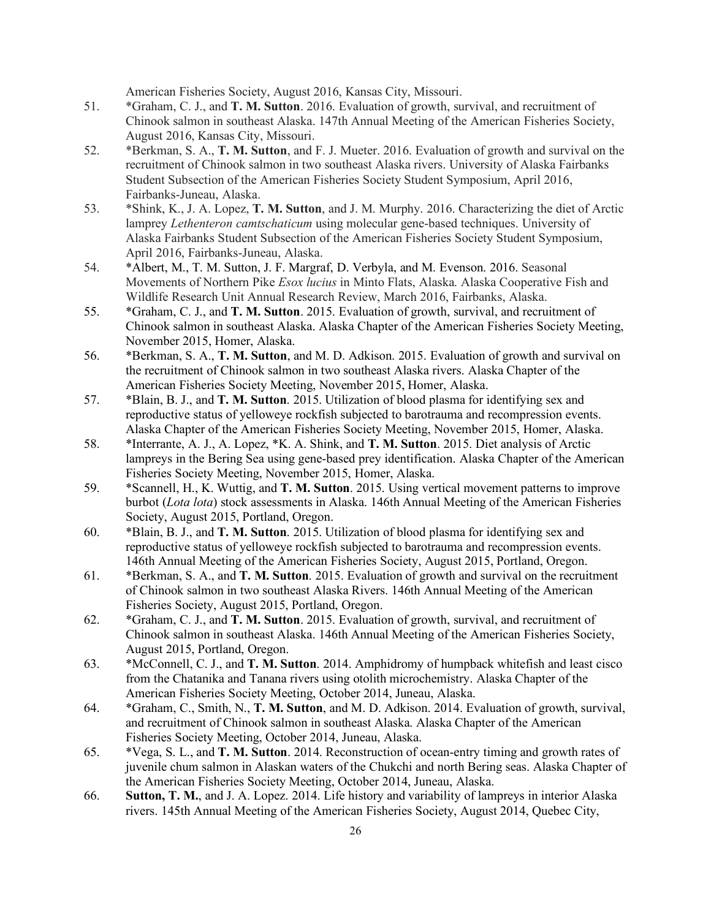American Fisheries Society, August 2016, Kansas City, Missouri.

51. *Graham, C. J., and **T. M. Sutton**. 2016. Evaluation of growth, survival, and recruitment of Chinook salmon in southeast Alaska. 147th Annual Meeting of the American Fisheries Society, August 2016, Kansas City, Missouri.
52. *Berkman, S. A., **T. M. Sutton**, and F. J. Mueter. 2016. Evaluation of growth and survival on the recruitment of Chinook salmon in two southeast Alaska rivers. University of Alaska Fairbanks Student Subsection of the American Fisheries Society Student Symposium, April 2016, Fairbanks-Juneau, Alaska.
53. *Shink, K., J. A. Lopez, **T. M. Sutton**, and J. M. Murphy. 2016. Characterizing the diet of Arctic lamprey *Lethenteron camtschaticum* using molecular gene-based techniques. University of Alaska Fairbanks Student Subsection of the American Fisheries Society Student Symposium, April 2016, Fairbanks-Juneau, Alaska.
54. *Albert, M., T. M. Sutton, J. F. Margraf, D. Verbyla, and M. Evenson. 2016. Seasonal Movements of Northern Pike *Esox lucius* in Minto Flats, Alaska. Alaska Cooperative Fish and Wildlife Research Unit Annual Research Review, March 2016, Fairbanks, Alaska.
55. *Graham, C. J., and **T. M. Sutton**. 2015. Evaluation of growth, survival, and recruitment of Chinook salmon in southeast Alaska. Alaska Chapter of the American Fisheries Society Meeting, November 2015, Homer, Alaska.
56. *Berkman, S. A., **T. M. Sutton**, and M. D. Adkison. 2015. Evaluation of growth and survival on the recruitment of Chinook salmon in two southeast Alaska rivers. Alaska Chapter of the American Fisheries Society Meeting, November 2015, Homer, Alaska.
57. *Blain, B. J., and **T. M. Sutton**. 2015. Utilization of blood plasma for identifying sex and reproductive status of yelloweye rockfish subjected to barotrauma and recompression events. Alaska Chapter of the American Fisheries Society Meeting, November 2015, Homer, Alaska.
58. *Interrante, A. J., A. Lopez, *K. A. Shink, and **T. M. Sutton**. 2015. Diet analysis of Arctic lampreys in the Bering Sea using gene-based prey identification. Alaska Chapter of the American Fisheries Society Meeting, November 2015, Homer, Alaska.
59. *Scannell, H., K. Wuttig, and **T. M. Sutton**. 2015. Using vertical movement patterns to improve burbot (*Lota lota*) stock assessments in Alaska. 146th Annual Meeting of the American Fisheries Society, August 2015, Portland, Oregon.
60. *Blain, B. J., and **T. M. Sutton**. 2015. Utilization of blood plasma for identifying sex and reproductive status of yelloweye rockfish subjected to barotrauma and recompression events. 146th Annual Meeting of the American Fisheries Society, August 2015, Portland, Oregon.
61. *Berkman, S. A., and **T. M. Sutton**. 2015. Evaluation of growth and survival on the recruitment of Chinook salmon in two southeast Alaska Rivers. 146th Annual Meeting of the American Fisheries Society, August 2015, Portland, Oregon.
62. *Graham, C. J., and **T. M. Sutton**. 2015. Evaluation of growth, survival, and recruitment of Chinook salmon in southeast Alaska. 146th Annual Meeting of the American Fisheries Society, August 2015, Portland, Oregon.
63. *McConnell, C. J., and **T. M. Sutton**. 2014. Amphidromy of humpback whitefish and least cisco from the Chatanika and Tanana rivers using otolith microchemistry. Alaska Chapter of the American Fisheries Society Meeting, October 2014, Juneau, Alaska.
64. *Graham, C., Smith, N., **T. M. Sutton**, and M. D. Adkison. 2014. Evaluation of growth, survival, and recruitment of Chinook salmon in southeast Alaska. Alaska Chapter of the American Fisheries Society Meeting, October 2014, Juneau, Alaska.
65. *Vega, S. L., and **T. M. Sutton**. 2014. Reconstruction of ocean-entry timing and growth rates of juvenile chum salmon in Alaskan waters of the Chukchi and north Bering seas. Alaska Chapter of the American Fisheries Society Meeting, October 2014, Juneau, Alaska.
66. **Sutton, T. M.**, and J. A. Lopez. 2014. Life history and variability of lampreys in interior Alaska rivers. 145th Annual Meeting of the American Fisheries Society, August 2014, Quebec City,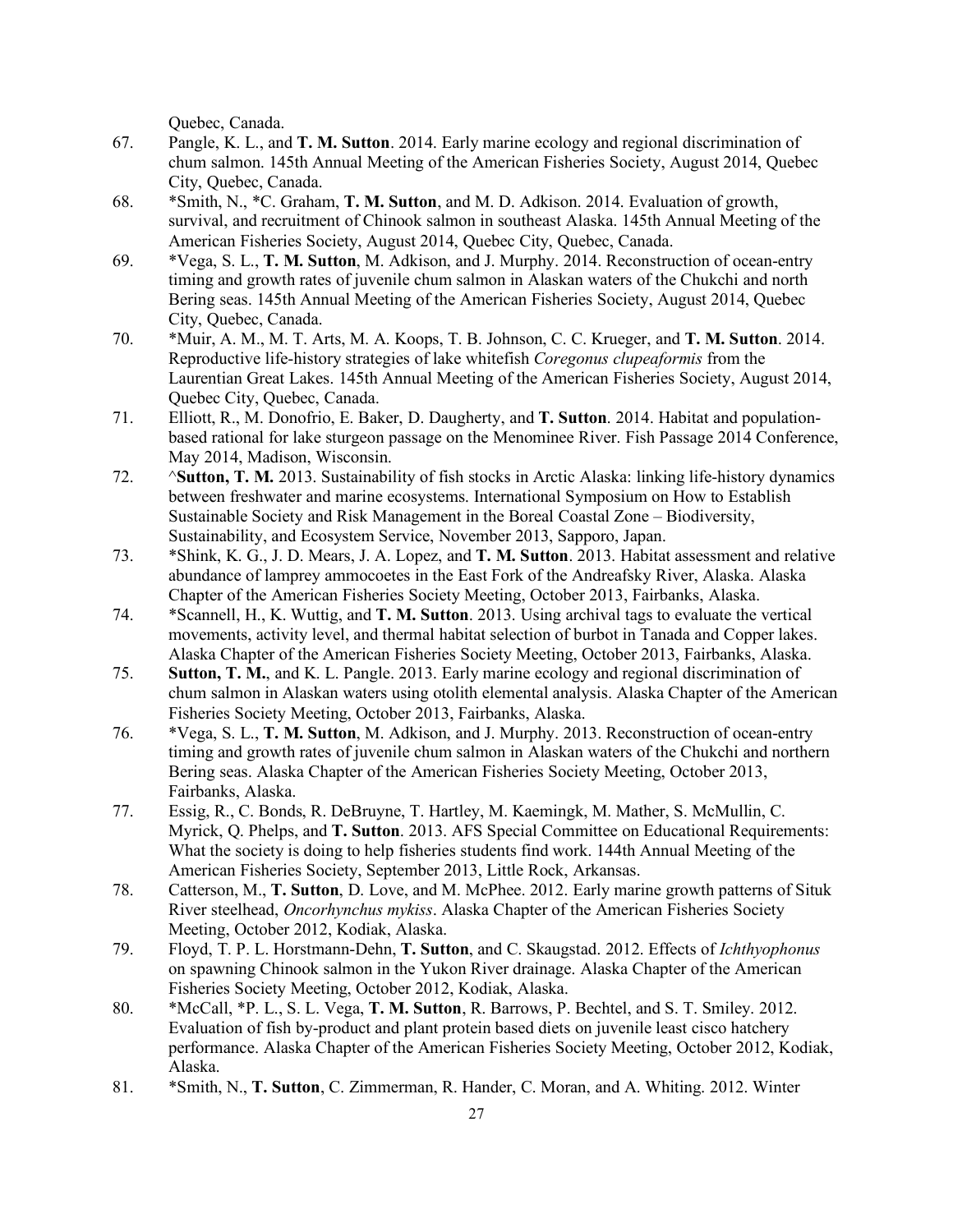Quebec, Canada.

67. Pangle, K. L., and **T. M. Sutton**. 2014. Early marine ecology and regional discrimination of chum salmon. 145th Annual Meeting of the American Fisheries Society, August 2014, Quebec City, Quebec, Canada.
68. *Smith, N., *C. Graham, **T. M. Sutton**, and M. D. Adkison. 2014. Evaluation of growth, survival, and recruitment of Chinook salmon in southeast Alaska. 145th Annual Meeting of the American Fisheries Society, August 2014, Quebec City, Quebec, Canada.
69. *Vega, S. L., **T. M. Sutton**, M. Adkison, and J. Murphy. 2014. Reconstruction of ocean-entry timing and growth rates of juvenile chum salmon in Alaskan waters of the Chukchi and north Bering seas. 145th Annual Meeting of the American Fisheries Society, August 2014, Quebec City, Quebec, Canada.
70. *Muir, A. M., M. T. Arts, M. A. Koops, T. B. Johnson, C. C. Krueger, and **T. M. Sutton**. 2014. Reproductive life-history strategies of lake whitefish *Coregonus clupeaformis* from the Laurentian Great Lakes. 145th Annual Meeting of the American Fisheries Society, August 2014, Quebec City, Quebec, Canada.
71. Elliott, R., M. Donofrio, E. Baker, D. Daugherty, and **T. Sutton**. 2014. Habitat and population-based rational for lake sturgeon passage on the Menominee River. Fish Passage 2014 Conference, May 2014, Madison, Wisconsin.
72. ^**Sutton, T. M.** 2013. Sustainability of fish stocks in Arctic Alaska: linking life-history dynamics between freshwater and marine ecosystems. International Symposium on How to Establish Sustainable Society and Risk Management in the Boreal Coastal Zone – Biodiversity, Sustainability, and Ecosystem Service, November 2013, Sapporo, Japan.
73. *Shink, K. G., J. D. Mears, J. A. Lopez, and **T. M. Sutton**. 2013. Habitat assessment and relative abundance of lamprey ammocoetes in the East Fork of the Andreafsky River, Alaska. Alaska Chapter of the American Fisheries Society Meeting, October 2013, Fairbanks, Alaska.
74. *Scannell, H., K. Wuttig, and **T. M. Sutton**. 2013. Using archival tags to evaluate the vertical movements, activity level, and thermal habitat selection of burbot in Tanada and Copper lakes. Alaska Chapter of the American Fisheries Society Meeting, October 2013, Fairbanks, Alaska.
75. **Sutton, T. M.**, and K. L. Pangle. 2013. Early marine ecology and regional discrimination of chum salmon in Alaskan waters using otolith elemental analysis. Alaska Chapter of the American Fisheries Society Meeting, October 2013, Fairbanks, Alaska.
76. *Vega, S. L., **T. M. Sutton**, M. Adkison, and J. Murphy. 2013. Reconstruction of ocean-entry timing and growth rates of juvenile chum salmon in Alaskan waters of the Chukchi and northern Bering seas. Alaska Chapter of the American Fisheries Society Meeting, October 2013, Fairbanks, Alaska.
77. Essig, R., C. Bonds, R. DeBruyne, T. Hartley, M. Kaemingk, M. Mather, S. McMullin, C. Myrick, Q. Phelps, and **T. Sutton**. 2013. AFS Special Committee on Educational Requirements: What the society is doing to help fisheries students find work. 144th Annual Meeting of the American Fisheries Society, September 2013, Little Rock, Arkansas.
78. Catterson, M., **T. Sutton**, D. Love, and M. McPhee. 2012. Early marine growth patterns of Situk River steelhead, *Oncorhynchus mykiss*. Alaska Chapter of the American Fisheries Society Meeting, October 2012, Kodiak, Alaska.
79. Floyd, T. P. L. Horstmann-Dehn, **T. Sutton**, and C. Skaugstad. 2012. Effects of *Ichthyophonus* on spawning Chinook salmon in the Yukon River drainage. Alaska Chapter of the American Fisheries Society Meeting, October 2012, Kodiak, Alaska.
80. *McCall, *P. L., S. L. Vega, **T. M. Sutton**, R. Barrows, P. Bechtel, and S. T. Smiley. 2012. Evaluation of fish by-product and plant protein based diets on juvenile least cisco hatchery performance. Alaska Chapter of the American Fisheries Society Meeting, October 2012, Kodiak, Alaska.
81. *Smith, N., **T. Sutton**, C. Zimmerman, R. Hander, C. Moran, and A. Whiting. 2012. Winter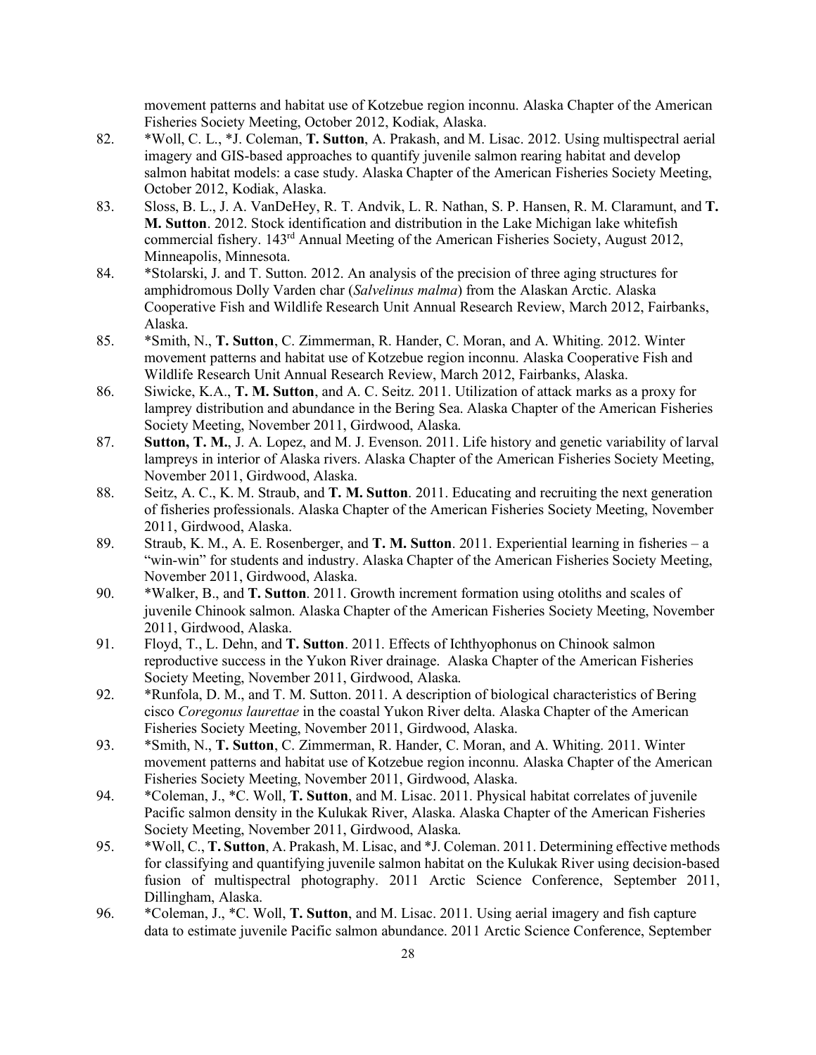movement patterns and habitat use of Kotzebue region inconnu. Alaska Chapter of the American Fisheries Society Meeting, October 2012, Kodiak, Alaska.

82. *Woll, C. L., *J. Coleman, **T. Sutton**, A. Prakash, and M. Lisac. 2012. Using multispectral aerial imagery and GIS-based approaches to quantify juvenile salmon rearing habitat and develop salmon habitat models: a case study. Alaska Chapter of the American Fisheries Society Meeting, October 2012, Kodiak, Alaska.
83. Sloss, B. L., J. A. VanDeHey, R. T. Andvik, L. R. Nathan, S. P. Hansen, R. M. Claramunt, and **T. M. Sutton**. 2012. Stock identification and distribution in the Lake Michigan lake whitefish commercial fishery. 143rd Annual Meeting of the American Fisheries Society, August 2012, Minneapolis, Minnesota.
84. *Stolarski, J. and T. Sutton. 2012. An analysis of the precision of three aging structures for amphidromous Dolly Varden char (*Salvelinus malma*) from the Alaskan Arctic. Alaska Cooperative Fish and Wildlife Research Unit Annual Research Review, March 2012, Fairbanks, Alaska.
85. *Smith, N., **T. Sutton**, C. Zimmerman, R. Hander, C. Moran, and A. Whiting. 2012. Winter movement patterns and habitat use of Kotzebue region inconnu. Alaska Cooperative Fish and Wildlife Research Unit Annual Research Review, March 2012, Fairbanks, Alaska.
86. Siwicke, K.A., **T. M. Sutton**, and A. C. Seitz. 2011. Utilization of attack marks as a proxy for lamprey distribution and abundance in the Bering Sea. Alaska Chapter of the American Fisheries Society Meeting, November 2011, Girdwood, Alaska.
87. **Sutton, T. M.**, J. A. Lopez, and M. J. Evenson. 2011. Life history and genetic variability of larval lampreys in interior of Alaska rivers. Alaska Chapter of the American Fisheries Society Meeting, November 2011, Girdwood, Alaska.
88. Seitz, A. C., K. M. Straub, and **T. M. Sutton**. 2011. Educating and recruiting the next generation of fisheries professionals. Alaska Chapter of the American Fisheries Society Meeting, November 2011, Girdwood, Alaska.
89. Straub, K. M., A. E. Rosenberger, and **T. M. Sutton**. 2011. Experiential learning in fisheries – a "win-win" for students and industry. Alaska Chapter of the American Fisheries Society Meeting, November 2011, Girdwood, Alaska.
90. *Walker, B., and **T. Sutton**. 2011. Growth increment formation using otoliths and scales of juvenile Chinook salmon. Alaska Chapter of the American Fisheries Society Meeting, November 2011, Girdwood, Alaska.
91. Floyd, T., L. Dehn, and **T. Sutton**. 2011. Effects of Ichthyophonus on Chinook salmon reproductive success in the Yukon River drainage. Alaska Chapter of the American Fisheries Society Meeting, November 2011, Girdwood, Alaska.
92. *Runfola, D. M., and T. M. Sutton. 2011. A description of biological characteristics of Bering cisco *Coregonus laurettae* in the coastal Yukon River delta. Alaska Chapter of the American Fisheries Society Meeting, November 2011, Girdwood, Alaska.
93. *Smith, N., **T. Sutton**, C. Zimmerman, R. Hander, C. Moran, and A. Whiting. 2011. Winter movement patterns and habitat use of Kotzebue region inconnu. Alaska Chapter of the American Fisheries Society Meeting, November 2011, Girdwood, Alaska.
94. *Coleman, J., *C. Woll, **T. Sutton**, and M. Lisac. 2011. Physical habitat correlates of juvenile Pacific salmon density in the Kulukak River, Alaska. Alaska Chapter of the American Fisheries Society Meeting, November 2011, Girdwood, Alaska.
95. *Woll, C., **T. Sutton**, A. Prakash, M. Lisac, and *J. Coleman. 2011. Determining effective methods for classifying and quantifying juvenile salmon habitat on the Kulukak River using decision-based fusion of multispectral photography. 2011 Arctic Science Conference, September 2011, Dillingham, Alaska.
96. *Coleman, J., *C. Woll, **T. Sutton**, and M. Lisac. 2011. Using aerial imagery and fish capture data to estimate juvenile Pacific salmon abundance. 2011 Arctic Science Conference, September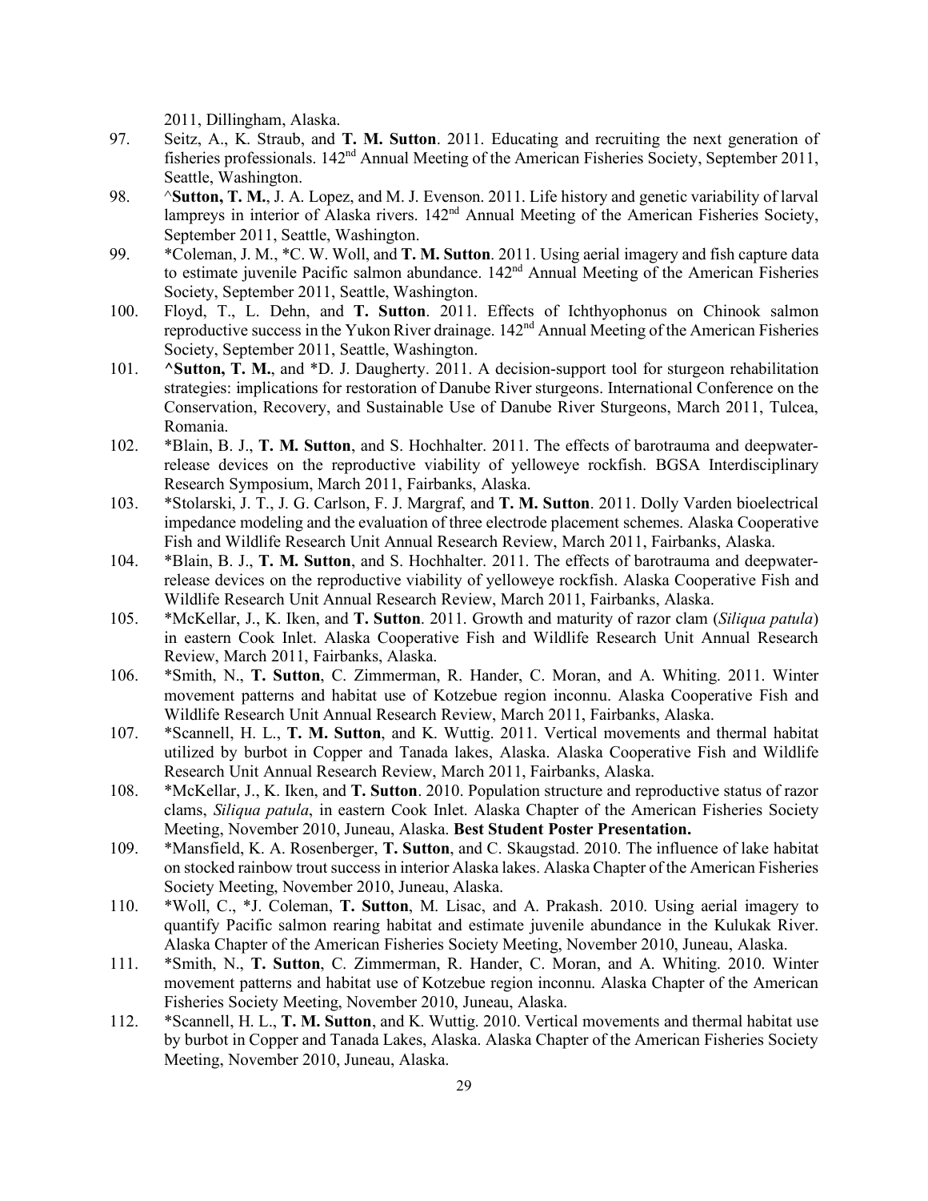2011, Dillingham, Alaska.

97. Seitz, A., K. Straub, and **T. M. Sutton**. 2011. Educating and recruiting the next generation of fisheries professionals. 142nd Annual Meeting of the American Fisheries Society, September 2011, Seattle, Washington.
98. ^**Sutton, T. M.**, J. A. Lopez, and M. J. Evenson. 2011. Life history and genetic variability of larval lampreys in interior of Alaska rivers. 142nd Annual Meeting of the American Fisheries Society, September 2011, Seattle, Washington.
99. *Coleman, J. M., *C. W. Woll, and **T. M. Sutton**. 2011. Using aerial imagery and fish capture data to estimate juvenile Pacific salmon abundance. 142nd Annual Meeting of the American Fisheries Society, September 2011, Seattle, Washington.
100. Floyd, T., L. Dehn, and **T. Sutton**. 2011. Effects of Ichthyophonus on Chinook salmon reproductive success in the Yukon River drainage. 142nd Annual Meeting of the American Fisheries Society, September 2011, Seattle, Washington.
101. **^Sutton, T. M.**, and *D. J. Daugherty. 2011. A decision-support tool for sturgeon rehabilitation strategies: implications for restoration of Danube River sturgeons. International Conference on the Conservation, Recovery, and Sustainable Use of Danube River Sturgeons, March 2011, Tulcea, Romania.
102. *Blain, B. J., **T. M. Sutton**, and S. Hochhalter. 2011. The effects of barotrauma and deepwater-release devices on the reproductive viability of yelloweye rockfish. BGSA Interdisciplinary Research Symposium, March 2011, Fairbanks, Alaska.
103. *Stolarski, J. T., J. G. Carlson, F. J. Margraf, and **T. M. Sutton**. 2011. Dolly Varden bioelectrical impedance modeling and the evaluation of three electrode placement schemes. Alaska Cooperative Fish and Wildlife Research Unit Annual Research Review, March 2011, Fairbanks, Alaska.
104. *Blain, B. J., **T. M. Sutton**, and S. Hochhalter. 2011. The effects of barotrauma and deepwater-release devices on the reproductive viability of yelloweye rockfish. Alaska Cooperative Fish and Wildlife Research Unit Annual Research Review, March 2011, Fairbanks, Alaska.
105. *McKellar, J., K. Iken, and **T. Sutton**. 2011. Growth and maturity of razor clam (*Siliqua patula*) in eastern Cook Inlet. Alaska Cooperative Fish and Wildlife Research Unit Annual Research Review, March 2011, Fairbanks, Alaska.
106. *Smith, N., **T. Sutton**, C. Zimmerman, R. Hander, C. Moran, and A. Whiting. 2011. Winter movement patterns and habitat use of Kotzebue region inconnu. Alaska Cooperative Fish and Wildlife Research Unit Annual Research Review, March 2011, Fairbanks, Alaska.
107. *Scannell, H. L., **T. M. Sutton**, and K. Wuttig. 2011. Vertical movements and thermal habitat utilized by burbot in Copper and Tanada lakes, Alaska. Alaska Cooperative Fish and Wildlife Research Unit Annual Research Review, March 2011, Fairbanks, Alaska.
108. *McKellar, J., K. Iken, and **T. Sutton**. 2010. Population structure and reproductive status of razor clams, *Siliqua patula*, in eastern Cook Inlet. Alaska Chapter of the American Fisheries Society Meeting, November 2010, Juneau, Alaska. **Best Student Poster Presentation.**
109. *Mansfield, K. A. Rosenberger, **T. Sutton**, and C. Skaugstad. 2010. The influence of lake habitat on stocked rainbow trout success in interior Alaska lakes. Alaska Chapter of the American Fisheries Society Meeting, November 2010, Juneau, Alaska.
110. *Woll, C., *J. Coleman, **T. Sutton**, M. Lisac, and A. Prakash. 2010. Using aerial imagery to quantify Pacific salmon rearing habitat and estimate juvenile abundance in the Kulukak River. Alaska Chapter of the American Fisheries Society Meeting, November 2010, Juneau, Alaska.
111. *Smith, N., **T. Sutton**, C. Zimmerman, R. Hander, C. Moran, and A. Whiting. 2010. Winter movement patterns and habitat use of Kotzebue region inconnu. Alaska Chapter of the American Fisheries Society Meeting, November 2010, Juneau, Alaska.
112. *Scannell, H. L., **T. M. Sutton**, and K. Wuttig. 2010. Vertical movements and thermal habitat use by burbot in Copper and Tanada Lakes, Alaska. Alaska Chapter of the American Fisheries Society Meeting, November 2010, Juneau, Alaska.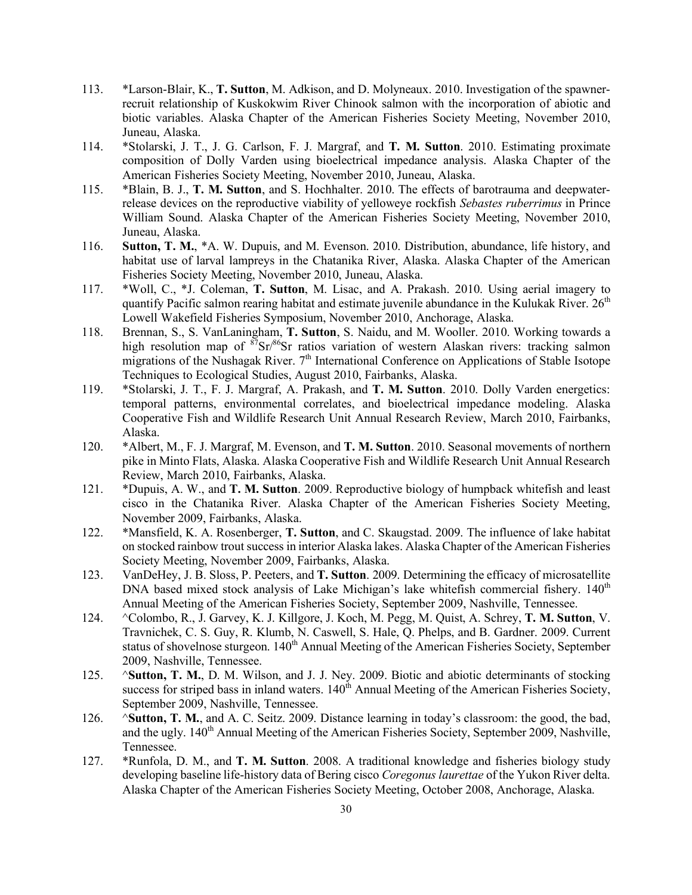113. *Larson-Blair, K., **T. Sutton**, M. Adkison, and D. Molyneaux. 2010. Investigation of the spawner-recruit relationship of Kuskokwim River Chinook salmon with the incorporation of abiotic and biotic variables. Alaska Chapter of the American Fisheries Society Meeting, November 2010, Juneau, Alaska.
114. *Stolarski, J. T., J. G. Carlson, F. J. Margraf, and **T. M. Sutton**. 2010. Estimating proximate composition of Dolly Varden using bioelectrical impedance analysis. Alaska Chapter of the American Fisheries Society Meeting, November 2010, Juneau, Alaska.
115. *Blain, B. J., **T. M. Sutton**, and S. Hochhalter. 2010. The effects of barotrauma and deepwater-release devices on the reproductive viability of yelloweye rockfish *Sebastes ruberrimus* in Prince William Sound. Alaska Chapter of the American Fisheries Society Meeting, November 2010, Juneau, Alaska.
116. **Sutton, T. M.**, *A. W. Dupuis, and M. Evenson. 2010. Distribution, abundance, life history, and habitat use of larval lampreys in the Chatanika River, Alaska. Alaska Chapter of the American Fisheries Society Meeting, November 2010, Juneau, Alaska.
117. *Woll, C., *J. Coleman, **T. Sutton**, M. Lisac, and A. Prakash. 2010. Using aerial imagery to quantify Pacific salmon rearing habitat and estimate juvenile abundance in the Kulukak River. 26th Lowell Wakefield Fisheries Symposium, November 2010, Anchorage, Alaska.
118. Brennan, S., S. VanLaningham, **T. Sutton**, S. Naidu, and M. Wooller. 2010. Working towards a high resolution map of $^{87}Sr/^{86}Sr$ ratios variation of western Alaskan rivers: tracking salmon migrations of the Nushagak River. 7th International Conference on Applications of Stable Isotope Techniques to Ecological Studies, August 2010, Fairbanks, Alaska.
119. *Stolarski, J. T., F. J. Margraf, A. Prakash, and **T. M. Sutton**. 2010. Dolly Varden energetics: temporal patterns, environmental correlates, and bioelectrical impedance modeling. Alaska Cooperative Fish and Wildlife Research Unit Annual Research Review, March 2010, Fairbanks, Alaska.
120. *Albert, M., F. J. Margraf, M. Evenson, and **T. M. Sutton**. 2010. Seasonal movements of northern pike in Minto Flats, Alaska. Alaska Cooperative Fish and Wildlife Research Unit Annual Research Review, March 2010, Fairbanks, Alaska.
121. *Dupuis, A. W., and **T. M. Sutton**. 2009. Reproductive biology of humpback whitefish and least cisco in the Chatanika River. Alaska Chapter of the American Fisheries Society Meeting, November 2009, Fairbanks, Alaska.
122. *Mansfield, K. A. Rosenberger, **T. Sutton**, and C. Skaugstad. 2009. The influence of lake habitat on stocked rainbow trout success in interior Alaska lakes. Alaska Chapter of the American Fisheries Society Meeting, November 2009, Fairbanks, Alaska.
123. VanDeHey, J. B. Sloss, P. Peeters, and **T. Sutton**. 2009. Determining the efficacy of microsatellite DNA based mixed stock analysis of Lake Michigan's lake whitefish commercial fishery. 140th Annual Meeting of the American Fisheries Society, September 2009, Nashville, Tennessee.
124. ^Colombo, R., J. Garvey, K. J. Killgore, J. Koch, M. Pegg, M. Quist, A. Schrey, **T. M. Sutton**, V. Travnichek, C. S. Guy, R. Klumb, N. Caswell, S. Hale, Q. Phelps, and B. Gardner. 2009. Current status of shovelnose sturgeon. 140th Annual Meeting of the American Fisheries Society, September 2009, Nashville, Tennessee.
125. ^**Sutton, T. M.**, D. M. Wilson, and J. J. Ney. 2009. Biotic and abiotic determinants of stocking success for striped bass in inland waters. 140th Annual Meeting of the American Fisheries Society, September 2009, Nashville, Tennessee.
126. ^**Sutton, T. M.**, and A. C. Seitz. 2009. Distance learning in today's classroom: the good, the bad, and the ugly. 140th Annual Meeting of the American Fisheries Society, September 2009, Nashville, Tennessee.
127. *Runfola, D. M., and **T. M. Sutton**. 2008. A traditional knowledge and fisheries biology study developing baseline life-history data of Bering cisco *Coregonus laurettae* of the Yukon River delta. Alaska Chapter of the American Fisheries Society Meeting, October 2008, Anchorage, Alaska.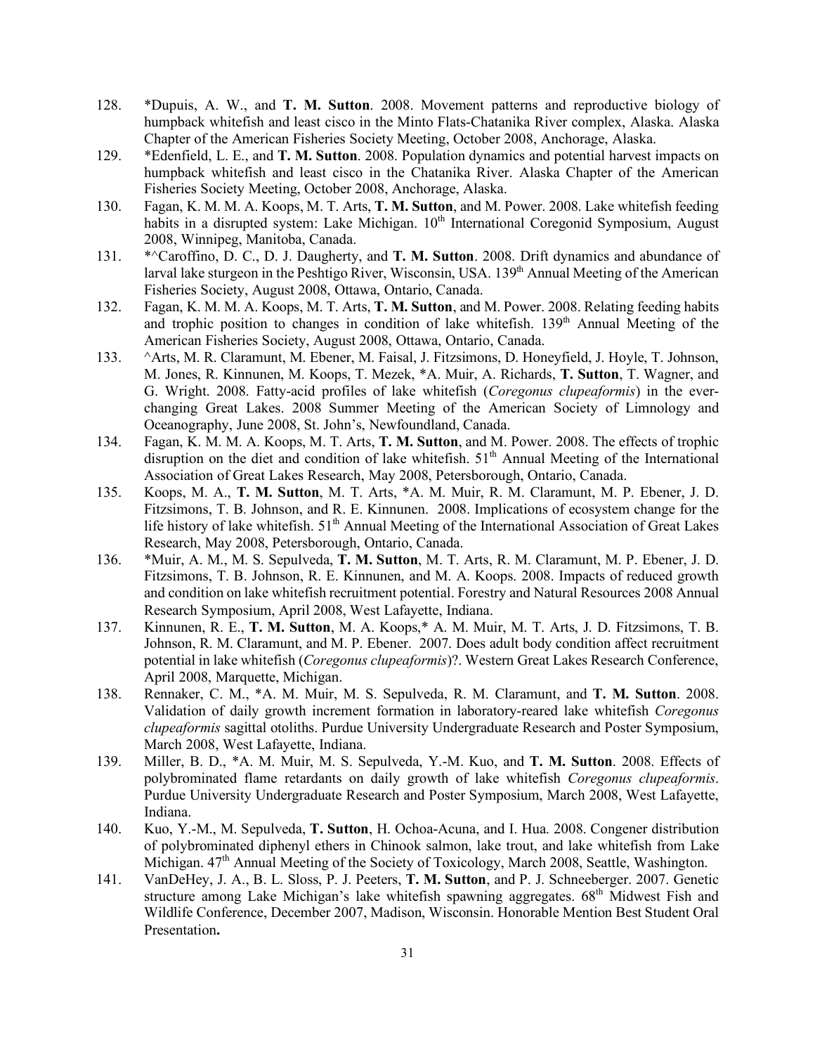128. *Dupuis, A. W., and **T. M. Sutton**. 2008. Movement patterns and reproductive biology of humpback whitefish and least cisco in the Minto Flats-Chatanika River complex, Alaska. Alaska Chapter of the American Fisheries Society Meeting, October 2008, Anchorage, Alaska.
129. *Edenfield, L. E., and **T. M. Sutton**. 2008. Population dynamics and potential harvest impacts on humpback whitefish and least cisco in the Chatanika River. Alaska Chapter of the American Fisheries Society Meeting, October 2008, Anchorage, Alaska.
130. Fagan, K. M. M. A. Koops, M. T. Arts, **T. M. Sutton**, and M. Power. 2008. Lake whitefish feeding habits in a disrupted system: Lake Michigan. 10th International Coregonid Symposium, August 2008, Winnipeg, Manitoba, Canada.
131. *^Caroffino, D. C., D. J. Daugherty, and **T. M. Sutton**. 2008. Drift dynamics and abundance of larval lake sturgeon in the Peshtigo River, Wisconsin, USA. 139th Annual Meeting of the American Fisheries Society, August 2008, Ottawa, Ontario, Canada.
132. Fagan, K. M. M. A. Koops, M. T. Arts, **T. M. Sutton**, and M. Power. 2008. Relating feeding habits and trophic position to changes in condition of lake whitefish. 139th Annual Meeting of the American Fisheries Society, August 2008, Ottawa, Ontario, Canada.
133. ^Arts, M. R. Claramunt, M. Ebener, M. Faisal, J. Fitzsimons, D. Honeyfield, J. Hoyle, T. Johnson, M. Jones, R. Kinnunen, M. Koops, T. Mezek, *A. Muir, A. Richards, **T. Sutton**, T. Wagner, and G. Wright. 2008. Fatty-acid profiles of lake whitefish (*Coregonus clupeaformis*) in the ever-changing Great Lakes. 2008 Summer Meeting of the American Society of Limnology and Oceanography, June 2008, St. John's, Newfoundland, Canada.
134. Fagan, K. M. M. A. Koops, M. T. Arts, **T. M. Sutton**, and M. Power. 2008. The effects of trophic disruption on the diet and condition of lake whitefish. 51th Annual Meeting of the International Association of Great Lakes Research, May 2008, Petersborough, Ontario, Canada.
135. Koops, M. A., **T. M. Sutton**, M. T. Arts, *A. M. Muir, R. M. Claramunt, M. P. Ebener, J. D. Fitzsimons, T. B. Johnson, and R. E. Kinnunen. 2008. Implications of ecosystem change for the life history of lake whitefish. 51th Annual Meeting of the International Association of Great Lakes Research, May 2008, Petersborough, Ontario, Canada.
136. *Muir, A. M., M. S. Sepulveda, **T. M. Sutton**, M. T. Arts, R. M. Claramunt, M. P. Ebener, J. D. Fitzsimons, T. B. Johnson, R. E. Kinnunen, and M. A. Koops. 2008. Impacts of reduced growth and condition on lake whitefish recruitment potential. Forestry and Natural Resources 2008 Annual Research Symposium, April 2008, West Lafayette, Indiana.
137. Kinnunen, R. E., **T. M. Sutton**, M. A. Koops,* A. M. Muir, M. T. Arts, J. D. Fitzsimons, T. B. Johnson, R. M. Claramunt, and M. P. Ebener. 2007. Does adult body condition affect recruitment potential in lake whitefish (*Coregonus clupeaformis*)?. Western Great Lakes Research Conference, April 2008, Marquette, Michigan.
138. Rennaker, C. M., *A. M. Muir, M. S. Sepulveda, R. M. Claramunt, and **T. M. Sutton**. 2008. Validation of daily growth increment formation in laboratory-reared lake whitefish *Coregonus clupeaformis* sagittal otoliths. Purdue University Undergraduate Research and Poster Symposium, March 2008, West Lafayette, Indiana.
139. Miller, B. D., *A. M. Muir, M. S. Sepulveda, Y.-M. Kuo, and **T. M. Sutton**. 2008. Effects of polybrominated flame retardants on daily growth of lake whitefish *Coregonus clupeaformis*. Purdue University Undergraduate Research and Poster Symposium, March 2008, West Lafayette, Indiana.
140. Kuo, Y.-M., M. Sepulveda, **T. Sutton**, H. Ochoa-Acuna, and I. Hua. 2008. Congener distribution of polybrominated diphenyl ethers in Chinook salmon, lake trout, and lake whitefish from Lake Michigan. 47th Annual Meeting of the Society of Toxicology, March 2008, Seattle, Washington.
141. VanDeHey, J. A., B. L. Sloss, P. J. Peeters, **T. M. Sutton**, and P. J. Schneeberger. 2007. Genetic structure among Lake Michigan's lake whitefish spawning aggregates. 68th Midwest Fish and Wildlife Conference, December 2007, Madison, Wisconsin. Honorable Mention Best Student Oral Presentation**.**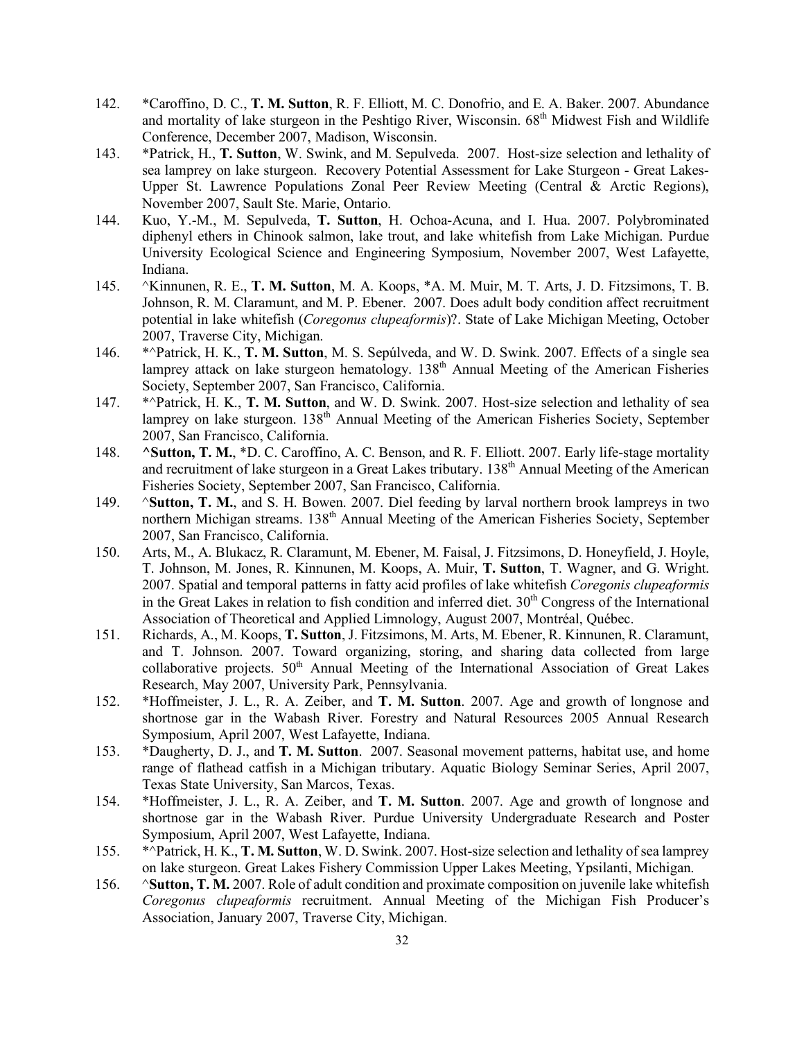142. *Caroffino, D. C., **T. M. Sutton**, R. F. Elliott, M. C. Donofrio, and E. A. Baker. 2007. Abundance and mortality of lake sturgeon in the Peshtigo River, Wisconsin. 68th Midwest Fish and Wildlife Conference, December 2007, Madison, Wisconsin.
143. *Patrick, H., **T. Sutton**, W. Swink, and M. Sepulveda. 2007. Host-size selection and lethality of sea lamprey on lake sturgeon. Recovery Potential Assessment for Lake Sturgeon - Great Lakes-Upper St. Lawrence Populations Zonal Peer Review Meeting (Central & Arctic Regions), November 2007, Sault Ste. Marie, Ontario.
144. Kuo, Y.-M., M. Sepulveda, **T. Sutton**, H. Ochoa-Acuna, and I. Hua. 2007. Polybrominated diphenyl ethers in Chinook salmon, lake trout, and lake whitefish from Lake Michigan. Purdue University Ecological Science and Engineering Symposium, November 2007, West Lafayette, Indiana.
145. ^Kinnunen, R. E., **T. M. Sutton**, M. A. Koops, *A. M. Muir, M. T. Arts, J. D. Fitzsimons, T. B. Johnson, R. M. Claramunt, and M. P. Ebener. 2007. Does adult body condition affect recruitment potential in lake whitefish (*Coregonus clupeaformis*)?. State of Lake Michigan Meeting, October 2007, Traverse City, Michigan.
146. *^Patrick, H. K., **T. M. Sutton**, M. S. Sepúlveda, and W. D. Swink. 2007. Effects of a single sea lamprey attack on lake sturgeon hematology. 138th Annual Meeting of the American Fisheries Society, September 2007, San Francisco, California.
147. *^Patrick, H. K., **T. M. Sutton**, and W. D. Swink. 2007. Host-size selection and lethality of sea lamprey on lake sturgeon. 138th Annual Meeting of the American Fisheries Society, September 2007, San Francisco, California.
148. **^Sutton, T. M.**, *D. C. Caroffino, A. C. Benson, and R. F. Elliott. 2007. Early life-stage mortality and recruitment of lake sturgeon in a Great Lakes tributary. 138th Annual Meeting of the American Fisheries Society, September 2007, San Francisco, California.
149. ^**Sutton, T. M.**, and S. H. Bowen. 2007. Diel feeding by larval northern brook lampreys in two northern Michigan streams. 138th Annual Meeting of the American Fisheries Society, September 2007, San Francisco, California.
150. Arts, M., A. Blukacz, R. Claramunt, M. Ebener, M. Faisal, J. Fitzsimons, D. Honeyfield, J. Hoyle, T. Johnson, M. Jones, R. Kinnunen, M. Koops, A. Muir, **T. Sutton**, T. Wagner, and G. Wright. 2007. Spatial and temporal patterns in fatty acid profiles of lake whitefish *Coregonis clupeaformis* in the Great Lakes in relation to fish condition and inferred diet. 30th Congress of the International Association of Theoretical and Applied Limnology, August 2007, Montréal, Québec.
151. Richards, A., M. Koops, **T. Sutton**, J. Fitzsimons, M. Arts, M. Ebener, R. Kinnunen, R. Claramunt, and T. Johnson. 2007. Toward organizing, storing, and sharing data collected from large collaborative projects. 50th Annual Meeting of the International Association of Great Lakes Research, May 2007, University Park, Pennsylvania.
152. *Hoffmeister, J. L., R. A. Zeiber, and **T. M. Sutton**. 2007. Age and growth of longnose and shortnose gar in the Wabash River. Forestry and Natural Resources 2005 Annual Research Symposium, April 2007, West Lafayette, Indiana.
153. *Daugherty, D. J., and **T. M. Sutton**. 2007. Seasonal movement patterns, habitat use, and home range of flathead catfish in a Michigan tributary. Aquatic Biology Seminar Series, April 2007, Texas State University, San Marcos, Texas.
154. *Hoffmeister, J. L., R. A. Zeiber, and **T. M. Sutton**. 2007. Age and growth of longnose and shortnose gar in the Wabash River. Purdue University Undergraduate Research and Poster Symposium, April 2007, West Lafayette, Indiana.
155. *^Patrick, H. K., **T. M. Sutton**, W. D. Swink. 2007. Host-size selection and lethality of sea lamprey on lake sturgeon. Great Lakes Fishery Commission Upper Lakes Meeting, Ypsilanti, Michigan.
156. ^**Sutton, T. M.** 2007. Role of adult condition and proximate composition on juvenile lake whitefish *Coregonus clupeaformis* recruitment. Annual Meeting of the Michigan Fish Producer's Association, January 2007, Traverse City, Michigan.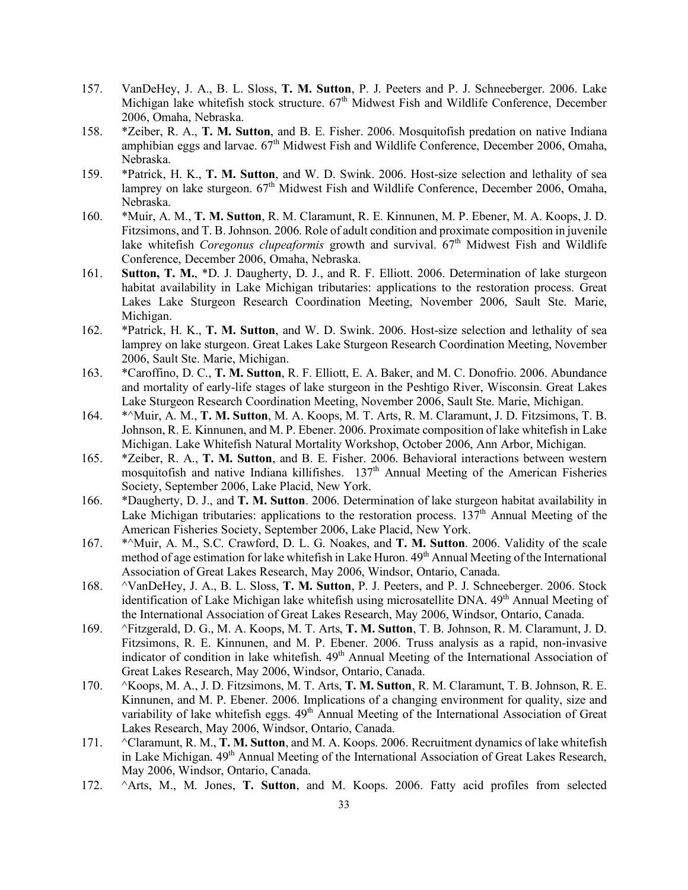157. VanDeHey, J. A., B. L. Sloss, **T. M. Sutton**, P. J. Peeters and P. J. Schneeberger. 2006. Lake Michigan lake whitefish stock structure. 67th Midwest Fish and Wildlife Conference, December 2006, Omaha, Nebraska.
158. *Zeiber, R. A., **T. M. Sutton**, and B. E. Fisher. 2006. Mosquitofish predation on native Indiana amphibian eggs and larvae. 67th Midwest Fish and Wildlife Conference, December 2006, Omaha, Nebraska.
159. *Patrick, H. K., **T. M. Sutton**, and W. D. Swink. 2006. Host-size selection and lethality of sea lamprey on lake sturgeon. 67th Midwest Fish and Wildlife Conference, December 2006, Omaha, Nebraska.
160. *Muir, A. M., **T. M. Sutton**, R. M. Claramunt, R. E. Kinnunen, M. P. Ebener, M. A. Koops, J. D. Fitzsimons, and T. B. Johnson. 2006. Role of adult condition and proximate composition in juvenile lake whitefish *Coregonus clupeaformis* growth and survival. 67th Midwest Fish and Wildlife Conference, December 2006, Omaha, Nebraska.
161. **Sutton, T. M.**, *D. J. Daugherty, D. J., and R. F. Elliott. 2006. Determination of lake sturgeon habitat availability in Lake Michigan tributaries: applications to the restoration process. Great Lakes Lake Sturgeon Research Coordination Meeting, November 2006, Sault Ste. Marie, Michigan.
162. *Patrick, H. K., **T. M. Sutton**, and W. D. Swink. 2006. Host-size selection and lethality of sea lamprey on lake sturgeon. Great Lakes Lake Sturgeon Research Coordination Meeting, November 2006, Sault Ste. Marie, Michigan.
163. *Caroffino, D. C., **T. M. Sutton**, R. F. Elliott, E. A. Baker, and M. C. Donofrio. 2006. Abundance and mortality of early-life stages of lake sturgeon in the Peshtigo River, Wisconsin. Great Lakes Lake Sturgeon Research Coordination Meeting, November 2006, Sault Ste. Marie, Michigan.
164. *^Muir, A. M., **T. M. Sutton**, M. A. Koops, M. T. Arts, R. M. Claramunt, J. D. Fitzsimons, T. B. Johnson, R. E. Kinnunen, and M. P. Ebener. 2006. Proximate composition of lake whitefish in Lake Michigan. Lake Whitefish Natural Mortality Workshop, October 2006, Ann Arbor, Michigan.
165. *Zeiber, R. A., **T. M. Sutton**, and B. E. Fisher. 2006. Behavioral interactions between western mosquitofish and native Indiana killifishes. 137th Annual Meeting of the American Fisheries Society, September 2006, Lake Placid, New York.
166. *Daugherty, D. J., and **T. M. Sutton**. 2006. Determination of lake sturgeon habitat availability in Lake Michigan tributaries: applications to the restoration process. 137th Annual Meeting of the American Fisheries Society, September 2006, Lake Placid, New York.
167. *^Muir, A. M., S.C. Crawford, D. L. G. Noakes, and **T. M. Sutton**. 2006. Validity of the scale method of age estimation for lake whitefish in Lake Huron. 49th Annual Meeting of the International Association of Great Lakes Research, May 2006, Windsor, Ontario, Canada.
168. ^VanDeHey, J. A., B. L. Sloss, **T. M. Sutton**, P. J. Peeters, and P. J. Schneeberger. 2006. Stock identification of Lake Michigan lake whitefish using microsatellite DNA. 49th Annual Meeting of the International Association of Great Lakes Research, May 2006, Windsor, Ontario, Canada.
169. ^Fitzgerald, D. G., M. A. Koops, M. T. Arts, **T. M. Sutton**, T. B. Johnson, R. M. Claramunt, J. D. Fitzsimons, R. E. Kinnunen, and M. P. Ebener. 2006. Truss analysis as a rapid, non-invasive indicator of condition in lake whitefish. 49th Annual Meeting of the International Association of Great Lakes Research, May 2006, Windsor, Ontario, Canada.
170. ^Koops, M. A., J. D. Fitzsimons, M. T. Arts, **T. M. Sutton**, R. M. Claramunt, T. B. Johnson, R. E. Kinnunen, and M. P. Ebener. 2006. Implications of a changing environment for quality, size and variability of lake whitefish eggs. 49th Annual Meeting of the International Association of Great Lakes Research, May 2006, Windsor, Ontario, Canada.
171. ^Claramunt, R. M., **T. M. Sutton**, and M. A. Koops. 2006. Recruitment dynamics of lake whitefish in Lake Michigan. 49th Annual Meeting of the International Association of Great Lakes Research, May 2006, Windsor, Ontario, Canada.
172. ^Arts, M., M. Jones, **T. Sutton**, and M. Koops. 2006. Fatty acid profiles from selected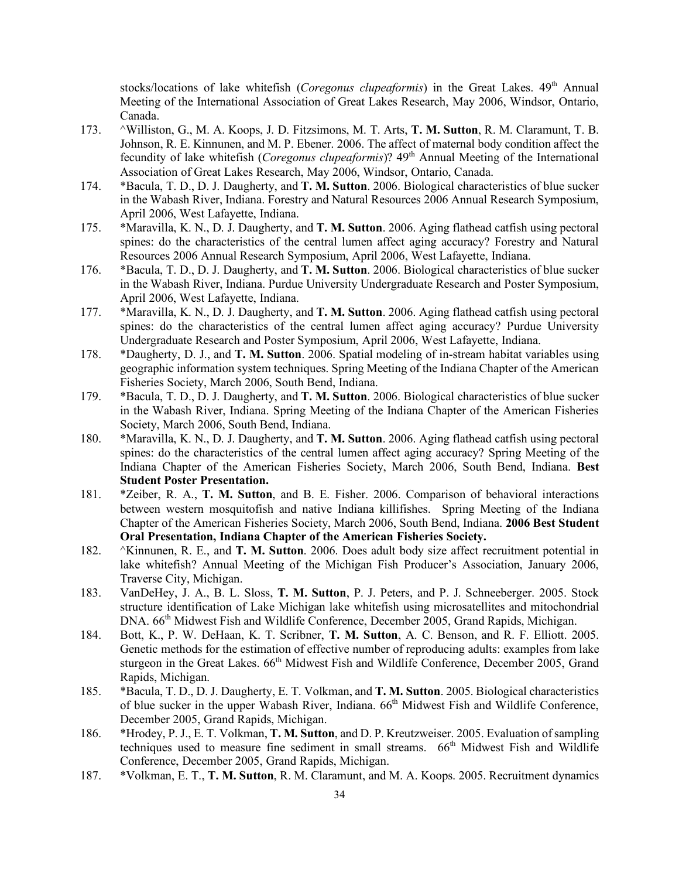stocks/locations of lake whitefish (*Coregonus clupeaformis*) in the Great Lakes. 49th Annual Meeting of the International Association of Great Lakes Research, May 2006, Windsor, Ontario, Canada.

173. ^Williston, G., M. A. Koops, J. D. Fitzsimons, M. T. Arts, **T. M. Sutton**, R. M. Claramunt, T. B. Johnson, R. E. Kinnunen, and M. P. Ebener. 2006. The affect of maternal body condition affect the fecundity of lake whitefish (*Coregonus clupeaformis*)? 49th Annual Meeting of the International Association of Great Lakes Research, May 2006, Windsor, Ontario, Canada.

174. *Bacula, T. D., D. J. Daugherty, and **T. M. Sutton**. 2006. Biological characteristics of blue sucker in the Wabash River, Indiana. Forestry and Natural Resources 2006 Annual Research Symposium, April 2006, West Lafayette, Indiana.

175. *Maravilla, K. N., D. J. Daugherty, and **T. M. Sutton**. 2006. Aging flathead catfish using pectoral spines: do the characteristics of the central lumen affect aging accuracy? Forestry and Natural Resources 2006 Annual Research Symposium, April 2006, West Lafayette, Indiana.

176. *Bacula, T. D., D. J. Daugherty, and **T. M. Sutton**. 2006. Biological characteristics of blue sucker in the Wabash River, Indiana. Purdue University Undergraduate Research and Poster Symposium, April 2006, West Lafayette, Indiana.

177. *Maravilla, K. N., D. J. Daugherty, and **T. M. Sutton**. 2006. Aging flathead catfish using pectoral spines: do the characteristics of the central lumen affect aging accuracy? Purdue University Undergraduate Research and Poster Symposium, April 2006, West Lafayette, Indiana.

178. *Daugherty, D. J., and **T. M. Sutton**. 2006. Spatial modeling of in-stream habitat variables using geographic information system techniques. Spring Meeting of the Indiana Chapter of the American Fisheries Society, March 2006, South Bend, Indiana.

179. *Bacula, T. D., D. J. Daugherty, and **T. M. Sutton**. 2006. Biological characteristics of blue sucker in the Wabash River, Indiana. Spring Meeting of the Indiana Chapter of the American Fisheries Society, March 2006, South Bend, Indiana.

180. *Maravilla, K. N., D. J. Daugherty, and **T. M. Sutton**. 2006. Aging flathead catfish using pectoral spines: do the characteristics of the central lumen affect aging accuracy? Spring Meeting of the Indiana Chapter of the American Fisheries Society, March 2006, South Bend, Indiana. **Best Student Poster Presentation.**

181. *Zeiber, R. A., **T. M. Sutton**, and B. E. Fisher. 2006. Comparison of behavioral interactions between western mosquitofish and native Indiana killifishes. Spring Meeting of the Indiana Chapter of the American Fisheries Society, March 2006, South Bend, Indiana. **2006 Best Student Oral Presentation, Indiana Chapter of the American Fisheries Society.**

182. ^Kinnunen, R. E., and **T. M. Sutton**. 2006. Does adult body size affect recruitment potential in lake whitefish? Annual Meeting of the Michigan Fish Producer's Association, January 2006, Traverse City, Michigan.

183. VanDeHey, J. A., B. L. Sloss, **T. M. Sutton**, P. J. Peters, and P. J. Schneeberger. 2005. Stock structure identification of Lake Michigan lake whitefish using microsatellites and mitochondrial DNA. 66th Midwest Fish and Wildlife Conference, December 2005, Grand Rapids, Michigan.

184. Bott, K., P. W. DeHaan, K. T. Scribner, **T. M. Sutton**, A. C. Benson, and R. F. Elliott. 2005. Genetic methods for the estimation of effective number of reproducing adults: examples from lake sturgeon in the Great Lakes. 66th Midwest Fish and Wildlife Conference, December 2005, Grand Rapids, Michigan.

185. *Bacula, T. D., D. J. Daugherty, E. T. Volkman, and **T. M. Sutton**. 2005. Biological characteristics of blue sucker in the upper Wabash River, Indiana. 66th Midwest Fish and Wildlife Conference, December 2005, Grand Rapids, Michigan.

186. *Hrodey, P. J., E. T. Volkman, **T. M. Sutton**, and D. P. Kreutzweiser. 2005. Evaluation of sampling techniques used to measure fine sediment in small streams. 66th Midwest Fish and Wildlife Conference, December 2005, Grand Rapids, Michigan.

187. *Volkman, E. T., **T. M. Sutton**, R. M. Claramunt, and M. A. Koops. 2005. Recruitment dynamics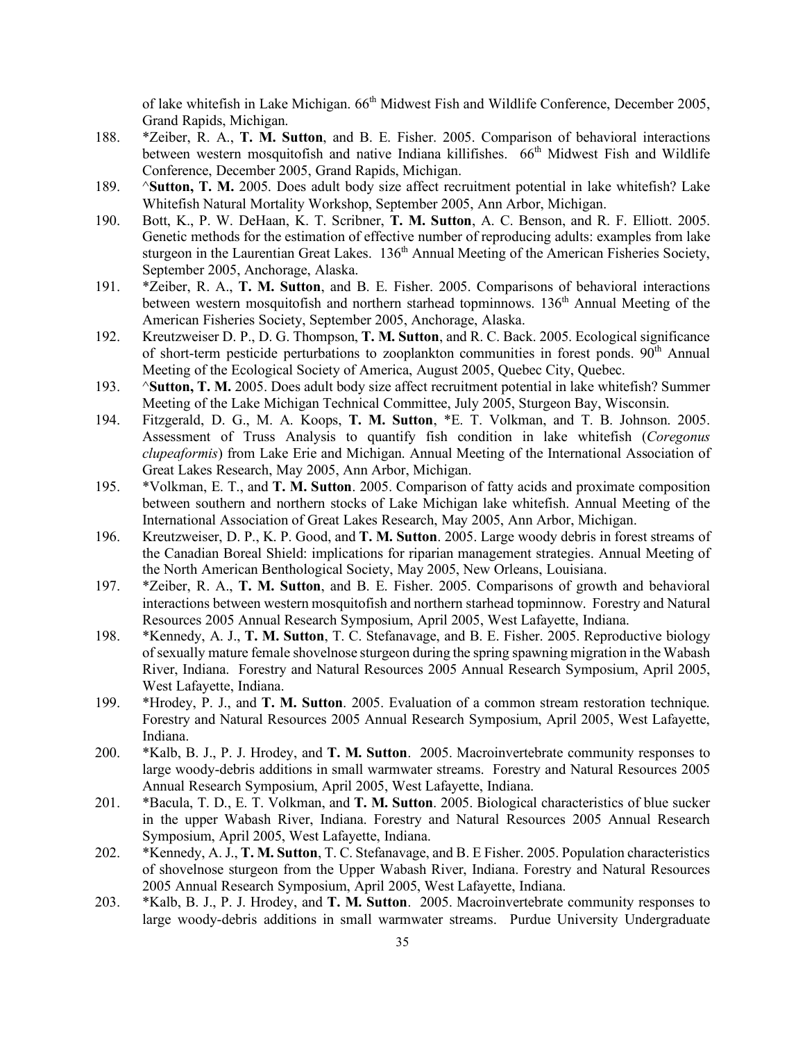of lake whitefish in Lake Michigan. 66th Midwest Fish and Wildlife Conference, December 2005, Grand Rapids, Michigan.

188. *Zeiber, R. A., **T. M. Sutton**, and B. E. Fisher. 2005. Comparison of behavioral interactions between western mosquitofish and native Indiana killifishes. 66th Midwest Fish and Wildlife Conference, December 2005, Grand Rapids, Michigan.
189. ^**Sutton, T. M.** 2005. Does adult body size affect recruitment potential in lake whitefish? Lake Whitefish Natural Mortality Workshop, September 2005, Ann Arbor, Michigan.
190. Bott, K., P. W. DeHaan, K. T. Scribner, **T. M. Sutton**, A. C. Benson, and R. F. Elliott. 2005. Genetic methods for the estimation of effective number of reproducing adults: examples from lake sturgeon in the Laurentian Great Lakes. 136th Annual Meeting of the American Fisheries Society, September 2005, Anchorage, Alaska.
191. *Zeiber, R. A., **T. M. Sutton**, and B. E. Fisher. 2005. Comparisons of behavioral interactions between western mosquitofish and northern starhead topminnows. 136th Annual Meeting of the American Fisheries Society, September 2005, Anchorage, Alaska.
192. Kreutzweiser D. P., D. G. Thompson, **T. M. Sutton**, and R. C. Back. 2005. Ecological significance of short-term pesticide perturbations to zooplankton communities in forest ponds. 90th Annual Meeting of the Ecological Society of America, August 2005, Quebec City, Quebec.
193. ^**Sutton, T. M.** 2005. Does adult body size affect recruitment potential in lake whitefish? Summer Meeting of the Lake Michigan Technical Committee, July 2005, Sturgeon Bay, Wisconsin.
194. Fitzgerald, D. G., M. A. Koops, **T. M. Sutton**, *E. T. Volkman, and T. B. Johnson. 2005. Assessment of Truss Analysis to quantify fish condition in lake whitefish (*Coregonus clupeaformis*) from Lake Erie and Michigan. Annual Meeting of the International Association of Great Lakes Research, May 2005, Ann Arbor, Michigan.
195. *Volkman, E. T., and **T. M. Sutton**. 2005. Comparison of fatty acids and proximate composition between southern and northern stocks of Lake Michigan lake whitefish. Annual Meeting of the International Association of Great Lakes Research, May 2005, Ann Arbor, Michigan.
196. Kreutzweiser, D. P., K. P. Good, and **T. M. Sutton**. 2005. Large woody debris in forest streams of the Canadian Boreal Shield: implications for riparian management strategies. Annual Meeting of the North American Benthological Society, May 2005, New Orleans, Louisiana.
197. *Zeiber, R. A., **T. M. Sutton**, and B. E. Fisher. 2005. Comparisons of growth and behavioral interactions between western mosquitofish and northern starhead topminnow. Forestry and Natural Resources 2005 Annual Research Symposium, April 2005, West Lafayette, Indiana.
198. *Kennedy, A. J., **T. M. Sutton**, T. C. Stefanavage, and B. E. Fisher. 2005. Reproductive biology of sexually mature female shovelnose sturgeon during the spring spawning migration in the Wabash River, Indiana. Forestry and Natural Resources 2005 Annual Research Symposium, April 2005, West Lafayette, Indiana.
199. *Hrodey, P. J., and **T. M. Sutton**. 2005. Evaluation of a common stream restoration technique. Forestry and Natural Resources 2005 Annual Research Symposium, April 2005, West Lafayette, Indiana.
200. *Kalb, B. J., P. J. Hrodey, and **T. M. Sutton**. 2005. Macroinvertebrate community responses to large woody-debris additions in small warmwater streams. Forestry and Natural Resources 2005 Annual Research Symposium, April 2005, West Lafayette, Indiana.
201. *Bacula, T. D., E. T. Volkman, and **T. M. Sutton**. 2005. Biological characteristics of blue sucker in the upper Wabash River, Indiana. Forestry and Natural Resources 2005 Annual Research Symposium, April 2005, West Lafayette, Indiana.
202. *Kennedy, A. J., **T. M. Sutton**, T. C. Stefanavage, and B. E Fisher. 2005. Population characteristics of shovelnose sturgeon from the Upper Wabash River, Indiana. Forestry and Natural Resources 2005 Annual Research Symposium, April 2005, West Lafayette, Indiana.
203. *Kalb, B. J., P. J. Hrodey, and **T. M. Sutton**. 2005. Macroinvertebrate community responses to large woody-debris additions in small warmwater streams. Purdue University Undergraduate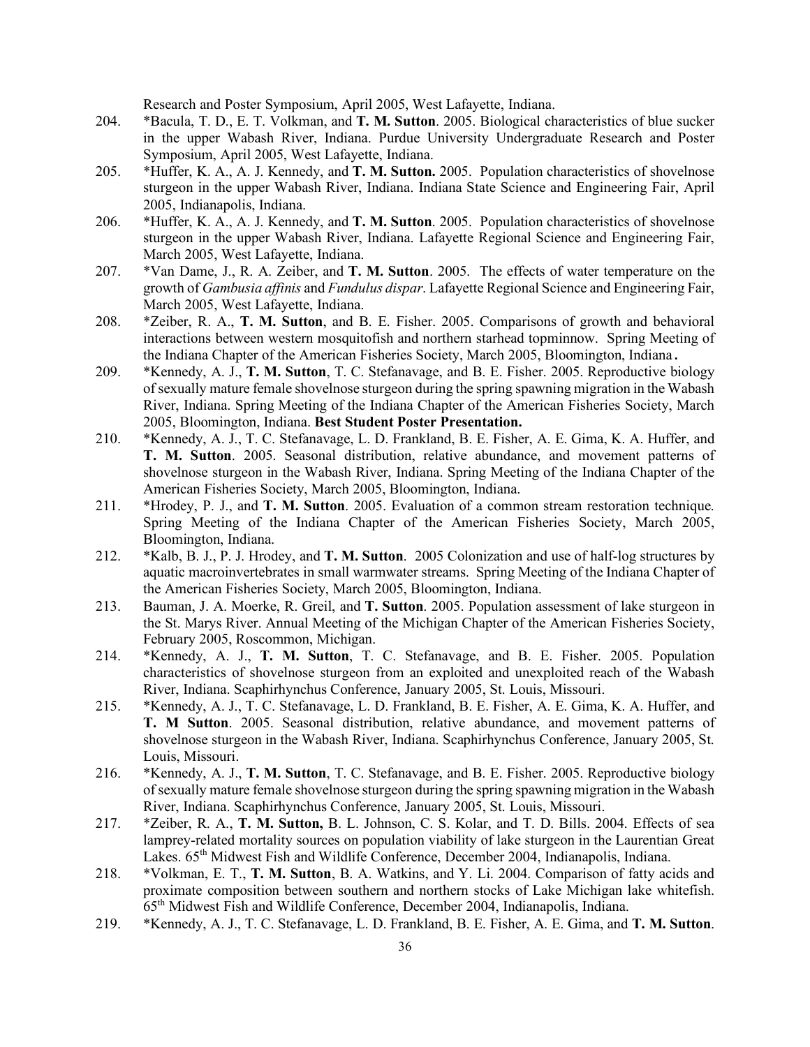Research and Poster Symposium, April 2005, West Lafayette, Indiana.

204. *Bacula, T. D., E. T. Volkman, and **T. M. Sutton**. 2005. Biological characteristics of blue sucker in the upper Wabash River, Indiana. Purdue University Undergraduate Research and Poster Symposium, April 2005, West Lafayette, Indiana.

205. *Huffer, K. A., A. J. Kennedy, and **T. M. Sutton.** 2005. Population characteristics of shovelnose sturgeon in the upper Wabash River, Indiana. Indiana State Science and Engineering Fair, April 2005, Indianapolis, Indiana.

206. *Huffer, K. A., A. J. Kennedy, and **T. M. Sutton**. 2005. Population characteristics of shovelnose sturgeon in the upper Wabash River, Indiana. Lafayette Regional Science and Engineering Fair, March 2005, West Lafayette, Indiana.

207. *Van Dame, J., R. A. Zeiber, and **T. M. Sutton**. 2005. The effects of water temperature on the growth of *Gambusia affinis* and *Fundulus dispar*. Lafayette Regional Science and Engineering Fair, March 2005, West Lafayette, Indiana.

208. *Zeiber, R. A., **T. M. Sutton**, and B. E. Fisher. 2005. Comparisons of growth and behavioral interactions between western mosquitofish and northern starhead topminnow. Spring Meeting of the Indiana Chapter of the American Fisheries Society, March 2005, Bloomington, Indiana**.**

209. *Kennedy, A. J., **T. M. Sutton**, T. C. Stefanavage, and B. E. Fisher. 2005. Reproductive biology of sexually mature female shovelnose sturgeon during the spring spawning migration in the Wabash River, Indiana. Spring Meeting of the Indiana Chapter of the American Fisheries Society, March 2005, Bloomington, Indiana. **Best Student Poster Presentation.**

210. *Kennedy, A. J., T. C. Stefanavage, L. D. Frankland, B. E. Fisher, A. E. Gima, K. A. Huffer, and **T. M. Sutton**. 2005. Seasonal distribution, relative abundance, and movement patterns of shovelnose sturgeon in the Wabash River, Indiana. Spring Meeting of the Indiana Chapter of the American Fisheries Society, March 2005, Bloomington, Indiana.

211. *Hrodey, P. J., and **T. M. Sutton**. 2005. Evaluation of a common stream restoration technique. Spring Meeting of the Indiana Chapter of the American Fisheries Society, March 2005, Bloomington, Indiana.

212. *Kalb, B. J., P. J. Hrodey, and **T. M. Sutton**. 2005 Colonization and use of half-log structures by aquatic macroinvertebrates in small warmwater streams. Spring Meeting of the Indiana Chapter of the American Fisheries Society, March 2005, Bloomington, Indiana.

213. Bauman, J. A. Moerke, R. Greil, and **T. Sutton**. 2005. Population assessment of lake sturgeon in the St. Marys River. Annual Meeting of the Michigan Chapter of the American Fisheries Society, February 2005, Roscommon, Michigan.

214. *Kennedy, A. J., **T. M. Sutton**, T. C. Stefanavage, and B. E. Fisher. 2005. Population characteristics of shovelnose sturgeon from an exploited and unexploited reach of the Wabash River, Indiana. Scaphirhynchus Conference, January 2005, St. Louis, Missouri.

215. *Kennedy, A. J., T. C. Stefanavage, L. D. Frankland, B. E. Fisher, A. E. Gima, K. A. Huffer, and **T. M Sutton**. 2005. Seasonal distribution, relative abundance, and movement patterns of shovelnose sturgeon in the Wabash River, Indiana. Scaphirhynchus Conference, January 2005, St. Louis, Missouri.

216. *Kennedy, A. J., **T. M. Sutton**, T. C. Stefanavage, and B. E. Fisher. 2005. Reproductive biology of sexually mature female shovelnose sturgeon during the spring spawning migration in the Wabash River, Indiana. Scaphirhynchus Conference, January 2005, St. Louis, Missouri.

217. *Zeiber, R. A., **T. M. Sutton,** B. L. Johnson, C. S. Kolar, and T. D. Bills. 2004. Effects of sea lamprey-related mortality sources on population viability of lake sturgeon in the Laurentian Great Lakes. 65th Midwest Fish and Wildlife Conference, December 2004, Indianapolis, Indiana.

218. *Volkman, E. T., **T. M. Sutton**, B. A. Watkins, and Y. Li. 2004. Comparison of fatty acids and proximate composition between southern and northern stocks of Lake Michigan lake whitefish. 65th Midwest Fish and Wildlife Conference, December 2004, Indianapolis, Indiana.

219. *Kennedy, A. J., T. C. Stefanavage, L. D. Frankland, B. E. Fisher, A. E. Gima, and **T. M. Sutton**.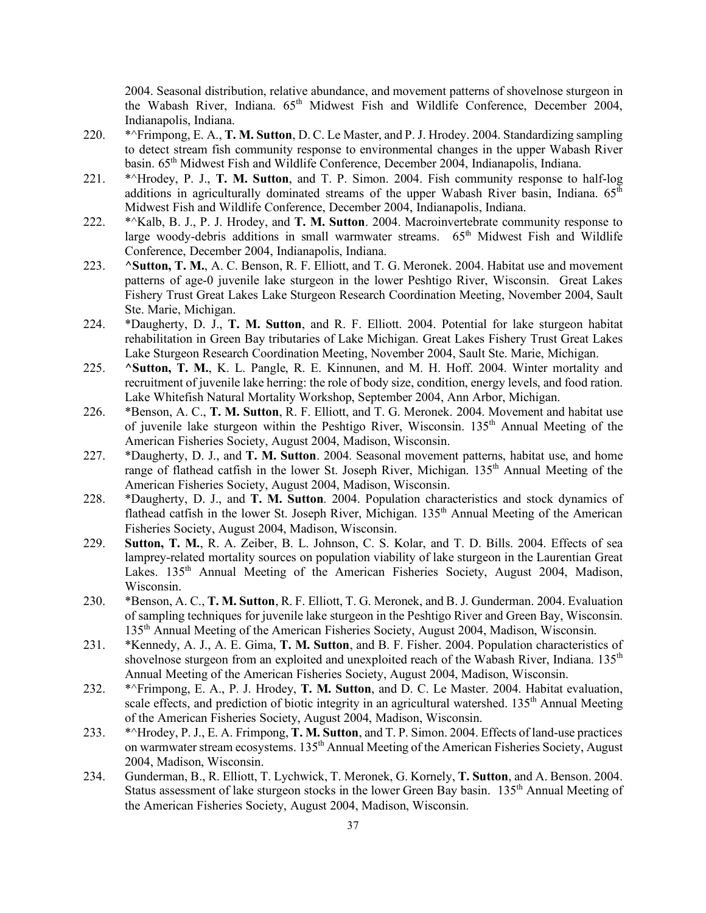2004. Seasonal distribution, relative abundance, and movement patterns of shovelnose sturgeon in the Wabash River, Indiana. 65th Midwest Fish and Wildlife Conference, December 2004, Indianapolis, Indiana.

220. *^Frimpong, E. A., **T. M. Sutton**, D. C. Le Master, and P. J. Hrodey. 2004. Standardizing sampling to detect stream fish community response to environmental changes in the upper Wabash River basin. 65th Midwest Fish and Wildlife Conference, December 2004, Indianapolis, Indiana.
221. *^Hrodey, P. J., **T. M. Sutton**, and T. P. Simon. 2004. Fish community response to half-log additions in agriculturally dominated streams of the upper Wabash River basin, Indiana. 65th Midwest Fish and Wildlife Conference, December 2004, Indianapolis, Indiana.
222. *^Kalb, B. J., P. J. Hrodey, and **T. M. Sutton**. 2004. Macroinvertebrate community response to large woody-debris additions in small warmwater streams. 65th Midwest Fish and Wildlife Conference, December 2004, Indianapolis, Indiana.
223. **^Sutton, T. M.**, A. C. Benson, R. F. Elliott, and T. G. Meronek. 2004. Habitat use and movement patterns of age-0 juvenile lake sturgeon in the lower Peshtigo River, Wisconsin. Great Lakes Fishery Trust Great Lakes Lake Sturgeon Research Coordination Meeting, November 2004, Sault Ste. Marie, Michigan.
224. *Daugherty, D. J., **T. M. Sutton**, and R. F. Elliott. 2004. Potential for lake sturgeon habitat rehabilitation in Green Bay tributaries of Lake Michigan. Great Lakes Fishery Trust Great Lakes Lake Sturgeon Research Coordination Meeting, November 2004, Sault Ste. Marie, Michigan.
225. **^Sutton, T. M.**, K. L. Pangle, R. E. Kinnunen, and M. H. Hoff. 2004. Winter mortality and recruitment of juvenile lake herring: the role of body size, condition, energy levels, and food ration. Lake Whitefish Natural Mortality Workshop, September 2004, Ann Arbor, Michigan.
226. *Benson, A. C., **T. M. Sutton**, R. F. Elliott, and T. G. Meronek. 2004. Movement and habitat use of juvenile lake sturgeon within the Peshtigo River, Wisconsin. 135th Annual Meeting of the American Fisheries Society, August 2004, Madison, Wisconsin.
227. *Daugherty, D. J., and **T. M. Sutton**. 2004. Seasonal movement patterns, habitat use, and home range of flathead catfish in the lower St. Joseph River, Michigan. 135th Annual Meeting of the American Fisheries Society, August 2004, Madison, Wisconsin.
228. *Daugherty, D. J., and **T. M. Sutton**. 2004. Population characteristics and stock dynamics of flathead catfish in the lower St. Joseph River, Michigan. 135th Annual Meeting of the American Fisheries Society, August 2004, Madison, Wisconsin.
229. **Sutton, T. M.**, R. A. Zeiber, B. L. Johnson, C. S. Kolar, and T. D. Bills. 2004. Effects of sea lamprey-related mortality sources on population viability of lake sturgeon in the Laurentian Great Lakes. 135th Annual Meeting of the American Fisheries Society, August 2004, Madison, Wisconsin.
230. *Benson, A. C., **T. M. Sutton**, R. F. Elliott, T. G. Meronek, and B. J. Gunderman. 2004. Evaluation of sampling techniques for juvenile lake sturgeon in the Peshtigo River and Green Bay, Wisconsin. 135th Annual Meeting of the American Fisheries Society, August 2004, Madison, Wisconsin.
231. *Kennedy, A. J., A. E. Gima, **T. M. Sutton**, and B. F. Fisher. 2004. Population characteristics of shovelnose sturgeon from an exploited and unexploited reach of the Wabash River, Indiana. 135th Annual Meeting of the American Fisheries Society, August 2004, Madison, Wisconsin.
232. *^Frimpong, E. A., P. J. Hrodey, **T. M. Sutton**, and D. C. Le Master. 2004. Habitat evaluation, scale effects, and prediction of biotic integrity in an agricultural watershed. 135th Annual Meeting of the American Fisheries Society, August 2004, Madison, Wisconsin.
233. *^Hrodey, P. J., E. A. Frimpong, **T. M. Sutton**, and T. P. Simon. 2004. Effects of land-use practices on warmwater stream ecosystems. 135th Annual Meeting of the American Fisheries Society, August 2004, Madison, Wisconsin.
234. Gunderman, B., R. Elliott, T. Lychwick, T. Meronek, G. Kornely, **T. Sutton**, and A. Benson. 2004. Status assessment of lake sturgeon stocks in the lower Green Bay basin. 135th Annual Meeting of the American Fisheries Society, August 2004, Madison, Wisconsin.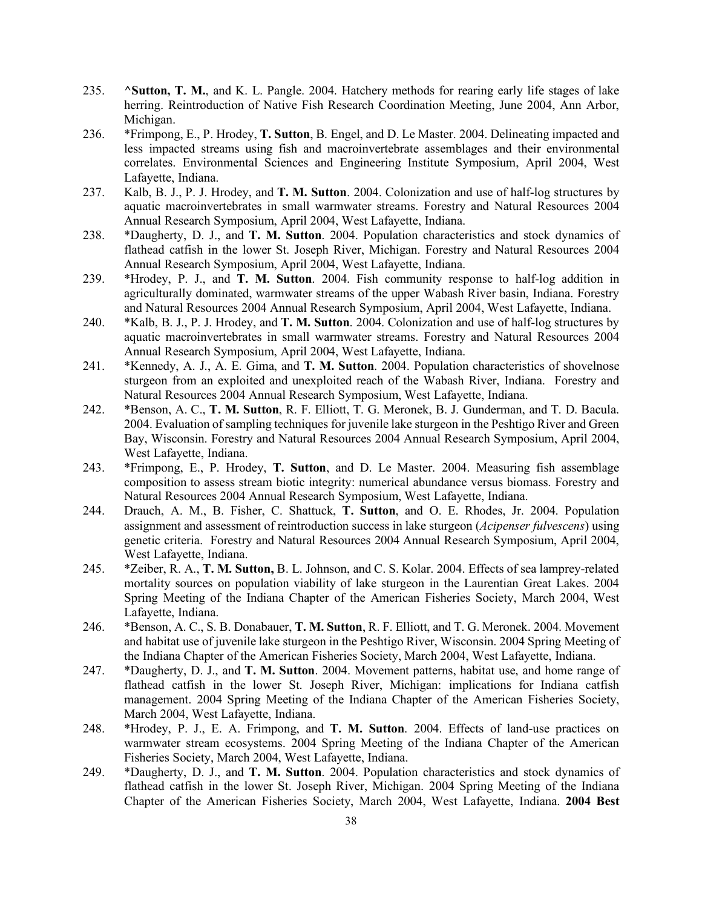235. **^Sutton, T. M.**, and K. L. Pangle. 2004. Hatchery methods for rearing early life stages of lake herring. Reintroduction of Native Fish Research Coordination Meeting, June 2004, Ann Arbor, Michigan.

236. *Frimpong, E., P. Hrodey, **T. Sutton**, B. Engel, and D. Le Master. 2004. Delineating impacted and less impacted streams using fish and macroinvertebrate assemblages and their environmental correlates. Environmental Sciences and Engineering Institute Symposium, April 2004, West Lafayette, Indiana.

237. Kalb, B. J., P. J. Hrodey, and **T. M. Sutton**. 2004. Colonization and use of half-log structures by aquatic macroinvertebrates in small warmwater streams. Forestry and Natural Resources 2004 Annual Research Symposium, April 2004, West Lafayette, Indiana.

238. *Daugherty, D. J., and **T. M. Sutton**. 2004. Population characteristics and stock dynamics of flathead catfish in the lower St. Joseph River, Michigan. Forestry and Natural Resources 2004 Annual Research Symposium, April 2004, West Lafayette, Indiana.

239. *Hrodey, P. J., and **T. M. Sutton**. 2004. Fish community response to half-log addition in agriculturally dominated, warmwater streams of the upper Wabash River basin, Indiana. Forestry and Natural Resources 2004 Annual Research Symposium, April 2004, West Lafayette, Indiana.

240. *Kalb, B. J., P. J. Hrodey, and **T. M. Sutton**. 2004. Colonization and use of half-log structures by aquatic macroinvertebrates in small warmwater streams. Forestry and Natural Resources 2004 Annual Research Symposium, April 2004, West Lafayette, Indiana.

241. *Kennedy, A. J., A. E. Gima, and **T. M. Sutton**. 2004. Population characteristics of shovelnose sturgeon from an exploited and unexploited reach of the Wabash River, Indiana. Forestry and Natural Resources 2004 Annual Research Symposium, West Lafayette, Indiana.

242. *Benson, A. C., **T. M. Sutton**, R. F. Elliott, T. G. Meronek, B. J. Gunderman, and T. D. Bacula. 2004. Evaluation of sampling techniques for juvenile lake sturgeon in the Peshtigo River and Green Bay, Wisconsin. Forestry and Natural Resources 2004 Annual Research Symposium, April 2004, West Lafayette, Indiana.

243. *Frimpong, E., P. Hrodey, **T. Sutton**, and D. Le Master. 2004. Measuring fish assemblage composition to assess stream biotic integrity: numerical abundance versus biomass. Forestry and Natural Resources 2004 Annual Research Symposium, West Lafayette, Indiana.

244. Drauch, A. M., B. Fisher, C. Shattuck, **T. Sutton**, and O. E. Rhodes, Jr. 2004. Population assignment and assessment of reintroduction success in lake sturgeon (*Acipenser fulvescens*) using genetic criteria. Forestry and Natural Resources 2004 Annual Research Symposium, April 2004, West Lafayette, Indiana.

245. *Zeiber, R. A., **T. M. Sutton,** B. L. Johnson, and C. S. Kolar. 2004. Effects of sea lamprey-related mortality sources on population viability of lake sturgeon in the Laurentian Great Lakes. 2004 Spring Meeting of the Indiana Chapter of the American Fisheries Society, March 2004, West Lafayette, Indiana.

246. *Benson, A. C., S. B. Donabauer, **T. M. Sutton**, R. F. Elliott, and T. G. Meronek. 2004. Movement and habitat use of juvenile lake sturgeon in the Peshtigo River, Wisconsin. 2004 Spring Meeting of the Indiana Chapter of the American Fisheries Society, March 2004, West Lafayette, Indiana.

247. *Daugherty, D. J., and **T. M. Sutton**. 2004. Movement patterns, habitat use, and home range of flathead catfish in the lower St. Joseph River, Michigan: implications for Indiana catfish management. 2004 Spring Meeting of the Indiana Chapter of the American Fisheries Society, March 2004, West Lafayette, Indiana.

248. *Hrodey, P. J., E. A. Frimpong, and **T. M. Sutton**. 2004. Effects of land-use practices on warmwater stream ecosystems. 2004 Spring Meeting of the Indiana Chapter of the American Fisheries Society, March 2004, West Lafayette, Indiana.

249. *Daugherty, D. J., and **T. M. Sutton**. 2004. Population characteristics and stock dynamics of flathead catfish in the lower St. Joseph River, Michigan. 2004 Spring Meeting of the Indiana Chapter of the American Fisheries Society, March 2004, West Lafayette, Indiana. **2004 Best**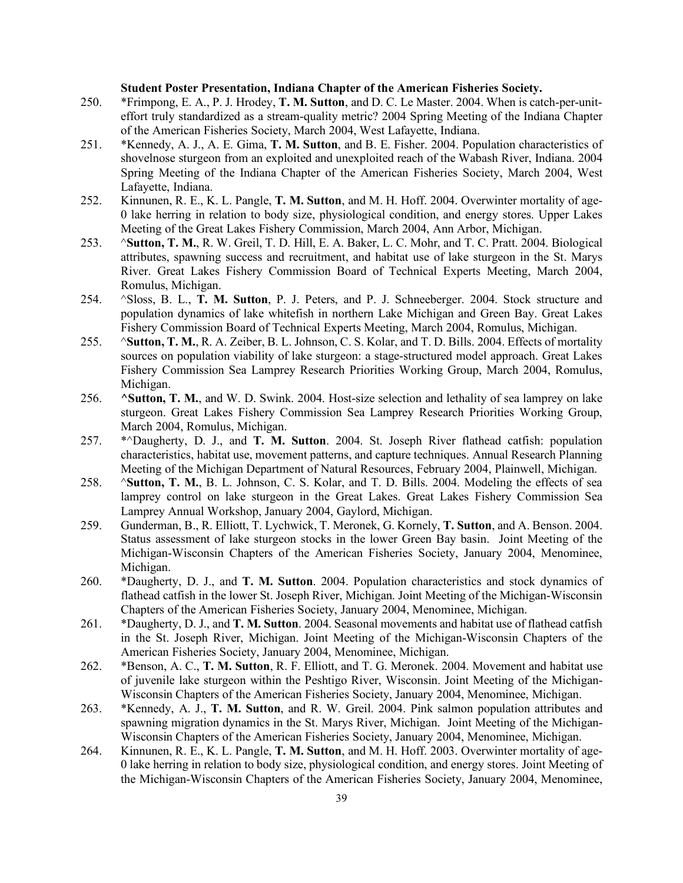**Student Poster Presentation, Indiana Chapter of the American Fisheries Society.**

250. *Frimpong, E. A., P. J. Hrodey, **T. M. Sutton**, and D. C. Le Master. 2004. When is catch-per-unit-effort truly standardized as a stream-quality metric? 2004 Spring Meeting of the Indiana Chapter of the American Fisheries Society, March 2004, West Lafayette, Indiana.
251. *Kennedy, A. J., A. E. Gima, **T. M. Sutton**, and B. E. Fisher. 2004. Population characteristics of shovelnose sturgeon from an exploited and unexploited reach of the Wabash River, Indiana. 2004 Spring Meeting of the Indiana Chapter of the American Fisheries Society, March 2004, West Lafayette, Indiana.
252. Kinnunen, R. E., K. L. Pangle, **T. M. Sutton**, and M. H. Hoff. 2004. Overwinter mortality of age-0 lake herring in relation to body size, physiological condition, and energy stores. Upper Lakes Meeting of the Great Lakes Fishery Commission, March 2004, Ann Arbor, Michigan.
253. ^**Sutton, T. M.**, R. W. Greil, T. D. Hill, E. A. Baker, L. C. Mohr, and T. C. Pratt. 2004. Biological attributes, spawning success and recruitment, and habitat use of lake sturgeon in the St. Marys River. Great Lakes Fishery Commission Board of Technical Experts Meeting, March 2004, Romulus, Michigan.
254. ^Sloss, B. L., **T. M. Sutton**, P. J. Peters, and P. J. Schneeberger. 2004. Stock structure and population dynamics of lake whitefish in northern Lake Michigan and Green Bay. Great Lakes Fishery Commission Board of Technical Experts Meeting, March 2004, Romulus, Michigan.
255. ^**Sutton, T. M.**, R. A. Zeiber, B. L. Johnson, C. S. Kolar, and T. D. Bills. 2004. Effects of mortality sources on population viability of lake sturgeon: a stage-structured model approach. Great Lakes Fishery Commission Sea Lamprey Research Priorities Working Group, March 2004, Romulus, Michigan.
256. **^Sutton, T. M.**, and W. D. Swink. 2004. Host-size selection and lethality of sea lamprey on lake sturgeon. Great Lakes Fishery Commission Sea Lamprey Research Priorities Working Group, March 2004, Romulus, Michigan.
257. *^Daugherty, D. J., and **T. M. Sutton**. 2004. St. Joseph River flathead catfish: population characteristics, habitat use, movement patterns, and capture techniques. Annual Research Planning Meeting of the Michigan Department of Natural Resources, February 2004, Plainwell, Michigan.
258. ^**Sutton, T. M.**, B. L. Johnson, C. S. Kolar, and T. D. Bills. 2004. Modeling the effects of sea lamprey control on lake sturgeon in the Great Lakes. Great Lakes Fishery Commission Sea Lamprey Annual Workshop, January 2004, Gaylord, Michigan.
259. Gunderman, B., R. Elliott, T. Lychwick, T. Meronek, G. Kornely, **T. Sutton**, and A. Benson. 2004. Status assessment of lake sturgeon stocks in the lower Green Bay basin. Joint Meeting of the Michigan-Wisconsin Chapters of the American Fisheries Society, January 2004, Menominee, Michigan.
260. *Daugherty, D. J., and **T. M. Sutton**. 2004. Population characteristics and stock dynamics of flathead catfish in the lower St. Joseph River, Michigan. Joint Meeting of the Michigan-Wisconsin Chapters of the American Fisheries Society, January 2004, Menominee, Michigan.
261. *Daugherty, D. J., and **T. M. Sutton**. 2004. Seasonal movements and habitat use of flathead catfish in the St. Joseph River, Michigan. Joint Meeting of the Michigan-Wisconsin Chapters of the American Fisheries Society, January 2004, Menominee, Michigan.
262. *Benson, A. C., **T. M. Sutton**, R. F. Elliott, and T. G. Meronek. 2004. Movement and habitat use of juvenile lake sturgeon within the Peshtigo River, Wisconsin. Joint Meeting of the Michigan-Wisconsin Chapters of the American Fisheries Society, January 2004, Menominee, Michigan.
263. *Kennedy, A. J., **T. M. Sutton**, and R. W. Greil. 2004. Pink salmon population attributes and spawning migration dynamics in the St. Marys River, Michigan. Joint Meeting of the Michigan-Wisconsin Chapters of the American Fisheries Society, January 2004, Menominee, Michigan.
264. Kinnunen, R. E., K. L. Pangle, **T. M. Sutton**, and M. H. Hoff. 2003. Overwinter mortality of age-0 lake herring in relation to body size, physiological condition, and energy stores. Joint Meeting of the Michigan-Wisconsin Chapters of the American Fisheries Society, January 2004, Menominee,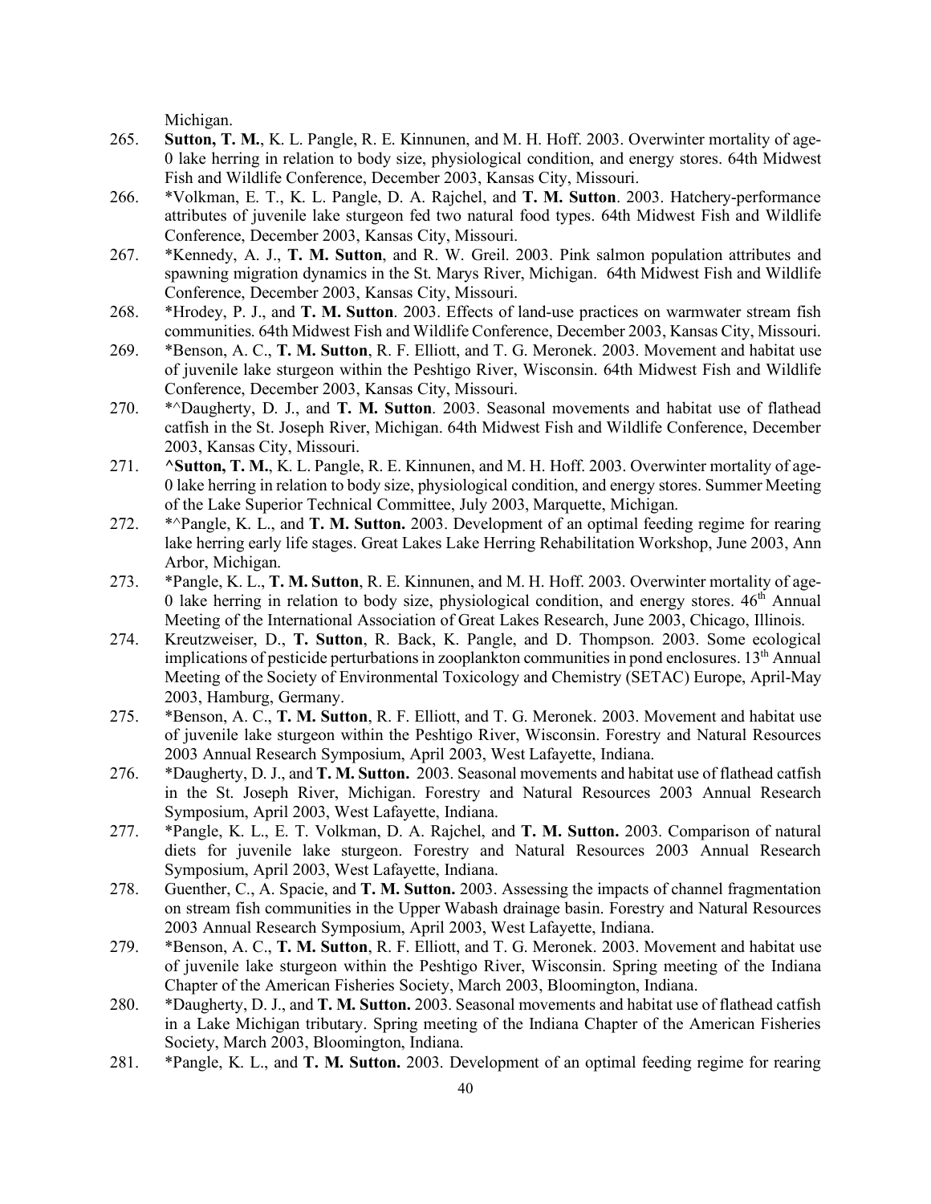Michigan.

265. **Sutton, T. M.**, K. L. Pangle, R. E. Kinnunen, and M. H. Hoff. 2003. Overwinter mortality of age-0 lake herring in relation to body size, physiological condition, and energy stores. 64th Midwest Fish and Wildlife Conference, December 2003, Kansas City, Missouri.
266. *Volkman, E. T., K. L. Pangle, D. A. Rajchel, and **T. M. Sutton**. 2003. Hatchery-performance attributes of juvenile lake sturgeon fed two natural food types. 64th Midwest Fish and Wildlife Conference, December 2003, Kansas City, Missouri.
267. *Kennedy, A. J., **T. M. Sutton**, and R. W. Greil. 2003. Pink salmon population attributes and spawning migration dynamics in the St. Marys River, Michigan. 64th Midwest Fish and Wildlife Conference, December 2003, Kansas City, Missouri.
268. *Hrodey, P. J., and **T. M. Sutton**. 2003. Effects of land-use practices on warmwater stream fish communities. 64th Midwest Fish and Wildlife Conference, December 2003, Kansas City, Missouri.
269. *Benson, A. C., **T. M. Sutton**, R. F. Elliott, and T. G. Meronek. 2003. Movement and habitat use of juvenile lake sturgeon within the Peshtigo River, Wisconsin. 64th Midwest Fish and Wildlife Conference, December 2003, Kansas City, Missouri.
270. *^Daugherty, D. J., and **T. M. Sutton**. 2003. Seasonal movements and habitat use of flathead catfish in the St. Joseph River, Michigan. 64th Midwest Fish and Wildlife Conference, December 2003, Kansas City, Missouri.
271. **^Sutton, T. M.**, K. L. Pangle, R. E. Kinnunen, and M. H. Hoff. 2003. Overwinter mortality of age-0 lake herring in relation to body size, physiological condition, and energy stores. Summer Meeting of the Lake Superior Technical Committee, July 2003, Marquette, Michigan.
272. *^Pangle, K. L., and **T. M. Sutton.** 2003. Development of an optimal feeding regime for rearing lake herring early life stages. Great Lakes Lake Herring Rehabilitation Workshop, June 2003, Ann Arbor, Michigan.
273. *Pangle, K. L., **T. M. Sutton**, R. E. Kinnunen, and M. H. Hoff. 2003. Overwinter mortality of age-0 lake herring in relation to body size, physiological condition, and energy stores. 46th Annual Meeting of the International Association of Great Lakes Research, June 2003, Chicago, Illinois.
274. Kreutzweiser, D., **T. Sutton**, R. Back, K. Pangle, and D. Thompson. 2003. Some ecological implications of pesticide perturbations in zooplankton communities in pond enclosures. 13th Annual Meeting of the Society of Environmental Toxicology and Chemistry (SETAC) Europe, April-May 2003, Hamburg, Germany.
275. *Benson, A. C., **T. M. Sutton**, R. F. Elliott, and T. G. Meronek. 2003. Movement and habitat use of juvenile lake sturgeon within the Peshtigo River, Wisconsin. Forestry and Natural Resources 2003 Annual Research Symposium, April 2003, West Lafayette, Indiana.
276. *Daugherty, D. J., and **T. M. Sutton.** 2003. Seasonal movements and habitat use of flathead catfish in the St. Joseph River, Michigan. Forestry and Natural Resources 2003 Annual Research Symposium, April 2003, West Lafayette, Indiana.
277. *Pangle, K. L., E. T. Volkman, D. A. Rajchel, and **T. M. Sutton.** 2003. Comparison of natural diets for juvenile lake sturgeon. Forestry and Natural Resources 2003 Annual Research Symposium, April 2003, West Lafayette, Indiana.
278. Guenther, C., A. Spacie, and **T. M. Sutton.** 2003. Assessing the impacts of channel fragmentation on stream fish communities in the Upper Wabash drainage basin. Forestry and Natural Resources 2003 Annual Research Symposium, April 2003, West Lafayette, Indiana.
279. *Benson, A. C., **T. M. Sutton**, R. F. Elliott, and T. G. Meronek. 2003. Movement and habitat use of juvenile lake sturgeon within the Peshtigo River, Wisconsin. Spring meeting of the Indiana Chapter of the American Fisheries Society, March 2003, Bloomington, Indiana.
280. *Daugherty, D. J., and **T. M. Sutton.** 2003. Seasonal movements and habitat use of flathead catfish in a Lake Michigan tributary. Spring meeting of the Indiana Chapter of the American Fisheries Society, March 2003, Bloomington, Indiana.
281. *Pangle, K. L., and **T. M. Sutton.** 2003. Development of an optimal feeding regime for rearing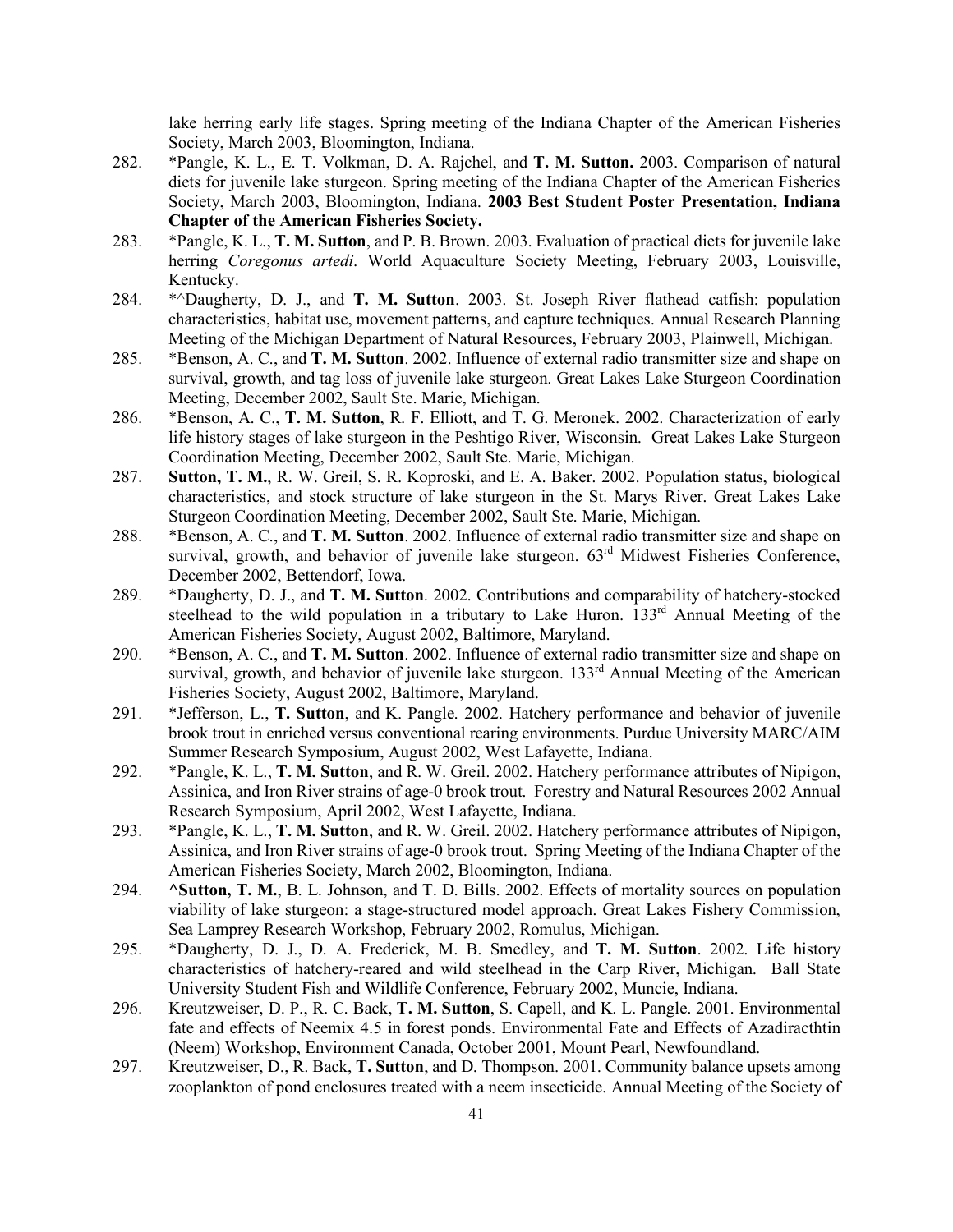lake herring early life stages. Spring meeting of the Indiana Chapter of the American Fisheries Society, March 2003, Bloomington, Indiana.

282. *Pangle, K. L., E. T. Volkman, D. A. Rajchel, and **T. M. Sutton.** 2003. Comparison of natural diets for juvenile lake sturgeon. Spring meeting of the Indiana Chapter of the American Fisheries Society, March 2003, Bloomington, Indiana. **2003 Best Student Poster Presentation, Indiana Chapter of the American Fisheries Society.**

283. *Pangle, K. L., **T. M. Sutton**, and P. B. Brown. 2003. Evaluation of practical diets for juvenile lake herring *Coregonus artedi*. World Aquaculture Society Meeting, February 2003, Louisville, Kentucky.

284. *^Daugherty, D. J., and **T. M. Sutton**. 2003. St. Joseph River flathead catfish: population characteristics, habitat use, movement patterns, and capture techniques. Annual Research Planning Meeting of the Michigan Department of Natural Resources, February 2003, Plainwell, Michigan.

285. *Benson, A. C., and **T. M. Sutton**. 2002. Influence of external radio transmitter size and shape on survival, growth, and tag loss of juvenile lake sturgeon. Great Lakes Lake Sturgeon Coordination Meeting, December 2002, Sault Ste. Marie, Michigan.

286. *Benson, A. C., **T. M. Sutton**, R. F. Elliott, and T. G. Meronek. 2002. Characterization of early life history stages of lake sturgeon in the Peshtigo River, Wisconsin. Great Lakes Lake Sturgeon Coordination Meeting, December 2002, Sault Ste. Marie, Michigan.

287. **Sutton, T. M.**, R. W. Greil, S. R. Koproski, and E. A. Baker. 2002. Population status, biological characteristics, and stock structure of lake sturgeon in the St. Marys River. Great Lakes Lake Sturgeon Coordination Meeting, December 2002, Sault Ste. Marie, Michigan.

288. *Benson, A. C., and **T. M. Sutton**. 2002. Influence of external radio transmitter size and shape on survival, growth, and behavior of juvenile lake sturgeon. 63rd Midwest Fisheries Conference, December 2002, Bettendorf, Iowa.

289. *Daugherty, D. J., and **T. M. Sutton**. 2002. Contributions and comparability of hatchery-stocked steelhead to the wild population in a tributary to Lake Huron. 133rd Annual Meeting of the American Fisheries Society, August 2002, Baltimore, Maryland.

290. *Benson, A. C., and **T. M. Sutton**. 2002. Influence of external radio transmitter size and shape on survival, growth, and behavior of juvenile lake sturgeon. 133rd Annual Meeting of the American Fisheries Society, August 2002, Baltimore, Maryland.

291. *Jefferson, L., **T. Sutton**, and K. Pangle. 2002. Hatchery performance and behavior of juvenile brook trout in enriched versus conventional rearing environments. Purdue University MARC/AIM Summer Research Symposium, August 2002, West Lafayette, Indiana.

292. *Pangle, K. L., **T. M. Sutton**, and R. W. Greil. 2002. Hatchery performance attributes of Nipigon, Assinica, and Iron River strains of age-0 brook trout. Forestry and Natural Resources 2002 Annual Research Symposium, April 2002, West Lafayette, Indiana.

293. *Pangle, K. L., **T. M. Sutton**, and R. W. Greil. 2002. Hatchery performance attributes of Nipigon, Assinica, and Iron River strains of age-0 brook trout. Spring Meeting of the Indiana Chapter of the American Fisheries Society, March 2002, Bloomington, Indiana.

294. **^Sutton, T. M.**, B. L. Johnson, and T. D. Bills. 2002. Effects of mortality sources on population viability of lake sturgeon: a stage-structured model approach. Great Lakes Fishery Commission, Sea Lamprey Research Workshop, February 2002, Romulus, Michigan.

295. *Daugherty, D. J., D. A. Frederick, M. B. Smedley, and **T. M. Sutton**. 2002. Life history characteristics of hatchery-reared and wild steelhead in the Carp River, Michigan. Ball State University Student Fish and Wildlife Conference, February 2002, Muncie, Indiana.

296. Kreutzweiser, D. P., R. C. Back, **T. M. Sutton**, S. Capell, and K. L. Pangle. 2001. Environmental fate and effects of Neemix 4.5 in forest ponds. Environmental Fate and Effects of Azadiracthtin (Neem) Workshop, Environment Canada, October 2001, Mount Pearl, Newfoundland.

297. Kreutzweiser, D., R. Back, **T. Sutton**, and D. Thompson. 2001. Community balance upsets among zooplankton of pond enclosures treated with a neem insecticide. Annual Meeting of the Society of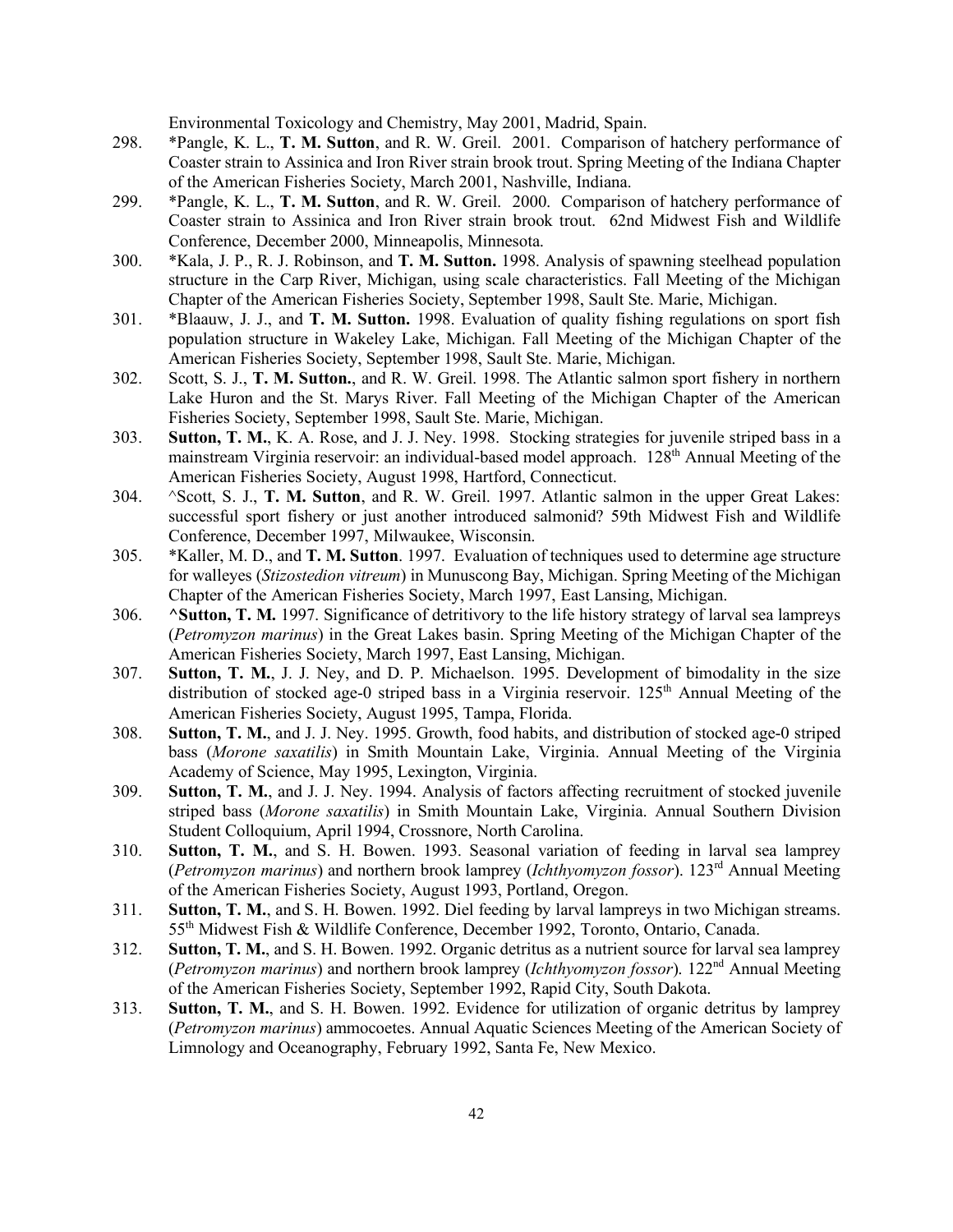Environmental Toxicology and Chemistry, May 2001, Madrid, Spain.

298. *Pangle, K. L., **T. M. Sutton**, and R. W. Greil. 2001. Comparison of hatchery performance of Coaster strain to Assinica and Iron River strain brook trout. Spring Meeting of the Indiana Chapter of the American Fisheries Society, March 2001, Nashville, Indiana.
299. *Pangle, K. L., **T. M. Sutton**, and R. W. Greil. 2000. Comparison of hatchery performance of Coaster strain to Assinica and Iron River strain brook trout. 62nd Midwest Fish and Wildlife Conference, December 2000, Minneapolis, Minnesota.
300. *Kala, J. P., R. J. Robinson, and **T. M. Sutton.** 1998. Analysis of spawning steelhead population structure in the Carp River, Michigan, using scale characteristics. Fall Meeting of the Michigan Chapter of the American Fisheries Society, September 1998, Sault Ste. Marie, Michigan.
301. *Blaauw, J. J., and **T. M. Sutton.** 1998. Evaluation of quality fishing regulations on sport fish population structure in Wakeley Lake, Michigan. Fall Meeting of the Michigan Chapter of the American Fisheries Society, September 1998, Sault Ste. Marie, Michigan.
302. Scott, S. J., **T. M. Sutton.**, and R. W. Greil. 1998. The Atlantic salmon sport fishery in northern Lake Huron and the St. Marys River. Fall Meeting of the Michigan Chapter of the American Fisheries Society, September 1998, Sault Ste. Marie, Michigan.
303. **Sutton, T. M.**, K. A. Rose, and J. J. Ney. 1998. Stocking strategies for juvenile striped bass in a mainstream Virginia reservoir: an individual-based model approach. 128th Annual Meeting of the American Fisheries Society, August 1998, Hartford, Connecticut.
304. ^Scott, S. J., **T. M. Sutton**, and R. W. Greil. 1997. Atlantic salmon in the upper Great Lakes: successful sport fishery or just another introduced salmonid? 59th Midwest Fish and Wildlife Conference, December 1997, Milwaukee, Wisconsin.
305. *Kaller, M. D., and **T. M. Sutton**. 1997. Evaluation of techniques used to determine age structure for walleyes (*Stizostedion vitreum*) in Munuscong Bay, Michigan. Spring Meeting of the Michigan Chapter of the American Fisheries Society, March 1997, East Lansing, Michigan.
306. **^Sutton, T. M.** 1997. Significance of detritivory to the life history strategy of larval sea lampreys (*Petromyzon marinus*) in the Great Lakes basin. Spring Meeting of the Michigan Chapter of the American Fisheries Society, March 1997, East Lansing, Michigan.
307. **Sutton, T. M.**, J. J. Ney, and D. P. Michaelson. 1995. Development of bimodality in the size distribution of stocked age-0 striped bass in a Virginia reservoir. 125th Annual Meeting of the American Fisheries Society, August 1995, Tampa, Florida.
308. **Sutton, T. M.**, and J. J. Ney. 1995. Growth, food habits, and distribution of stocked age-0 striped bass (*Morone saxatilis*) in Smith Mountain Lake, Virginia. Annual Meeting of the Virginia Academy of Science, May 1995, Lexington, Virginia.
309. **Sutton, T. M.**, and J. J. Ney. 1994. Analysis of factors affecting recruitment of stocked juvenile striped bass (*Morone saxatilis*) in Smith Mountain Lake, Virginia. Annual Southern Division Student Colloquium, April 1994, Crossnore, North Carolina.
310. **Sutton, T. M.**, and S. H. Bowen. 1993. Seasonal variation of feeding in larval sea lamprey (*Petromyzon marinus*) and northern brook lamprey (*Ichthyomyzon fossor*). 123rd Annual Meeting of the American Fisheries Society, August 1993, Portland, Oregon.
311. **Sutton, T. M.**, and S. H. Bowen. 1992. Diel feeding by larval lampreys in two Michigan streams. 55th Midwest Fish & Wildlife Conference, December 1992, Toronto, Ontario, Canada.
312. **Sutton, T. M.**, and S. H. Bowen. 1992. Organic detritus as a nutrient source for larval sea lamprey (*Petromyzon marinus*) and northern brook lamprey (*Ichthyomyzon fossor*). 122nd Annual Meeting of the American Fisheries Society, September 1992, Rapid City, South Dakota.
313. **Sutton, T. M.**, and S. H. Bowen. 1992. Evidence for utilization of organic detritus by lamprey (*Petromyzon marinus*) ammocoetes. Annual Aquatic Sciences Meeting of the American Society of Limnology and Oceanography, February 1992, Santa Fe, New Mexico.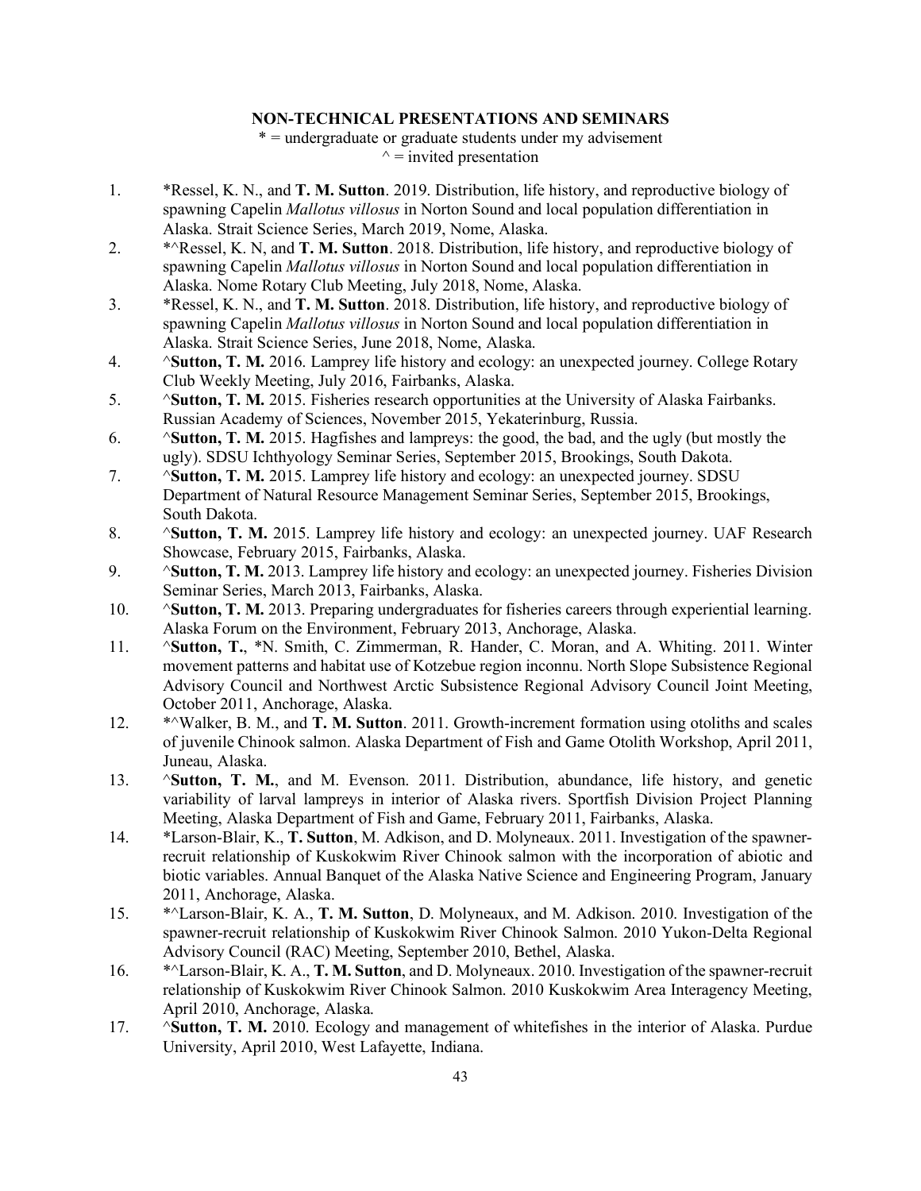## NON-TECHNICAL PRESENTATIONS AND SEMINARS

* = undergraduate or graduate students under my advisement
^ = invited presentation

1. *Ressel, K. N., and **T. M. Sutton**. 2019. Distribution, life history, and reproductive biology of spawning Capelin *Mallotus villosus* in Norton Sound and local population differentiation in Alaska. Strait Science Series, March 2019, Nome, Alaska.
2. *^Ressel, K. N, and **T. M. Sutton**. 2018. Distribution, life history, and reproductive biology of spawning Capelin *Mallotus villosus* in Norton Sound and local population differentiation in Alaska. Nome Rotary Club Meeting, July 2018, Nome, Alaska.
3. *Ressel, K. N., and **T. M. Sutton**. 2018. Distribution, life history, and reproductive biology of spawning Capelin *Mallotus villosus* in Norton Sound and local population differentiation in Alaska. Strait Science Series, June 2018, Nome, Alaska.
4. ^**Sutton, T. M.** 2016. Lamprey life history and ecology: an unexpected journey. College Rotary Club Weekly Meeting, July 2016, Fairbanks, Alaska.
5. ^**Sutton, T. M.** 2015. Fisheries research opportunities at the University of Alaska Fairbanks. Russian Academy of Sciences, November 2015, Yekaterinburg, Russia.
6. ^**Sutton, T. M.** 2015. Hagfishes and lampreys: the good, the bad, and the ugly (but mostly the ugly). SDSU Ichthyology Seminar Series, September 2015, Brookings, South Dakota.
7. ^**Sutton, T. M.** 2015. Lamprey life history and ecology: an unexpected journey. SDSU Department of Natural Resource Management Seminar Series, September 2015, Brookings, South Dakota.
8. ^**Sutton, T. M.** 2015. Lamprey life history and ecology: an unexpected journey. UAF Research Showcase, February 2015, Fairbanks, Alaska.
9. ^**Sutton, T. M.** 2013. Lamprey life history and ecology: an unexpected journey. Fisheries Division Seminar Series, March 2013, Fairbanks, Alaska.
10. ^**Sutton, T. M.** 2013. Preparing undergraduates for fisheries careers through experiential learning. Alaska Forum on the Environment, February 2013, Anchorage, Alaska.
11. ^**Sutton, T.**, *N. Smith, C. Zimmerman, R. Hander, C. Moran, and A. Whiting. 2011. Winter movement patterns and habitat use of Kotzebue region inconnu. North Slope Subsistence Regional Advisory Council and Northwest Arctic Subsistence Regional Advisory Council Joint Meeting, October 2011, Anchorage, Alaska.
12. *^Walker, B. M., and **T. M. Sutton**. 2011. Growth-increment formation using otoliths and scales of juvenile Chinook salmon. Alaska Department of Fish and Game Otolith Workshop, April 2011, Juneau, Alaska.
13. ^**Sutton, T. M.**, and M. Evenson. 2011. Distribution, abundance, life history, and genetic variability of larval lampreys in interior of Alaska rivers. Sportfish Division Project Planning Meeting, Alaska Department of Fish and Game, February 2011, Fairbanks, Alaska.
14. *Larson-Blair, K., **T. Sutton**, M. Adkison, and D. Molyneaux. 2011. Investigation of the spawner-recruit relationship of Kuskokwim River Chinook salmon with the incorporation of abiotic and biotic variables. Annual Banquet of the Alaska Native Science and Engineering Program, January 2011, Anchorage, Alaska.
15. *^Larson-Blair, K. A., **T. M. Sutton**, D. Molyneaux, and M. Adkison. 2010. Investigation of the spawner-recruit relationship of Kuskokwim River Chinook Salmon. 2010 Yukon-Delta Regional Advisory Council (RAC) Meeting, September 2010, Bethel, Alaska.
16. *^Larson-Blair, K. A., **T. M. Sutton**, and D. Molyneaux. 2010. Investigation of the spawner-recruit relationship of Kuskokwim River Chinook Salmon. 2010 Kuskokwim Area Interagency Meeting, April 2010, Anchorage, Alaska.
17. ^**Sutton, T. M.** 2010. Ecology and management of whitefishes in the interior of Alaska. Purdue University, April 2010, West Lafayette, Indiana.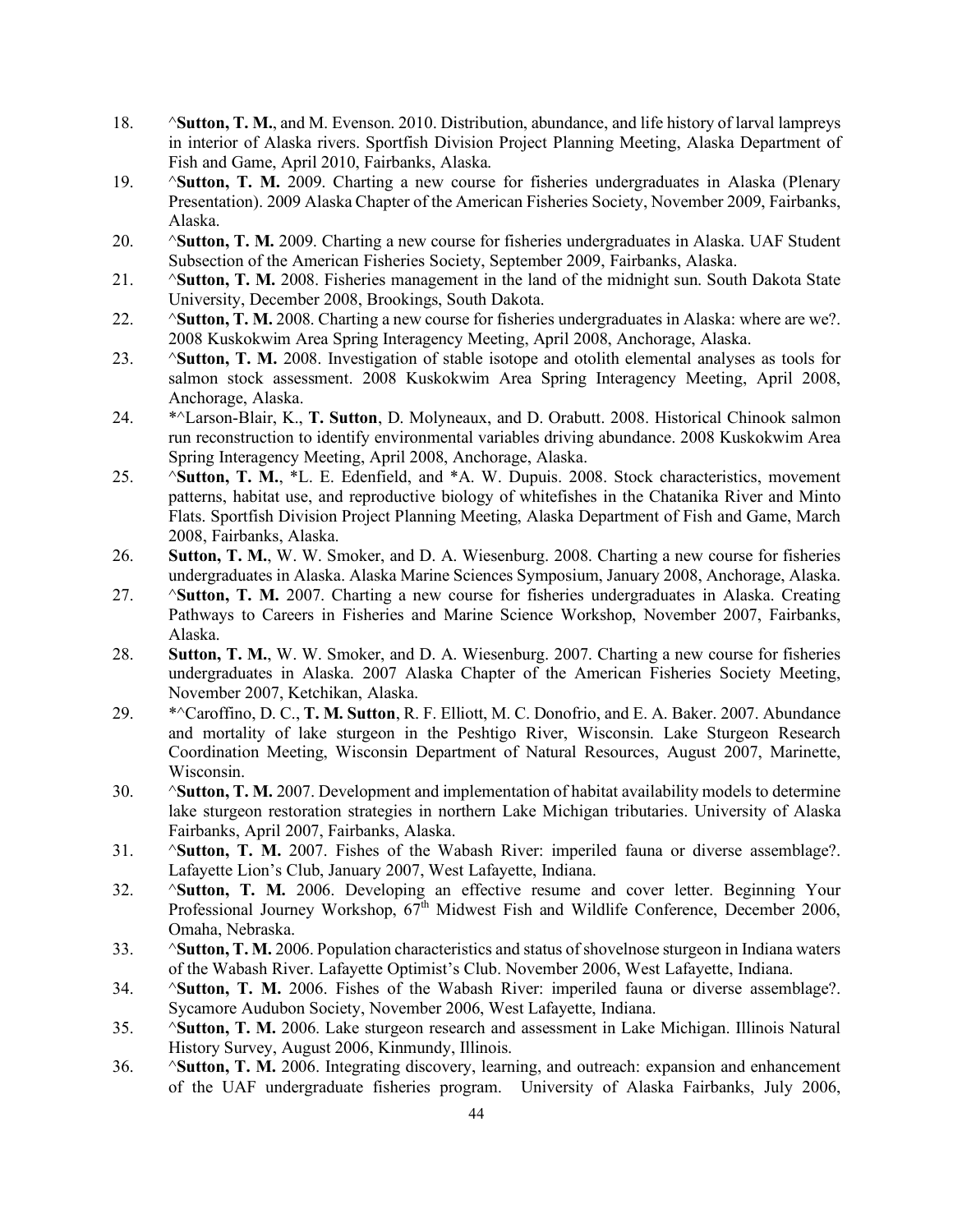18. ^**Sutton, T. M.**, and M. Evenson. 2010. Distribution, abundance, and life history of larval lampreys in interior of Alaska rivers. Sportfish Division Project Planning Meeting, Alaska Department of Fish and Game, April 2010, Fairbanks, Alaska.
19. ^**Sutton, T. M.** 2009. Charting a new course for fisheries undergraduates in Alaska (Plenary Presentation). 2009 Alaska Chapter of the American Fisheries Society, November 2009, Fairbanks, Alaska.
20. ^**Sutton, T. M.** 2009. Charting a new course for fisheries undergraduates in Alaska. UAF Student Subsection of the American Fisheries Society, September 2009, Fairbanks, Alaska.
21. ^**Sutton, T. M.** 2008. Fisheries management in the land of the midnight sun. South Dakota State University, December 2008, Brookings, South Dakota.
22. ^**Sutton, T. M.** 2008. Charting a new course for fisheries undergraduates in Alaska: where are we?. 2008 Kuskokwim Area Spring Interagency Meeting, April 2008, Anchorage, Alaska.
23. ^**Sutton, T. M.** 2008. Investigation of stable isotope and otolith elemental analyses as tools for salmon stock assessment. 2008 Kuskokwim Area Spring Interagency Meeting, April 2008, Anchorage, Alaska.
24. *^Larson-Blair, K., **T. Sutton**, D. Molyneaux, and D. Orabutt. 2008. Historical Chinook salmon run reconstruction to identify environmental variables driving abundance. 2008 Kuskokwim Area Spring Interagency Meeting, April 2008, Anchorage, Alaska.
25. ^**Sutton, T. M.**, *L. E. Edenfield, and *A. W. Dupuis. 2008. Stock characteristics, movement patterns, habitat use, and reproductive biology of whitefishes in the Chatanika River and Minto Flats. Sportfish Division Project Planning Meeting, Alaska Department of Fish and Game, March 2008, Fairbanks, Alaska.
26. **Sutton, T. M.**, W. W. Smoker, and D. A. Wiesenburg. 2008. Charting a new course for fisheries undergraduates in Alaska. Alaska Marine Sciences Symposium, January 2008, Anchorage, Alaska.
27. ^**Sutton, T. M.** 2007. Charting a new course for fisheries undergraduates in Alaska. Creating Pathways to Careers in Fisheries and Marine Science Workshop, November 2007, Fairbanks, Alaska.
28. **Sutton, T. M.**, W. W. Smoker, and D. A. Wiesenburg. 2007. Charting a new course for fisheries undergraduates in Alaska. 2007 Alaska Chapter of the American Fisheries Society Meeting, November 2007, Ketchikan, Alaska.
29. *^Caroffino, D. C., **T. M. Sutton**, R. F. Elliott, M. C. Donofrio, and E. A. Baker. 2007. Abundance and mortality of lake sturgeon in the Peshtigo River, Wisconsin. Lake Sturgeon Research Coordination Meeting, Wisconsin Department of Natural Resources, August 2007, Marinette, Wisconsin.
30. ^**Sutton, T. M.** 2007. Development and implementation of habitat availability models to determine lake sturgeon restoration strategies in northern Lake Michigan tributaries. University of Alaska Fairbanks, April 2007, Fairbanks, Alaska.
31. ^**Sutton, T. M.** 2007. Fishes of the Wabash River: imperiled fauna or diverse assemblage?. Lafayette Lion's Club, January 2007, West Lafayette, Indiana.
32. ^**Sutton, T. M.** 2006. Developing an effective resume and cover letter. Beginning Your Professional Journey Workshop, 67th Midwest Fish and Wildlife Conference, December 2006, Omaha, Nebraska.
33. ^**Sutton, T. M.** 2006. Population characteristics and status of shovelnose sturgeon in Indiana waters of the Wabash River. Lafayette Optimist's Club. November 2006, West Lafayette, Indiana.
34. ^**Sutton, T. M.** 2006. Fishes of the Wabash River: imperiled fauna or diverse assemblage?. Sycamore Audubon Society, November 2006, West Lafayette, Indiana.
35. ^**Sutton, T. M.** 2006. Lake sturgeon research and assessment in Lake Michigan. Illinois Natural History Survey, August 2006, Kinmundy, Illinois.
36. ^**Sutton, T. M.** 2006. Integrating discovery, learning, and outreach: expansion and enhancement of the UAF undergraduate fisheries program. University of Alaska Fairbanks, July 2006,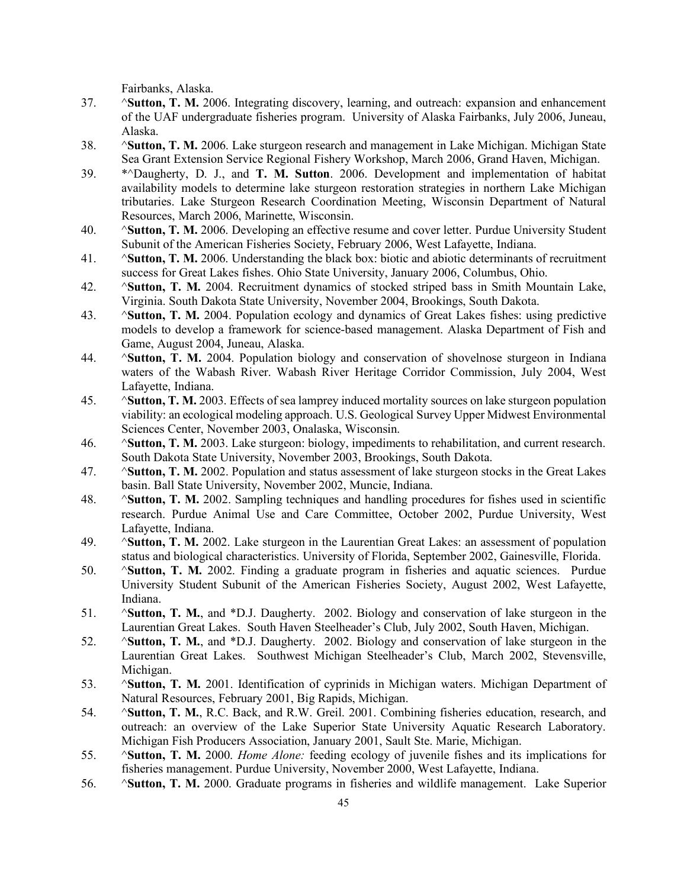Fairbanks, Alaska.

37. ^**Sutton, T. M.** 2006. Integrating discovery, learning, and outreach: expansion and enhancement of the UAF undergraduate fisheries program. University of Alaska Fairbanks, July 2006, Juneau, Alaska.
38. ^**Sutton, T. M.** 2006. Lake sturgeon research and management in Lake Michigan. Michigan State Sea Grant Extension Service Regional Fishery Workshop, March 2006, Grand Haven, Michigan.
39. *^Daugherty, D. J., and **T. M. Sutton**. 2006. Development and implementation of habitat availability models to determine lake sturgeon restoration strategies in northern Lake Michigan tributaries. Lake Sturgeon Research Coordination Meeting, Wisconsin Department of Natural Resources, March 2006, Marinette, Wisconsin.
40. ^**Sutton, T. M.** 2006. Developing an effective resume and cover letter. Purdue University Student Subunit of the American Fisheries Society, February 2006, West Lafayette, Indiana.
41. ^**Sutton, T. M.** 2006. Understanding the black box: biotic and abiotic determinants of recruitment success for Great Lakes fishes. Ohio State University, January 2006, Columbus, Ohio.
42. ^**Sutton, T. M.** 2004. Recruitment dynamics of stocked striped bass in Smith Mountain Lake, Virginia. South Dakota State University, November 2004, Brookings, South Dakota.
43. ^**Sutton, T. M.** 2004. Population ecology and dynamics of Great Lakes fishes: using predictive models to develop a framework for science-based management. Alaska Department of Fish and Game, August 2004, Juneau, Alaska.
44. ^**Sutton, T. M.** 2004. Population biology and conservation of shovelnose sturgeon in Indiana waters of the Wabash River. Wabash River Heritage Corridor Commission, July 2004, West Lafayette, Indiana.
45. ^**Sutton, T. M.** 2003. Effects of sea lamprey induced mortality sources on lake sturgeon population viability: an ecological modeling approach. U.S. Geological Survey Upper Midwest Environmental Sciences Center, November 2003, Onalaska, Wisconsin.
46. ^**Sutton, T. M.** 2003. Lake sturgeon: biology, impediments to rehabilitation, and current research. South Dakota State University, November 2003, Brookings, South Dakota.
47. ^**Sutton, T. M.** 2002. Population and status assessment of lake sturgeon stocks in the Great Lakes basin. Ball State University, November 2002, Muncie, Indiana.
48. ^**Sutton, T. M.** 2002. Sampling techniques and handling procedures for fishes used in scientific research. Purdue Animal Use and Care Committee, October 2002, Purdue University, West Lafayette, Indiana.
49. ^**Sutton, T. M.** 2002. Lake sturgeon in the Laurentian Great Lakes: an assessment of population status and biological characteristics. University of Florida, September 2002, Gainesville, Florida.
50. ^**Sutton, T. M.** 2002. Finding a graduate program in fisheries and aquatic sciences. Purdue University Student Subunit of the American Fisheries Society, August 2002, West Lafayette, Indiana.
51. ^**Sutton, T. M.**, and *D.J. Daugherty. 2002. Biology and conservation of lake sturgeon in the Laurentian Great Lakes. South Haven Steelheader's Club, July 2002, South Haven, Michigan.
52. ^**Sutton, T. M.**, and *D.J. Daugherty. 2002. Biology and conservation of lake sturgeon in the Laurentian Great Lakes. Southwest Michigan Steelheader's Club, March 2002, Stevensville, Michigan.
53. ^**Sutton, T. M.** 2001. Identification of cyprinids in Michigan waters. Michigan Department of Natural Resources, February 2001, Big Rapids, Michigan.
54. ^**Sutton, T. M.**, R.C. Back, and R.W. Greil. 2001. Combining fisheries education, research, and outreach: an overview of the Lake Superior State University Aquatic Research Laboratory. Michigan Fish Producers Association, January 2001, Sault Ste. Marie, Michigan.
55. ^**Sutton, T. M.** 2000. *Home Alone:* feeding ecology of juvenile fishes and its implications for fisheries management. Purdue University, November 2000, West Lafayette, Indiana.
56. ^**Sutton, T. M.** 2000. Graduate programs in fisheries and wildlife management. Lake Superior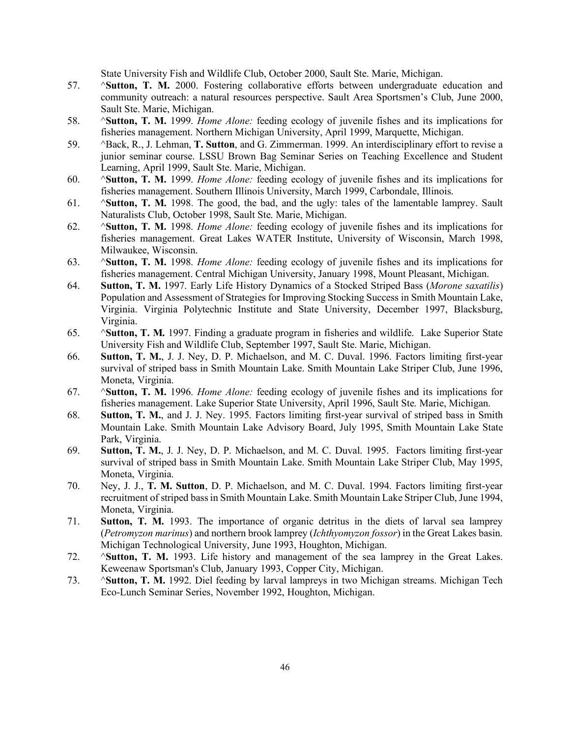State University Fish and Wildlife Club, October 2000, Sault Ste. Marie, Michigan.

57. ^**Sutton, T. M.** 2000. Fostering collaborative efforts between undergraduate education and community outreach: a natural resources perspective. Sault Area Sportsmen's Club, June 2000, Sault Ste. Marie, Michigan.
58. ^**Sutton, T. M.** 1999. *Home Alone:* feeding ecology of juvenile fishes and its implications for fisheries management. Northern Michigan University, April 1999, Marquette, Michigan.
59. ^Back, R., J. Lehman, **T. Sutton**, and G. Zimmerman. 1999. An interdisciplinary effort to revise a junior seminar course. LSSU Brown Bag Seminar Series on Teaching Excellence and Student Learning, April 1999, Sault Ste. Marie, Michigan.
60. ^**Sutton, T. M.** 1999. *Home Alone:* feeding ecology of juvenile fishes and its implications for fisheries management. Southern Illinois University, March 1999, Carbondale, Illinois.
61. ^**Sutton, T. M.** 1998. The good, the bad, and the ugly: tales of the lamentable lamprey. Sault Naturalists Club, October 1998, Sault Ste. Marie, Michigan.
62. ^**Sutton, T. M.** 1998. *Home Alone:* feeding ecology of juvenile fishes and its implications for fisheries management. Great Lakes WATER Institute, University of Wisconsin, March 1998, Milwaukee, Wisconsin.
63. ^**Sutton, T. M.** 1998. *Home Alone:* feeding ecology of juvenile fishes and its implications for fisheries management. Central Michigan University, January 1998, Mount Pleasant, Michigan.
64. **Sutton, T. M.** 1997. Early Life History Dynamics of a Stocked Striped Bass (*Morone saxatilis*) Population and Assessment of Strategies for Improving Stocking Success in Smith Mountain Lake, Virginia. Virginia Polytechnic Institute and State University, December 1997, Blacksburg, Virginia.
65. ^**Sutton, T. M.** 1997. Finding a graduate program in fisheries and wildlife. Lake Superior State University Fish and Wildlife Club, September 1997, Sault Ste. Marie, Michigan.
66. **Sutton, T. M.**, J. J. Ney, D. P. Michaelson, and M. C. Duval. 1996. Factors limiting first-year survival of striped bass in Smith Mountain Lake. Smith Mountain Lake Striper Club, June 1996, Moneta, Virginia.
67. ^**Sutton, T. M.** 1996. *Home Alone:* feeding ecology of juvenile fishes and its implications for fisheries management. Lake Superior State University, April 1996, Sault Ste. Marie, Michigan.
68. **Sutton, T. M.**, and J. J. Ney. 1995. Factors limiting first-year survival of striped bass in Smith Mountain Lake. Smith Mountain Lake Advisory Board, July 1995, Smith Mountain Lake State Park, Virginia.
69. **Sutton, T. M.**, J. J. Ney, D. P. Michaelson, and M. C. Duval. 1995. Factors limiting first-year survival of striped bass in Smith Mountain Lake. Smith Mountain Lake Striper Club, May 1995, Moneta, Virginia.
70. Ney, J. J., **T. M. Sutton**, D. P. Michaelson, and M. C. Duval. 1994. Factors limiting first-year recruitment of striped bass in Smith Mountain Lake. Smith Mountain Lake Striper Club, June 1994, Moneta, Virginia.
71. **Sutton, T. M.** 1993. The importance of organic detritus in the diets of larval sea lamprey (*Petromyzon marinus*) and northern brook lamprey (*Ichthyomyzon fossor*) in the Great Lakes basin. Michigan Technological University, June 1993, Houghton, Michigan.
72. ^**Sutton, T. M.** 1993. Life history and management of the sea lamprey in the Great Lakes. Keweenaw Sportsman's Club, January 1993, Copper City, Michigan.
73. ^**Sutton, T. M.** 1992. Diel feeding by larval lampreys in two Michigan streams. Michigan Tech Eco-Lunch Seminar Series, November 1992, Houghton, Michigan.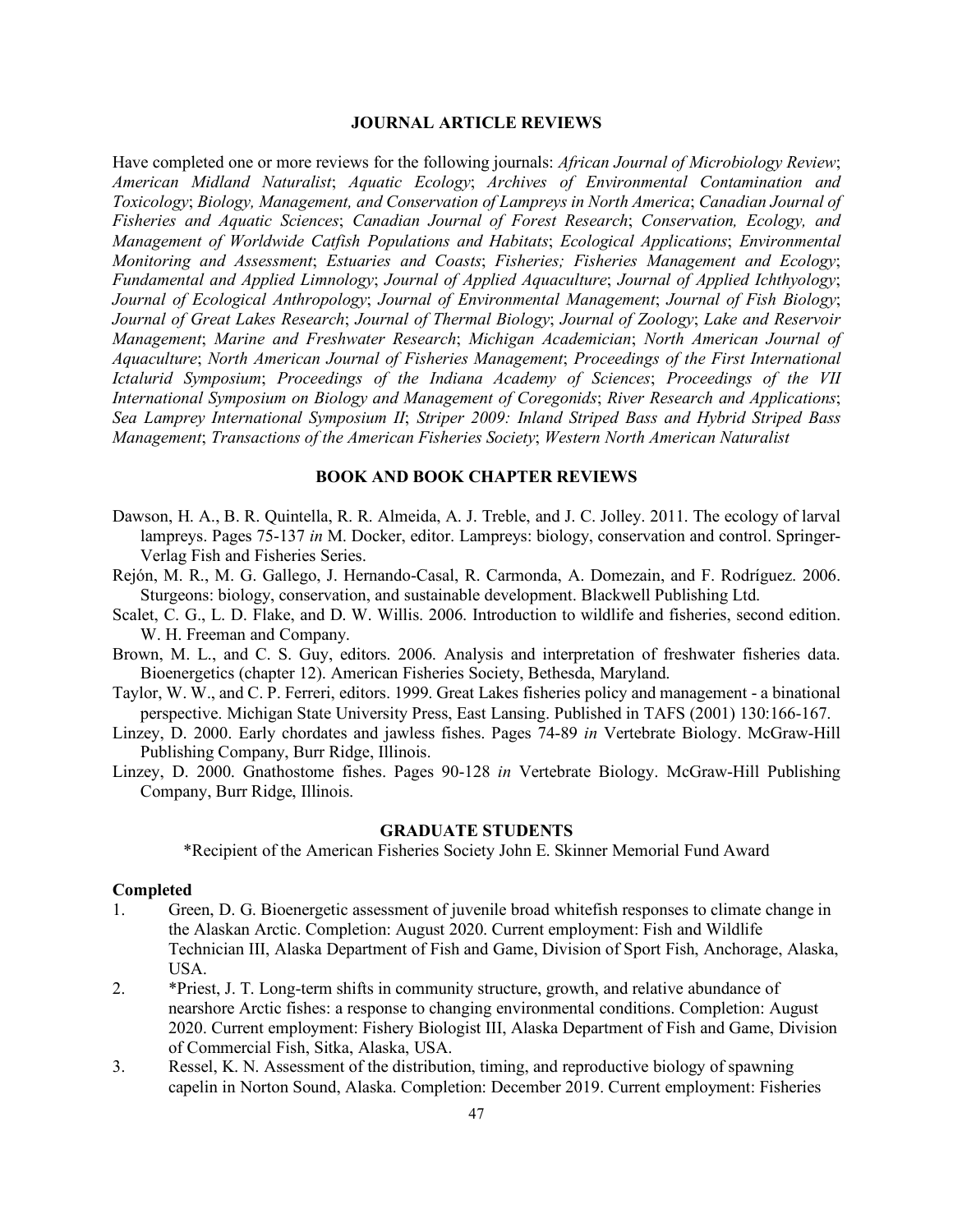## JOURNAL ARTICLE REVIEWS

Have completed one or more reviews for the following journals: *African Journal of Microbiology Review*; *American Midland Naturalist*; *Aquatic Ecology*; *Archives of Environmental Contamination and Toxicology*; *Biology, Management, and Conservation of Lampreys in North America*; *Canadian Journal of Fisheries and Aquatic Sciences*; *Canadian Journal of Forest Research*; *Conservation, Ecology, and Management of Worldwide Catfish Populations and Habitats*; *Ecological Applications*; *Environmental Monitoring and Assessment*; *Estuaries and Coasts*; *Fisheries; Fisheries Management and Ecology*; *Fundamental and Applied Limnology*; *Journal of Applied Aquaculture*; *Journal of Applied Ichthyology*; *Journal of Ecological Anthropology*; *Journal of Environmental Management*; *Journal of Fish Biology*; *Journal of Great Lakes Research*; *Journal of Thermal Biology*; *Journal of Zoology*; *Lake and Reservoir Management*; *Marine and Freshwater Research*; *Michigan Academician*; *North American Journal of Aquaculture*; *North American Journal of Fisheries Management*; *Proceedings of the First International Ictalurid Symposium*; *Proceedings of the Indiana Academy of Sciences*; *Proceedings of the VII International Symposium on Biology and Management of Coregonids*; *River Research and Applications*; *Sea Lamprey International Symposium II*; *Striper 2009: Inland Striped Bass and Hybrid Striped Bass Management*; *Transactions of the American Fisheries Society*; *Western North American Naturalist*

## BOOK AND BOOK CHAPTER REVIEWS

Dawson, H. A., B. R. Quintella, R. R. Almeida, A. J. Treble, and J. C. Jolley. 2011. The ecology of larval lampreys. Pages 75-137 *in* M. Docker, editor. Lampreys: biology, conservation and control. Springer-Verlag Fish and Fisheries Series.

Rejón, M. R., M. G. Gallego, J. Hernando-Casal, R. Carmonda, A. Domezain, and F. Rodríguez. 2006. Sturgeons: biology, conservation, and sustainable development. Blackwell Publishing Ltd.

Scalet, C. G., L. D. Flake, and D. W. Willis. 2006. Introduction to wildlife and fisheries, second edition. W. H. Freeman and Company.

Brown, M. L., and C. S. Guy, editors. 2006. Analysis and interpretation of freshwater fisheries data. Bioenergetics (chapter 12). American Fisheries Society, Bethesda, Maryland.

Taylor, W. W., and C. P. Ferreri, editors. 1999. Great Lakes fisheries policy and management - a binational perspective. Michigan State University Press, East Lansing. Published in TAFS (2001) 130:166-167.

Linzey, D. 2000. Early chordates and jawless fishes. Pages 74-89 *in* Vertebrate Biology. McGraw-Hill Publishing Company, Burr Ridge, Illinois.

Linzey, D. 2000. Gnathostome fishes. Pages 90-128 *in* Vertebrate Biology. McGraw-Hill Publishing Company, Burr Ridge, Illinois.

## GRADUATE STUDENTS

*Recipient of the American Fisheries Society John E. Skinner Memorial Fund Award

**Completed**

1. Green, D. G. Bioenergetic assessment of juvenile broad whitefish responses to climate change in the Alaskan Arctic. Completion: August 2020. Current employment: Fish and Wildlife Technician III, Alaska Department of Fish and Game, Division of Sport Fish, Anchorage, Alaska, USA.
2. *Priest, J. T. Long-term shifts in community structure, growth, and relative abundance of nearshore Arctic fishes: a response to changing environmental conditions. Completion: August 2020. Current employment: Fishery Biologist III, Alaska Department of Fish and Game, Division of Commercial Fish, Sitka, Alaska, USA.
3. Ressel, K. N. Assessment of the distribution, timing, and reproductive biology of spawning capelin in Norton Sound, Alaska. Completion: December 2019. Current employment: Fisheries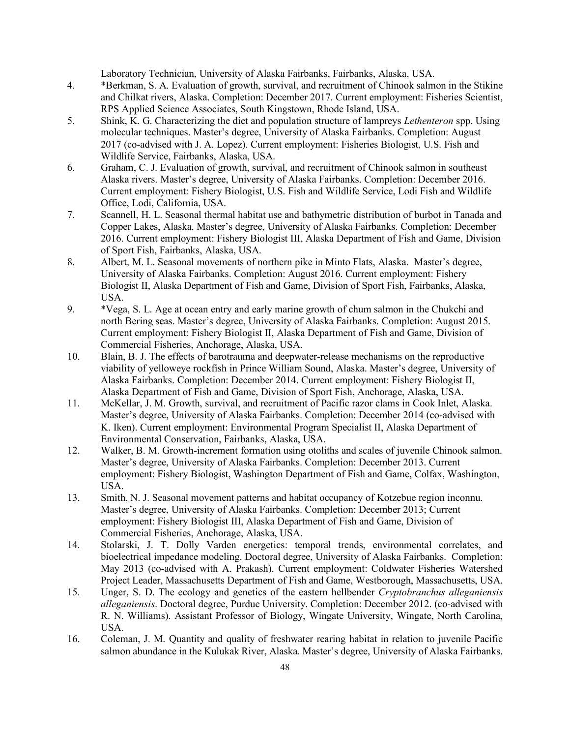Laboratory Technician, University of Alaska Fairbanks, Fairbanks, Alaska, USA.

4. *Berkman, S. A. Evaluation of growth, survival, and recruitment of Chinook salmon in the Stikine and Chilkat rivers, Alaska. Completion: December 2017. Current employment: Fisheries Scientist, RPS Applied Science Associates, South Kingstown, Rhode Island, USA.
5. Shink, K. G. Characterizing the diet and population structure of lampreys *Lethenteron* spp. Using molecular techniques. Master's degree, University of Alaska Fairbanks. Completion: August 2017 (co-advised with J. A. Lopez). Current employment: Fisheries Biologist, U.S. Fish and Wildlife Service, Fairbanks, Alaska, USA.
6. Graham, C. J. Evaluation of growth, survival, and recruitment of Chinook salmon in southeast Alaska rivers. Master's degree, University of Alaska Fairbanks. Completion: December 2016. Current employment: Fishery Biologist, U.S. Fish and Wildlife Service, Lodi Fish and Wildlife Office, Lodi, California, USA.
7. Scannell, H. L. Seasonal thermal habitat use and bathymetric distribution of burbot in Tanada and Copper Lakes, Alaska. Master's degree, University of Alaska Fairbanks. Completion: December 2016. Current employment: Fishery Biologist III, Alaska Department of Fish and Game, Division of Sport Fish, Fairbanks, Alaska, USA.
8. Albert, M. L. Seasonal movements of northern pike in Minto Flats, Alaska. Master's degree, University of Alaska Fairbanks. Completion: August 2016. Current employment: Fishery Biologist II, Alaska Department of Fish and Game, Division of Sport Fish, Fairbanks, Alaska, USA.
9. *Vega, S. L. Age at ocean entry and early marine growth of chum salmon in the Chukchi and north Bering seas. Master's degree, University of Alaska Fairbanks. Completion: August 2015. Current employment: Fishery Biologist II, Alaska Department of Fish and Game, Division of Commercial Fisheries, Anchorage, Alaska, USA.
10. Blain, B. J. The effects of barotrauma and deepwater-release mechanisms on the reproductive viability of yelloweye rockfish in Prince William Sound, Alaska. Master's degree, University of Alaska Fairbanks. Completion: December 2014. Current employment: Fishery Biologist II, Alaska Department of Fish and Game, Division of Sport Fish, Anchorage, Alaska, USA.
11. McKellar, J. M. Growth, survival, and recruitment of Pacific razor clams in Cook Inlet, Alaska. Master's degree, University of Alaska Fairbanks. Completion: December 2014 (co-advised with K. Iken). Current employment: Environmental Program Specialist II, Alaska Department of Environmental Conservation, Fairbanks, Alaska, USA.
12. Walker, B. M. Growth-increment formation using otoliths and scales of juvenile Chinook salmon. Master's degree, University of Alaska Fairbanks. Completion: December 2013. Current employment: Fishery Biologist, Washington Department of Fish and Game, Colfax, Washington, USA.
13. Smith, N. J. Seasonal movement patterns and habitat occupancy of Kotzebue region inconnu. Master's degree, University of Alaska Fairbanks. Completion: December 2013; Current employment: Fishery Biologist III, Alaska Department of Fish and Game, Division of Commercial Fisheries, Anchorage, Alaska, USA.
14. Stolarski, J. T. Dolly Varden energetics: temporal trends, environmental correlates, and bioelectrical impedance modeling. Doctoral degree, University of Alaska Fairbanks. Completion: May 2013 (co-advised with A. Prakash). Current employment: Coldwater Fisheries Watershed Project Leader, Massachusetts Department of Fish and Game, Westborough, Massachusetts, USA.
15. Unger, S. D. The ecology and genetics of the eastern hellbender *Cryptobranchus alleganiensis alleganiensis*. Doctoral degree, Purdue University. Completion: December 2012. (co-advised with R. N. Williams). Assistant Professor of Biology, Wingate University, Wingate, North Carolina, USA.
16. Coleman, J. M. Quantity and quality of freshwater rearing habitat in relation to juvenile Pacific salmon abundance in the Kulukak River, Alaska. Master's degree, University of Alaska Fairbanks.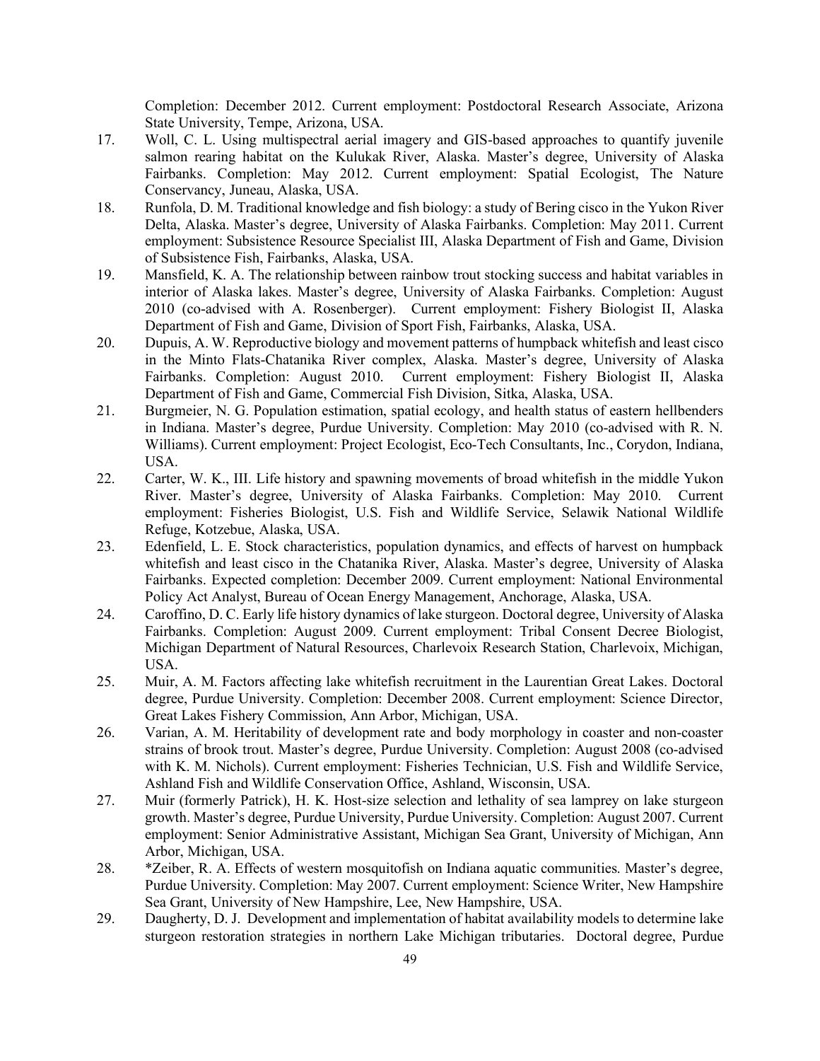Completion: December 2012. Current employment: Postdoctoral Research Associate, Arizona State University, Tempe, Arizona, USA.

17. Woll, C. L. Using multispectral aerial imagery and GIS-based approaches to quantify juvenile salmon rearing habitat on the Kulukak River, Alaska. Master's degree, University of Alaska Fairbanks. Completion: May 2012. Current employment: Spatial Ecologist, The Nature Conservancy, Juneau, Alaska, USA.
18. Runfola, D. M. Traditional knowledge and fish biology: a study of Bering cisco in the Yukon River Delta, Alaska. Master's degree, University of Alaska Fairbanks. Completion: May 2011. Current employment: Subsistence Resource Specialist III, Alaska Department of Fish and Game, Division of Subsistence Fish, Fairbanks, Alaska, USA.
19. Mansfield, K. A. The relationship between rainbow trout stocking success and habitat variables in interior of Alaska lakes. Master's degree, University of Alaska Fairbanks. Completion: August 2010 (co-advised with A. Rosenberger). Current employment: Fishery Biologist II, Alaska Department of Fish and Game, Division of Sport Fish, Fairbanks, Alaska, USA.
20. Dupuis, A. W. Reproductive biology and movement patterns of humpback whitefish and least cisco in the Minto Flats-Chatanika River complex, Alaska. Master's degree, University of Alaska Fairbanks. Completion: August 2010. Current employment: Fishery Biologist II, Alaska Department of Fish and Game, Commercial Fish Division, Sitka, Alaska, USA.
21. Burgmeier, N. G. Population estimation, spatial ecology, and health status of eastern hellbenders in Indiana. Master's degree, Purdue University. Completion: May 2010 (co-advised with R. N. Williams). Current employment: Project Ecologist, Eco-Tech Consultants, Inc., Corydon, Indiana, USA.
22. Carter, W. K., III. Life history and spawning movements of broad whitefish in the middle Yukon River. Master's degree, University of Alaska Fairbanks. Completion: May 2010. Current employment: Fisheries Biologist, U.S. Fish and Wildlife Service, Selawik National Wildlife Refuge, Kotzebue, Alaska, USA.
23. Edenfield, L. E. Stock characteristics, population dynamics, and effects of harvest on humpback whitefish and least cisco in the Chatanika River, Alaska. Master's degree, University of Alaska Fairbanks. Expected completion: December 2009. Current employment: National Environmental Policy Act Analyst, Bureau of Ocean Energy Management, Anchorage, Alaska, USA.
24. Caroffino, D. C. Early life history dynamics of lake sturgeon. Doctoral degree, University of Alaska Fairbanks. Completion: August 2009. Current employment: Tribal Consent Decree Biologist, Michigan Department of Natural Resources, Charlevoix Research Station, Charlevoix, Michigan, USA.
25. Muir, A. M. Factors affecting lake whitefish recruitment in the Laurentian Great Lakes. Doctoral degree, Purdue University. Completion: December 2008. Current employment: Science Director, Great Lakes Fishery Commission, Ann Arbor, Michigan, USA.
26. Varian, A. M. Heritability of development rate and body morphology in coaster and non-coaster strains of brook trout. Master's degree, Purdue University. Completion: August 2008 (co-advised with K. M. Nichols). Current employment: Fisheries Technician, U.S. Fish and Wildlife Service, Ashland Fish and Wildlife Conservation Office, Ashland, Wisconsin, USA.
27. Muir (formerly Patrick), H. K. Host-size selection and lethality of sea lamprey on lake sturgeon growth. Master's degree, Purdue University, Purdue University. Completion: August 2007. Current employment: Senior Administrative Assistant, Michigan Sea Grant, University of Michigan, Ann Arbor, Michigan, USA.
28. *Zeiber, R. A. Effects of western mosquitofish on Indiana aquatic communities. Master's degree, Purdue University. Completion: May 2007. Current employment: Science Writer, New Hampshire Sea Grant, University of New Hampshire, Lee, New Hampshire, USA.
29. Daugherty, D. J. Development and implementation of habitat availability models to determine lake sturgeon restoration strategies in northern Lake Michigan tributaries. Doctoral degree, Purdue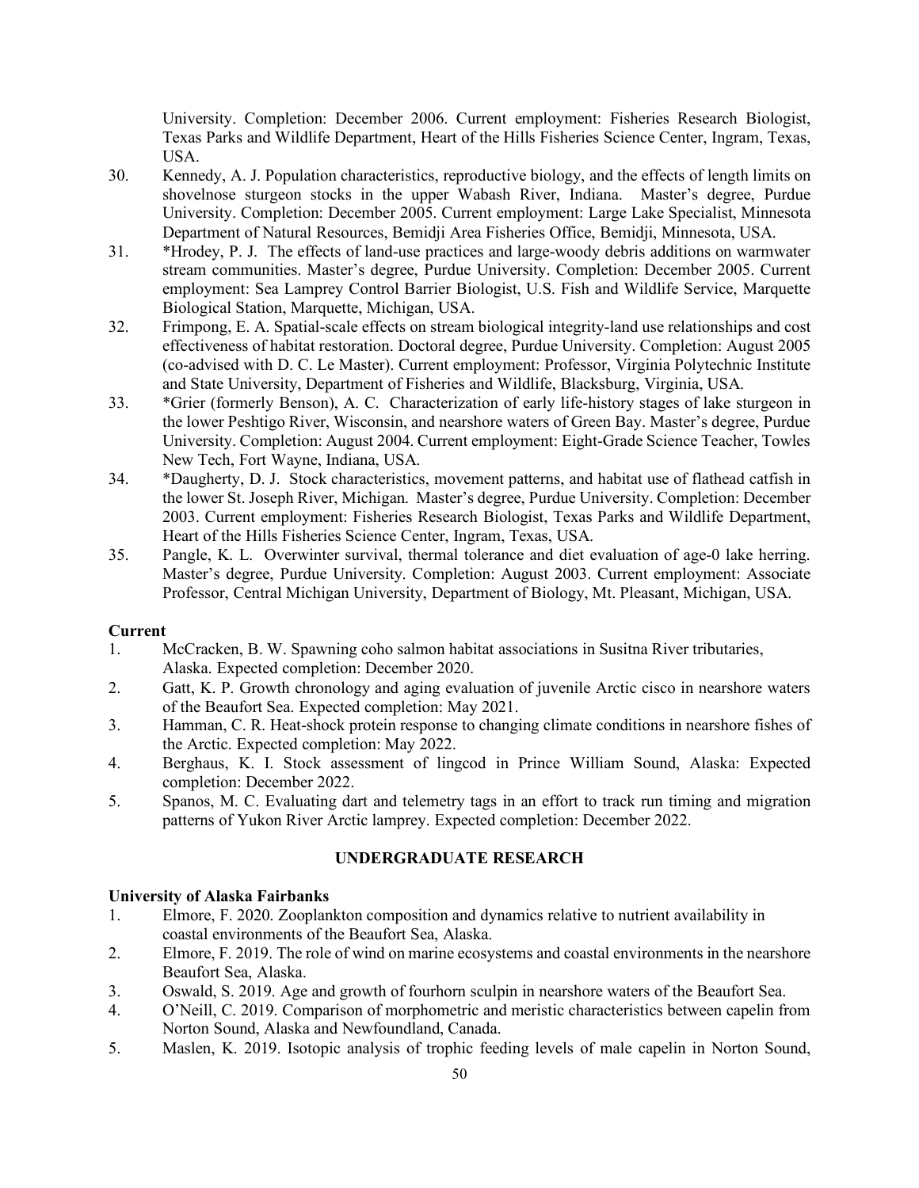University. Completion: December 2006. Current employment: Fisheries Research Biologist, Texas Parks and Wildlife Department, Heart of the Hills Fisheries Science Center, Ingram, Texas, USA.

30. Kennedy, A. J. Population characteristics, reproductive biology, and the effects of length limits on shovelnose sturgeon stocks in the upper Wabash River, Indiana. Master's degree, Purdue University. Completion: December 2005. Current employment: Large Lake Specialist, Minnesota Department of Natural Resources, Bemidji Area Fisheries Office, Bemidji, Minnesota, USA.
31. *Hrodey, P. J. The effects of land-use practices and large-woody debris additions on warmwater stream communities. Master's degree, Purdue University. Completion: December 2005. Current employment: Sea Lamprey Control Barrier Biologist, U.S. Fish and Wildlife Service, Marquette Biological Station, Marquette, Michigan, USA.
32. Frimpong, E. A. Spatial-scale effects on stream biological integrity-land use relationships and cost effectiveness of habitat restoration. Doctoral degree, Purdue University. Completion: August 2005 (co-advised with D. C. Le Master). Current employment: Professor, Virginia Polytechnic Institute and State University, Department of Fisheries and Wildlife, Blacksburg, Virginia, USA.
33. *Grier (formerly Benson), A. C. Characterization of early life-history stages of lake sturgeon in the lower Peshtigo River, Wisconsin, and nearshore waters of Green Bay. Master's degree, Purdue University. Completion: August 2004. Current employment: Eight-Grade Science Teacher, Towles New Tech, Fort Wayne, Indiana, USA.
34. *Daugherty, D. J. Stock characteristics, movement patterns, and habitat use of flathead catfish in the lower St. Joseph River, Michigan. Master's degree, Purdue University. Completion: December 2003. Current employment: Fisheries Research Biologist, Texas Parks and Wildlife Department, Heart of the Hills Fisheries Science Center, Ingram, Texas, USA.
35. Pangle, K. L. Overwinter survival, thermal tolerance and diet evaluation of age-0 lake herring. Master's degree, Purdue University. Completion: August 2003. Current employment: Associate Professor, Central Michigan University, Department of Biology, Mt. Pleasant, Michigan, USA.

**Current**

1. McCracken, B. W. Spawning coho salmon habitat associations in Susitna River tributaries, Alaska. Expected completion: December 2020.
2. Gatt, K. P. Growth chronology and aging evaluation of juvenile Arctic cisco in nearshore waters of the Beaufort Sea. Expected completion: May 2021.
3. Hamman, C. R. Heat-shock protein response to changing climate conditions in nearshore fishes of the Arctic. Expected completion: May 2022.
4. Berghaus, K. I. Stock assessment of lingcod in Prince William Sound, Alaska: Expected completion: December 2022.
5. Spanos, M. C. Evaluating dart and telemetry tags in an effort to track run timing and migration patterns of Yukon River Arctic lamprey. Expected completion: December 2022.

## UNDERGRADUATE RESEARCH

**University of Alaska Fairbanks**

1. Elmore, F. 2020. Zooplankton composition and dynamics relative to nutrient availability in coastal environments of the Beaufort Sea, Alaska.
2. Elmore, F. 2019. The role of wind on marine ecosystems and coastal environments in the nearshore Beaufort Sea, Alaska.
3. Oswald, S. 2019. Age and growth of fourhorn sculpin in nearshore waters of the Beaufort Sea.
4. O'Neill, C. 2019. Comparison of morphometric and meristic characteristics between capelin from Norton Sound, Alaska and Newfoundland, Canada.
5. Maslen, K. 2019. Isotopic analysis of trophic feeding levels of male capelin in Norton Sound,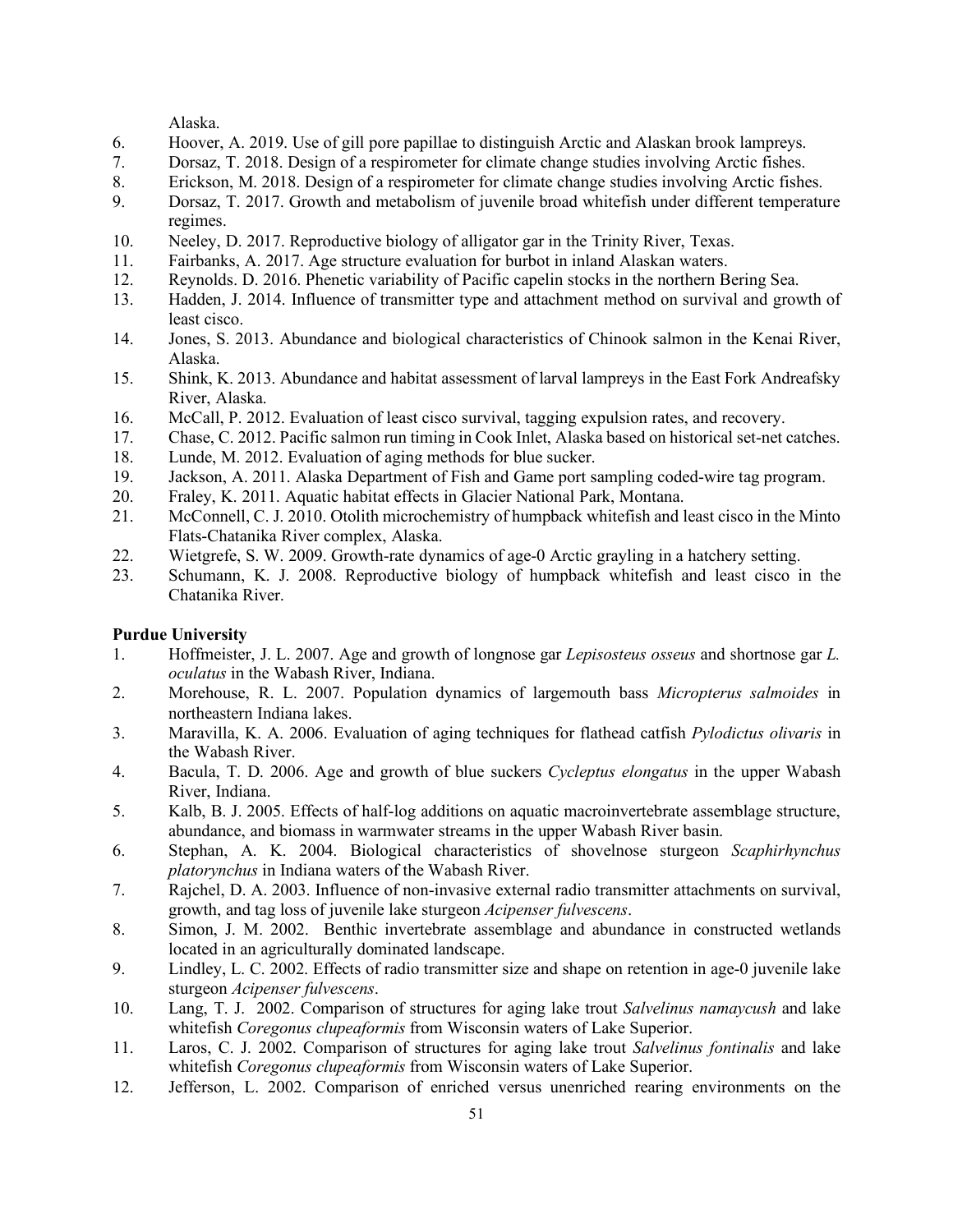Alaska.

6. Hoover, A. 2019. Use of gill pore papillae to distinguish Arctic and Alaskan brook lampreys.
7. Dorsaz, T. 2018. Design of a respirometer for climate change studies involving Arctic fishes.
8. Erickson, M. 2018. Design of a respirometer for climate change studies involving Arctic fishes.
9. Dorsaz, T. 2017. Growth and metabolism of juvenile broad whitefish under different temperature regimes.
10. Neeley, D. 2017. Reproductive biology of alligator gar in the Trinity River, Texas.
11. Fairbanks, A. 2017. Age structure evaluation for burbot in inland Alaskan waters.
12. Reynolds. D. 2016. Phenetic variability of Pacific capelin stocks in the northern Bering Sea.
13. Hadden, J. 2014. Influence of transmitter type and attachment method on survival and growth of least cisco.
14. Jones, S. 2013. Abundance and biological characteristics of Chinook salmon in the Kenai River, Alaska.
15. Shink, K. 2013. Abundance and habitat assessment of larval lampreys in the East Fork Andreafsky River, Alaska.
16. McCall, P. 2012. Evaluation of least cisco survival, tagging expulsion rates, and recovery.
17. Chase, C. 2012. Pacific salmon run timing in Cook Inlet, Alaska based on historical set-net catches.
18. Lunde, M. 2012. Evaluation of aging methods for blue sucker.
19. Jackson, A. 2011. Alaska Department of Fish and Game port sampling coded-wire tag program.
20. Fraley, K. 2011. Aquatic habitat effects in Glacier National Park, Montana.
21. McConnell, C. J. 2010. Otolith microchemistry of humpback whitefish and least cisco in the Minto Flats-Chatanika River complex, Alaska.
22. Wietgrefe, S. W. 2009. Growth-rate dynamics of age-0 Arctic grayling in a hatchery setting.
23. Schumann, K. J. 2008. Reproductive biology of humpback whitefish and least cisco in the Chatanika River.

**Purdue University**

1. Hoffmeister, J. L. 2007. Age and growth of longnose gar *Lepisosteus osseus* and shortnose gar *L. oculatus* in the Wabash River, Indiana.
2. Morehouse, R. L. 2007. Population dynamics of largemouth bass *Micropterus salmoides* in northeastern Indiana lakes.
3. Maravilla, K. A. 2006. Evaluation of aging techniques for flathead catfish *Pylodictus olivaris* in the Wabash River.
4. Bacula, T. D. 2006. Age and growth of blue suckers *Cycleptus elongatus* in the upper Wabash River, Indiana.
5. Kalb, B. J. 2005. Effects of half-log additions on aquatic macroinvertebrate assemblage structure, abundance, and biomass in warmwater streams in the upper Wabash River basin.
6. Stephan, A. K. 2004. Biological characteristics of shovelnose sturgeon *Scaphirhynchus platorynchus* in Indiana waters of the Wabash River.
7. Rajchel, D. A. 2003. Influence of non-invasive external radio transmitter attachments on survival, growth, and tag loss of juvenile lake sturgeon *Acipenser fulvescens*.
8. Simon, J. M. 2002. Benthic invertebrate assemblage and abundance in constructed wetlands located in an agriculturally dominated landscape.
9. Lindley, L. C. 2002. Effects of radio transmitter size and shape on retention in age-0 juvenile lake sturgeon *Acipenser fulvescens*.
10. Lang, T. J. 2002. Comparison of structures for aging lake trout *Salvelinus namaycush* and lake whitefish *Coregonus clupeaformis* from Wisconsin waters of Lake Superior.
11. Laros, C. J. 2002. Comparison of structures for aging lake trout *Salvelinus fontinalis* and lake whitefish *Coregonus clupeaformis* from Wisconsin waters of Lake Superior.
12. Jefferson, L. 2002. Comparison of enriched versus unenriched rearing environments on the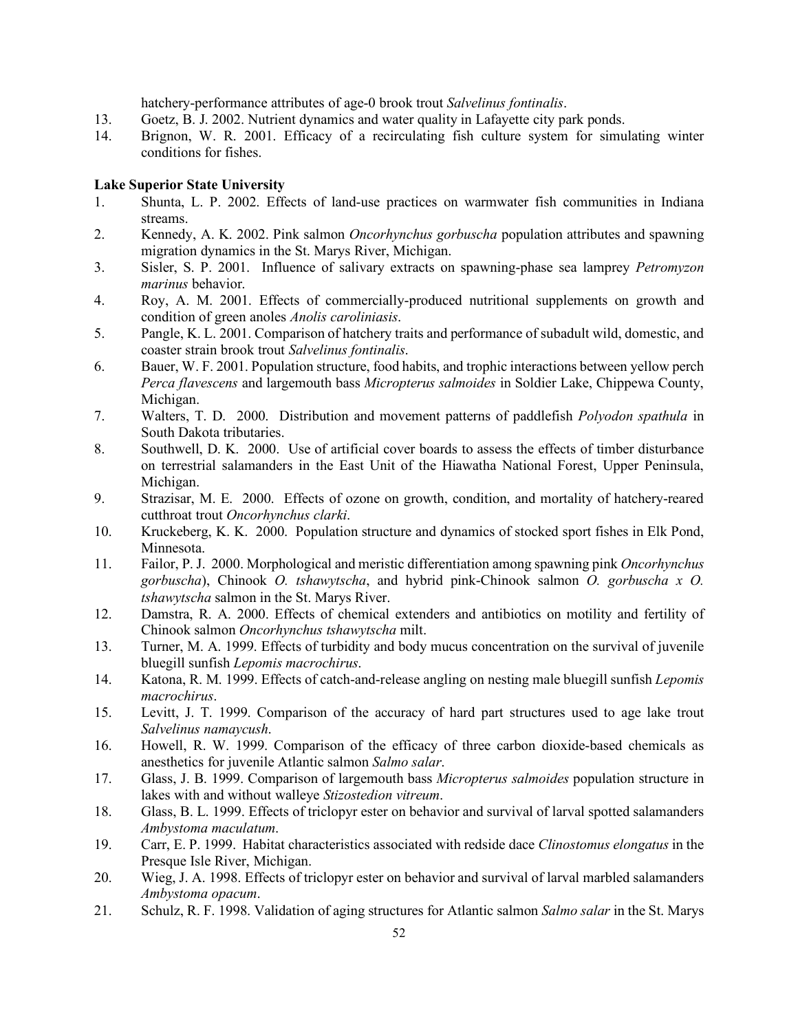hatchery-performance attributes of age-0 brook trout *Salvelinus fontinalis*.

13. Goetz, B. J. 2002. Nutrient dynamics and water quality in Lafayette city park ponds.
14. Brignon, W. R. 2001. Efficacy of a recirculating fish culture system for simulating winter conditions for fishes.

**Lake Superior State University**

1. Shunta, L. P. 2002. Effects of land-use practices on warmwater fish communities in Indiana streams.
2. Kennedy, A. K. 2002. Pink salmon *Oncorhynchus gorbuscha* population attributes and spawning migration dynamics in the St. Marys River, Michigan.
3. Sisler, S. P. 2001. Influence of salivary extracts on spawning-phase sea lamprey *Petromyzon marinus* behavior.
4. Roy, A. M. 2001. Effects of commercially-produced nutritional supplements on growth and condition of green anoles *Anolis caroliniasis*.
5. Pangle, K. L. 2001. Comparison of hatchery traits and performance of subadult wild, domestic, and coaster strain brook trout *Salvelinus fontinalis*.
6. Bauer, W. F. 2001. Population structure, food habits, and trophic interactions between yellow perch *Perca flavescens* and largemouth bass *Micropterus salmoides* in Soldier Lake, Chippewa County, Michigan.
7. Walters, T. D. 2000. Distribution and movement patterns of paddlefish *Polyodon spathula* in South Dakota tributaries.
8. Southwell, D. K. 2000. Use of artificial cover boards to assess the effects of timber disturbance on terrestrial salamanders in the East Unit of the Hiawatha National Forest, Upper Peninsula, Michigan.
9. Strazisar, M. E. 2000. Effects of ozone on growth, condition, and mortality of hatchery-reared cutthroat trout *Oncorhynchus clarki*.
10. Kruckeberg, K. K. 2000. Population structure and dynamics of stocked sport fishes in Elk Pond, Minnesota.
11. Failor, P. J. 2000. Morphological and meristic differentiation among spawning pink *Oncorhynchus gorbuscha*), Chinook *O. tshawytscha*, and hybrid pink-Chinook salmon *O. gorbuscha x O. tshawytscha* salmon in the St. Marys River.
12. Damstra, R. A. 2000. Effects of chemical extenders and antibiotics on motility and fertility of Chinook salmon *Oncorhynchus tshawytscha* milt.
13. Turner, M. A. 1999. Effects of turbidity and body mucus concentration on the survival of juvenile bluegill sunfish *Lepomis macrochirus*.
14. Katona, R. M. 1999. Effects of catch-and-release angling on nesting male bluegill sunfish *Lepomis macrochirus*.
15. Levitt, J. T. 1999. Comparison of the accuracy of hard part structures used to age lake trout *Salvelinus namaycush*.
16. Howell, R. W. 1999. Comparison of the efficacy of three carbon dioxide-based chemicals as anesthetics for juvenile Atlantic salmon *Salmo salar*.
17. Glass, J. B. 1999. Comparison of largemouth bass *Micropterus salmoides* population structure in lakes with and without walleye *Stizostedion vitreum*.
18. Glass, B. L. 1999. Effects of triclopyr ester on behavior and survival of larval spotted salamanders *Ambystoma maculatum*.
19. Carr, E. P. 1999. Habitat characteristics associated with redside dace *Clinostomus elongatus* in the Presque Isle River, Michigan.
20. Wieg, J. A. 1998. Effects of triclopyr ester on behavior and survival of larval marbled salamanders *Ambystoma opacum*.
21. Schulz, R. F. 1998. Validation of aging structures for Atlantic salmon *Salmo salar* in the St. Marys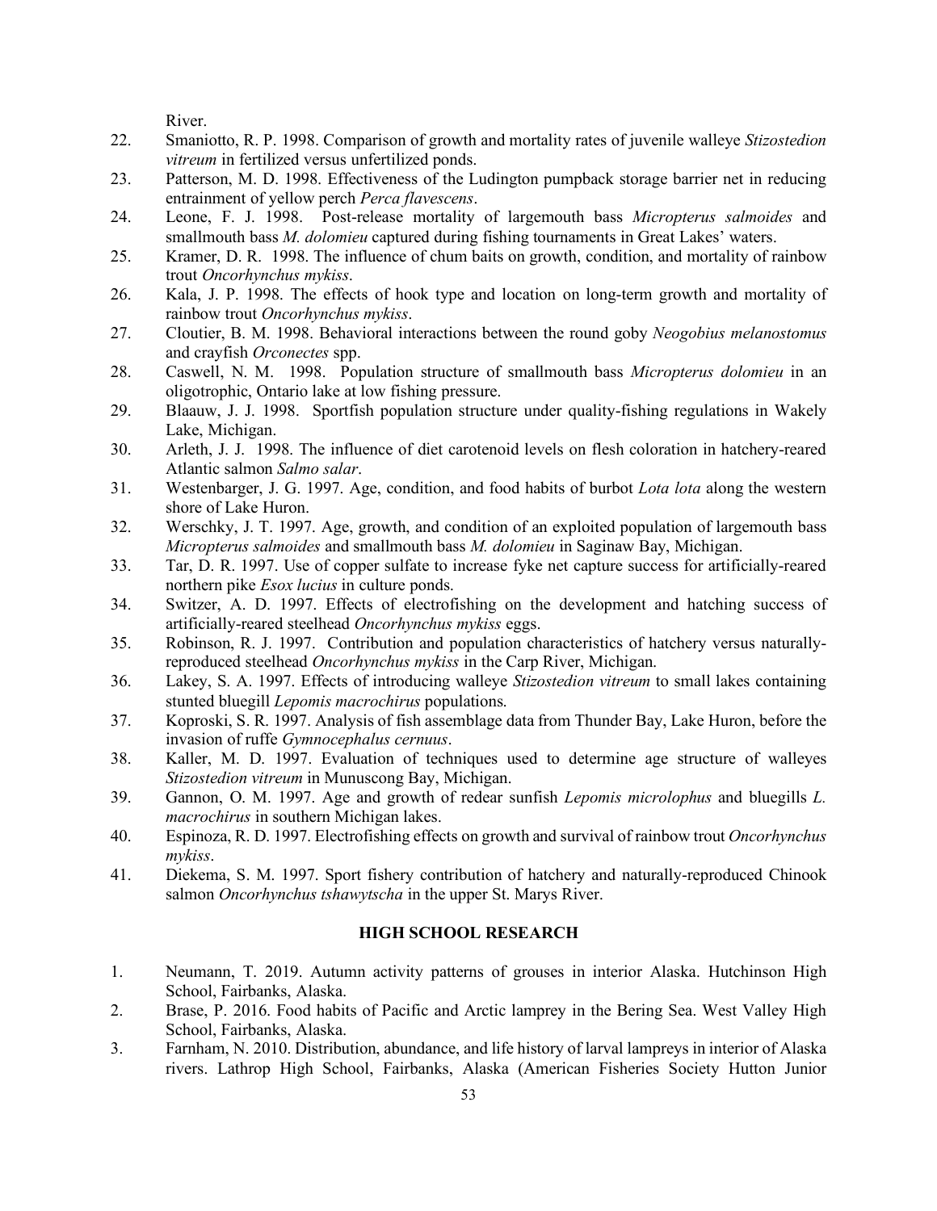River.

22. Smaniotto, R. P. 1998. Comparison of growth and mortality rates of juvenile walleye *Stizostedion vitreum* in fertilized versus unfertilized ponds.
23. Patterson, M. D. 1998. Effectiveness of the Ludington pumpback storage barrier net in reducing entrainment of yellow perch *Perca flavescens*.
24. Leone, F. J. 1998. Post-release mortality of largemouth bass *Micropterus salmoides* and smallmouth bass *M. dolomieu* captured during fishing tournaments in Great Lakes' waters.
25. Kramer, D. R. 1998. The influence of chum baits on growth, condition, and mortality of rainbow trout *Oncorhynchus mykiss*.
26. Kala, J. P. 1998. The effects of hook type and location on long-term growth and mortality of rainbow trout *Oncorhynchus mykiss*.
27. Cloutier, B. M. 1998. Behavioral interactions between the round goby *Neogobius melanostomus* and crayfish *Orconectes* spp.
28. Caswell, N. M. 1998. Population structure of smallmouth bass *Micropterus dolomieu* in an oligotrophic, Ontario lake at low fishing pressure.
29. Blaauw, J. J. 1998. Sportfish population structure under quality-fishing regulations in Wakely Lake, Michigan.
30. Arleth, J. J. 1998. The influence of diet carotenoid levels on flesh coloration in hatchery-reared Atlantic salmon *Salmo salar*.
31. Westenbarger, J. G. 1997. Age, condition, and food habits of burbot *Lota lota* along the western shore of Lake Huron.
32. Werschky, J. T. 1997. Age, growth, and condition of an exploited population of largemouth bass *Micropterus salmoides* and smallmouth bass *M. dolomieu* in Saginaw Bay, Michigan.
33. Tar, D. R. 1997. Use of copper sulfate to increase fyke net capture success for artificially-reared northern pike *Esox lucius* in culture ponds.
34. Switzer, A. D. 1997. Effects of electrofishing on the development and hatching success of artificially-reared steelhead *Oncorhynchus mykiss* eggs.
35. Robinson, R. J. 1997. Contribution and population characteristics of hatchery versus naturally-reproduced steelhead *Oncorhynchus mykiss* in the Carp River, Michigan.
36. Lakey, S. A. 1997. Effects of introducing walleye *Stizostedion vitreum* to small lakes containing stunted bluegill *Lepomis macrochirus* populations.
37. Koproski, S. R. 1997. Analysis of fish assemblage data from Thunder Bay, Lake Huron, before the invasion of ruffe *Gymnocephalus cernuus*.
38. Kaller, M. D. 1997. Evaluation of techniques used to determine age structure of walleyes *Stizostedion vitreum* in Munuscong Bay, Michigan.
39. Gannon, O. M. 1997. Age and growth of redear sunfish *Lepomis microlophus* and bluegills *L. macrochirus* in southern Michigan lakes.
40. Espinoza, R. D. 1997. Electrofishing effects on growth and survival of rainbow trout *Oncorhynchus mykiss*.
41. Diekema, S. M. 1997. Sport fishery contribution of hatchery and naturally-reproduced Chinook salmon *Oncorhynchus tshawytscha* in the upper St. Marys River.

## HIGH SCHOOL RESEARCH

1. Neumann, T. 2019. Autumn activity patterns of grouses in interior Alaska. Hutchinson High School, Fairbanks, Alaska.
2. Brase, P. 2016. Food habits of Pacific and Arctic lamprey in the Bering Sea. West Valley High School, Fairbanks, Alaska.
3. Farnham, N. 2010. Distribution, abundance, and life history of larval lampreys in interior of Alaska rivers. Lathrop High School, Fairbanks, Alaska (American Fisheries Society Hutton Junior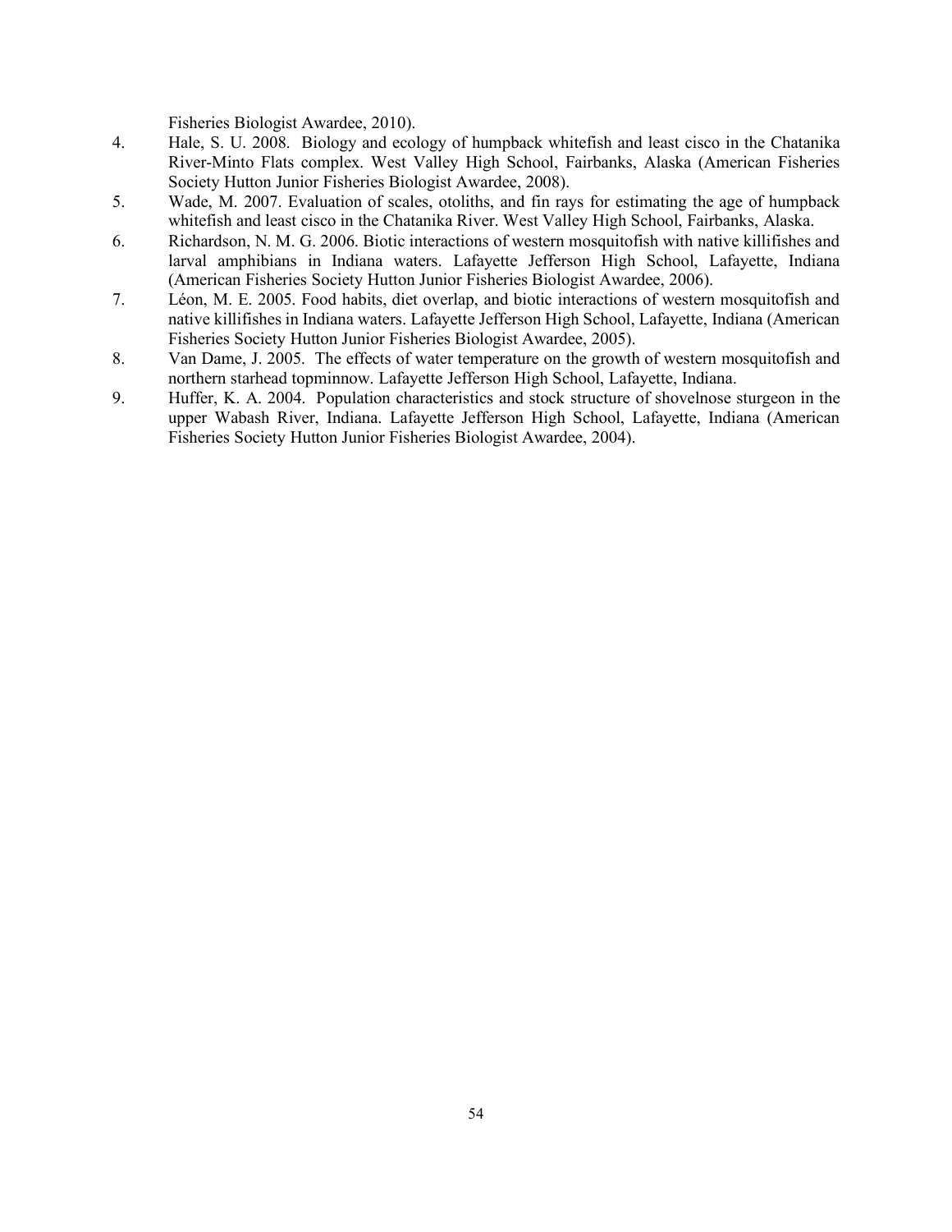Fisheries Biologist Awardee, 2010).

4. Hale, S. U. 2008. Biology and ecology of humpback whitefish and least cisco in the Chatanika River-Minto Flats complex. West Valley High School, Fairbanks, Alaska (American Fisheries Society Hutton Junior Fisheries Biologist Awardee, 2008).
5. Wade, M. 2007. Evaluation of scales, otoliths, and fin rays for estimating the age of humpback whitefish and least cisco in the Chatanika River. West Valley High School, Fairbanks, Alaska.
6. Richardson, N. M. G. 2006. Biotic interactions of western mosquitofish with native killifishes and larval amphibians in Indiana waters. Lafayette Jefferson High School, Lafayette, Indiana (American Fisheries Society Hutton Junior Fisheries Biologist Awardee, 2006).
7. Léon, M. E. 2005. Food habits, diet overlap, and biotic interactions of western mosquitofish and native killifishes in Indiana waters. Lafayette Jefferson High School, Lafayette, Indiana (American Fisheries Society Hutton Junior Fisheries Biologist Awardee, 2005).
8. Van Dame, J. 2005. The effects of water temperature on the growth of western mosquitofish and northern starhead topminnow. Lafayette Jefferson High School, Lafayette, Indiana.
9. Huffer, K. A. 2004. Population characteristics and stock structure of shovelnose sturgeon in the upper Wabash River, Indiana. Lafayette Jefferson High School, Lafayette, Indiana (American Fisheries Society Hutton Junior Fisheries Biologist Awardee, 2004).